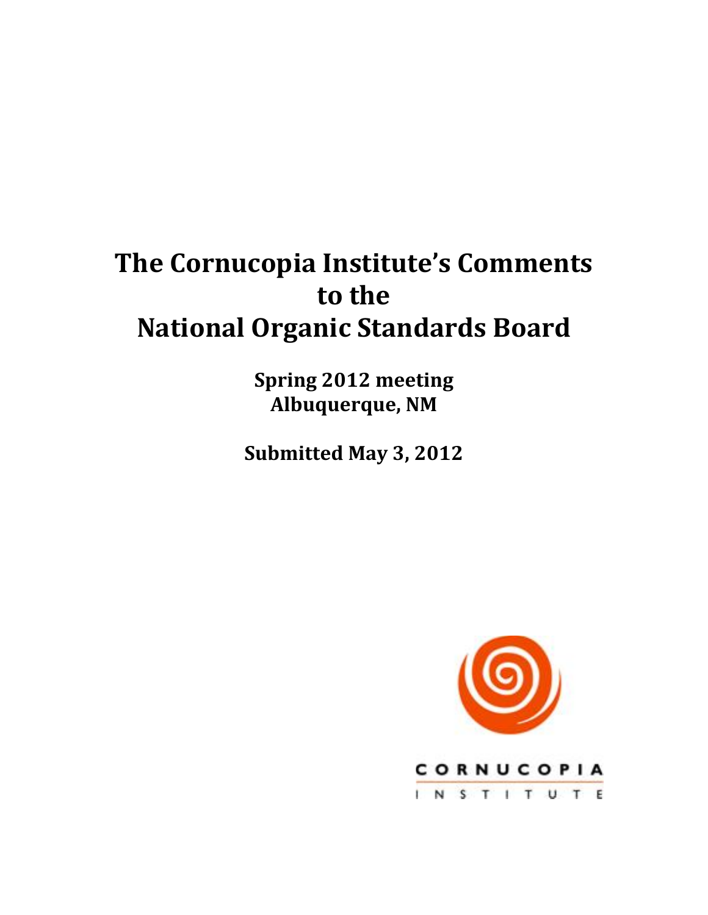# The Cornucopia Institute's Comments to the National Organic Standards Board

**Spring 2012 meeting**
**Albuquerque, NM**

**Submitted May 3, 2012**

CORNUCOPIA
INSTITUTE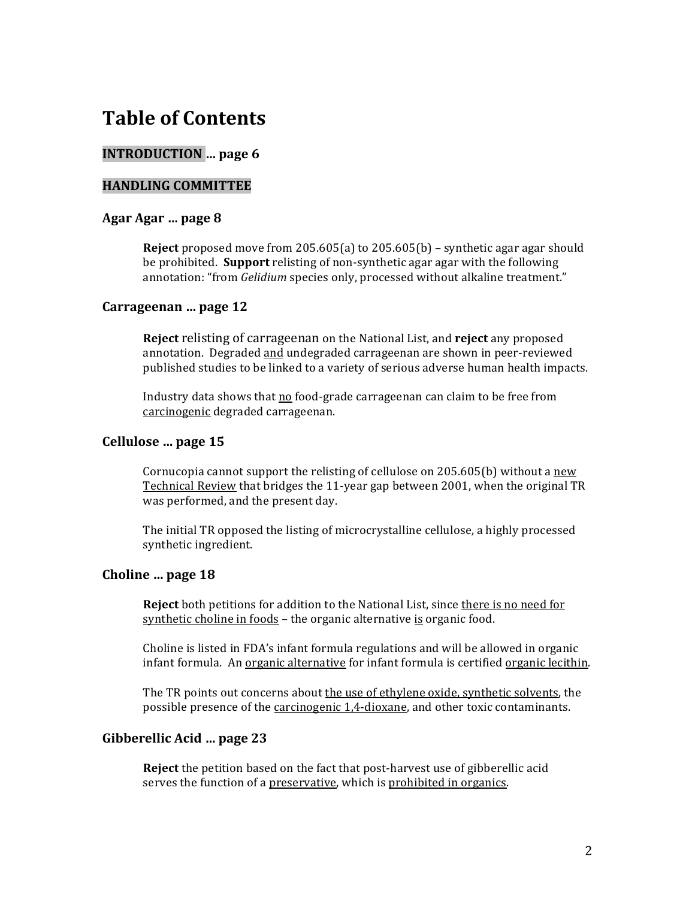# Table of Contents

## INTRODUCTION ... page 6

## HANDLING COMMITTEE

### Agar Agar ... page 8

**Reject** proposed move from 205.605(a) to 205.605(b) – synthetic agar agar should be prohibited. **Support** relisting of non-synthetic agar agar with the following annotation: "from *Gelidium* species only, processed without alkaline treatment."

### Carrageenan ... page 12

**Reject** relisting of carrageenan on the National List, and **reject** any proposed annotation. Degraded <u>and</u> undegraded carrageenan are shown in peer-reviewed published studies to be linked to a variety of serious adverse human health impacts.

Industry data shows that <u>no</u> food-grade carrageenan can claim to be free from <u>carcinogenic</u> degraded carrageenan.

### Cellulose ... page 15

Cornucopia cannot support the relisting of cellulose on 205.605(b) without a <u>new Technical Review</u> that bridges the 11-year gap between 2001, when the original TR was performed, and the present day.

The initial TR opposed the listing of microcrystalline cellulose, a highly processed synthetic ingredient.

### Choline ... page 18

**Reject** both petitions for addition to the National List, since <u>there is no need for synthetic choline in foods</u> – the organic alternative <u>is</u> organic food.

Choline is listed in FDA's infant formula regulations and will be allowed in organic infant formula. An <u>organic alternative</u> for infant formula is certified <u>organic lecithin</u>.

The TR points out concerns about <u>the use of ethylene oxide, synthetic solvents</u>, the possible presence of the <u>carcinogenic 1,4-dioxane</u>, and other toxic contaminants.

### Gibberellic Acid ... page 23

**Reject** the petition based on the fact that post-harvest use of gibberellic acid serves the function of a <u>preservative</u>, which is <u>prohibited in organics</u>.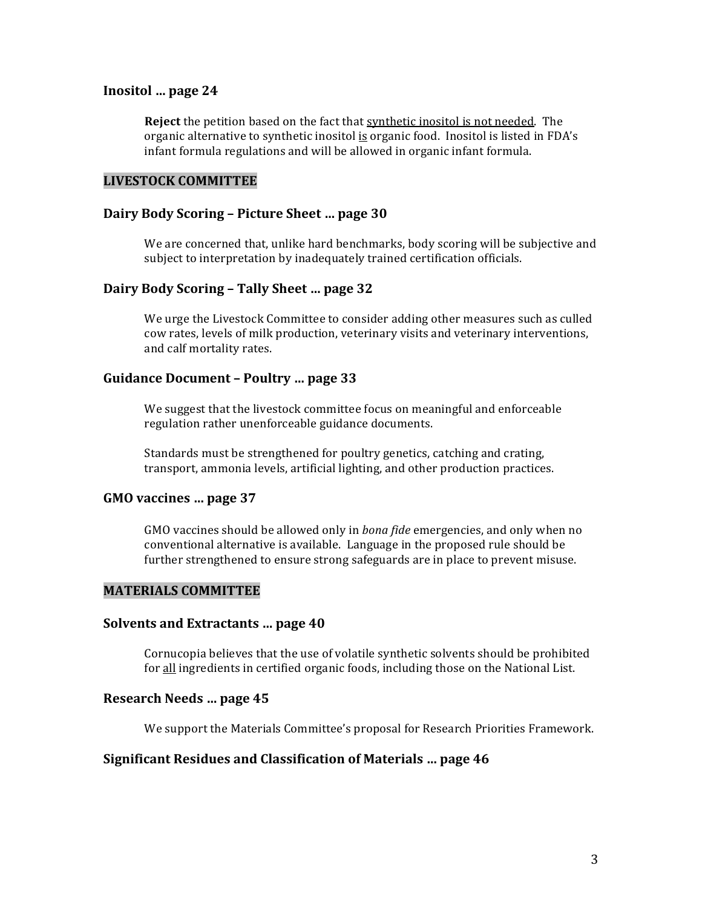### Inositol ... page 24

**Reject** the petition based on the fact that <u>synthetic inositol is not needed</u>. The organic alternative to synthetic inositol <u>is</u> organic food. Inositol is listed in FDA's infant formula regulations and will be allowed in organic infant formula.

## LIVESTOCK COMMITTEE

### Dairy Body Scoring – Picture Sheet ... page 30

We are concerned that, unlike hard benchmarks, body scoring will be subjective and subject to interpretation by inadequately trained certification officials.

### Dairy Body Scoring – Tally Sheet ... page 32

We urge the Livestock Committee to consider adding other measures such as culled cow rates, levels of milk production, veterinary visits and veterinary interventions, and calf mortality rates.

### Guidance Document – Poultry ... page 33

We suggest that the livestock committee focus on meaningful and enforceable regulation rather unenforceable guidance documents.

Standards must be strengthened for poultry genetics, catching and crating, transport, ammonia levels, artificial lighting, and other production practices.

### GMO vaccines ... page 37

GMO vaccines should be allowed only in *bona fide* emergencies, and only when no conventional alternative is available. Language in the proposed rule should be further strengthened to ensure strong safeguards are in place to prevent misuse.

## MATERIALS COMMITTEE

### Solvents and Extractants ... page 40

Cornucopia believes that the use of volatile synthetic solvents should be prohibited for <u>all</u> ingredients in certified organic foods, including those on the National List.

### Research Needs ... page 45

We support the Materials Committee's proposal for Research Priorities Framework.

### Significant Residues and Classification of Materials ... page 46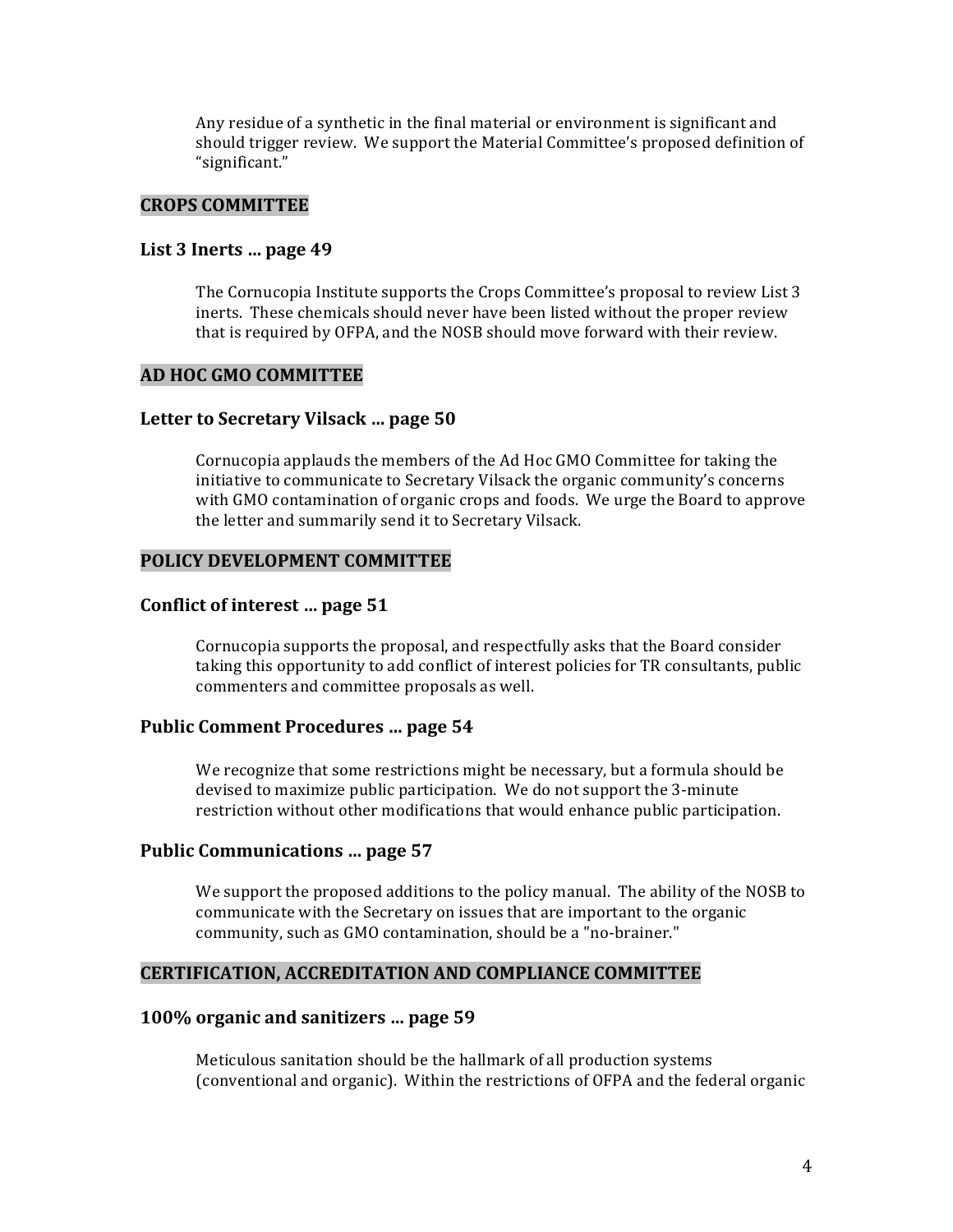Any residue of a synthetic in the final material or environment is significant and should trigger review. We support the Material Committee's proposed definition of "significant."

## CROPS COMMITTEE

### List 3 Inerts ... page 49

The Cornucopia Institute supports the Crops Committee's proposal to review List 3 inerts. These chemicals should never have been listed without the proper review that is required by OFPA, and the NOSB should move forward with their review.

## AD HOC GMO COMMITTEE

### Letter to Secretary Vilsack ... page 50

Cornucopia applauds the members of the Ad Hoc GMO Committee for taking the initiative to communicate to Secretary Vilsack the organic community's concerns with GMO contamination of organic crops and foods. We urge the Board to approve the letter and summarily send it to Secretary Vilsack.

## POLICY DEVELOPMENT COMMITTEE

### Conflict of interest ... page 51

Cornucopia supports the proposal, and respectfully asks that the Board consider taking this opportunity to add conflict of interest policies for TR consultants, public commenters and committee proposals as well.

### Public Comment Procedures ... page 54

We recognize that some restrictions might be necessary, but a formula should be devised to maximize public participation. We do not support the 3-minute restriction without other modifications that would enhance public participation.

### Public Communications ... page 57

We support the proposed additions to the policy manual. The ability of the NOSB to communicate with the Secretary on issues that are important to the organic community, such as GMO contamination, should be a "no-brainer."

## CERTIFICATION, ACCREDITATION AND COMPLIANCE COMMITTEE

### 100% organic and sanitizers ... page 59

Meticulous sanitation should be the hallmark of all production systems (conventional and organic). Within the restrictions of OFPA and the federal organic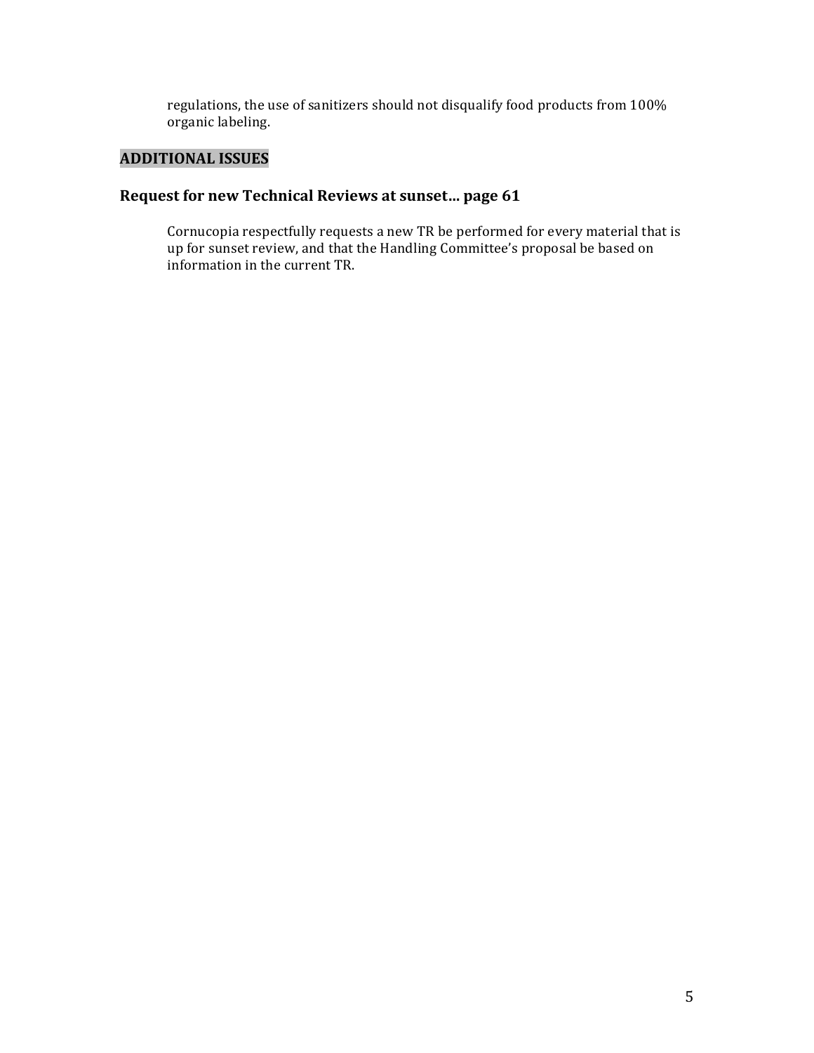regulations, the use of sanitizers should not disqualify food products from 100% organic labeling.

## ADDITIONAL ISSUES

### Request for new Technical Reviews at sunset… page 61

Cornucopia respectfully requests a new TR be performed for every material that is up for sunset review, and that the Handling Committee's proposal be based on information in the current TR.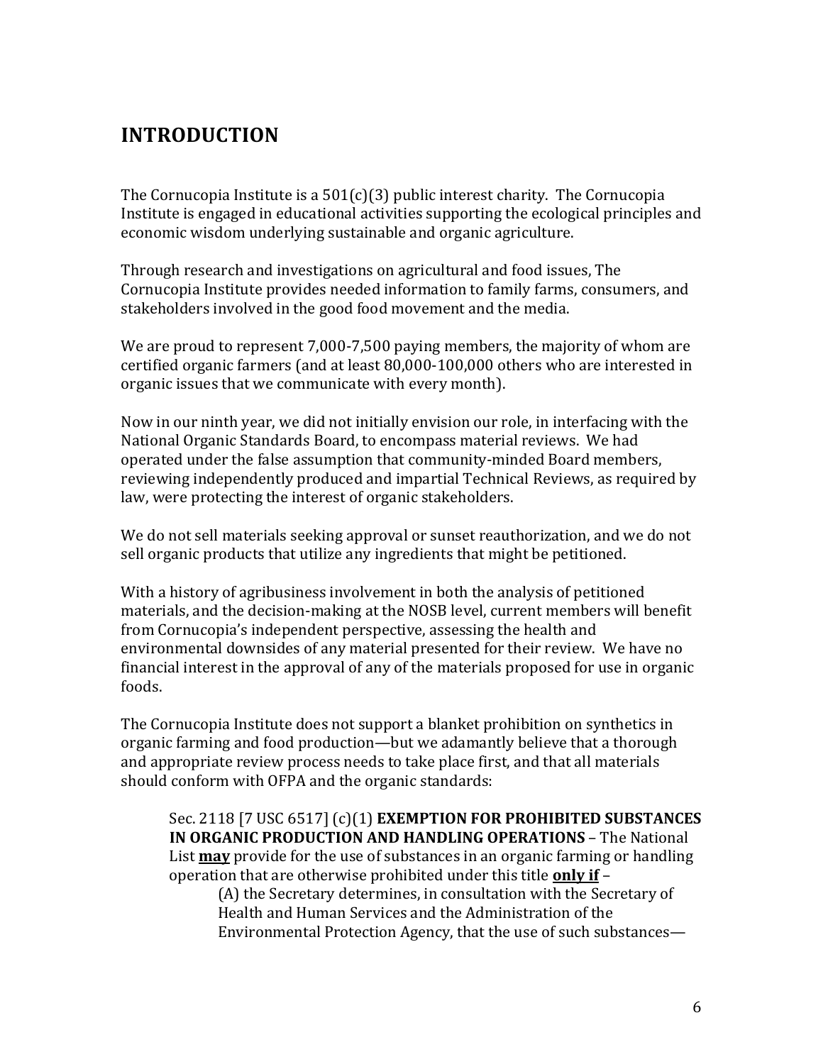# INTRODUCTION

The Cornucopia Institute is a 501(c)(3) public interest charity. The Cornucopia Institute is engaged in educational activities supporting the ecological principles and economic wisdom underlying sustainable and organic agriculture.

Through research and investigations on agricultural and food issues, The Cornucopia Institute provides needed information to family farms, consumers, and stakeholders involved in the good food movement and the media.

We are proud to represent 7,000-7,500 paying members, the majority of whom are certified organic farmers (and at least 80,000-100,000 others who are interested in organic issues that we communicate with every month).

Now in our ninth year, we did not initially envision our role, in interfacing with the National Organic Standards Board, to encompass material reviews. We had operated under the false assumption that community-minded Board members, reviewing independently produced and impartial Technical Reviews, as required by law, were protecting the interest of organic stakeholders.

We do not sell materials seeking approval or sunset reauthorization, and we do not sell organic products that utilize any ingredients that might be petitioned.

With a history of agribusiness involvement in both the analysis of petitioned materials, and the decision-making at the NOSB level, current members will benefit from Cornucopia's independent perspective, assessing the health and environmental downsides of any material presented for their review. We have no financial interest in the approval of any of the materials proposed for use in organic foods.

The Cornucopia Institute does not support a blanket prohibition on synthetics in organic farming and food production—but we adamantly believe that a thorough and appropriate review process needs to take place first, and that all materials should conform with OFPA and the organic standards:

> Sec. 2118 [7 USC 6517] (c)(1) **EXEMPTION FOR PROHIBITED SUBSTANCES IN ORGANIC PRODUCTION AND HANDLING OPERATIONS** – The National List ***may*** provide for the use of substances in an organic farming or handling operation that are otherwise prohibited under this title ***only if*** –
>
> > (A) the Secretary determines, in consultation with the Secretary of Health and Human Services and the Administration of the Environmental Protection Agency, that the use of such substances—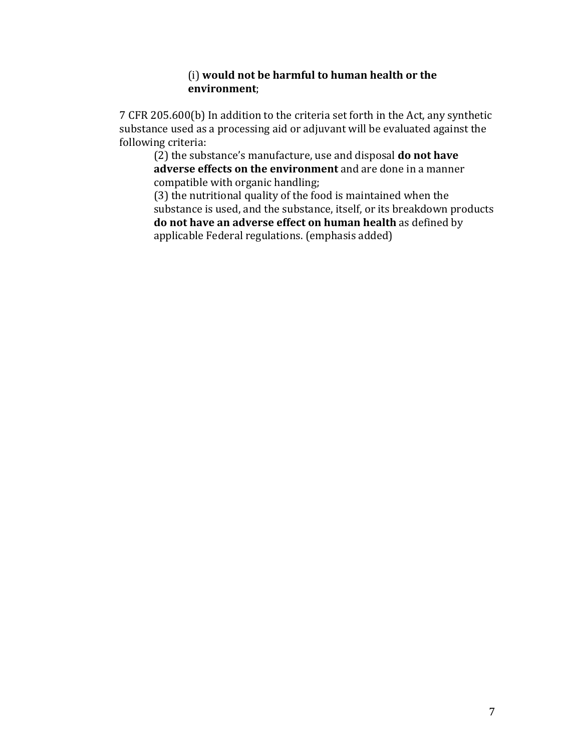(i) **would not be harmful to human health or the environment**;

7 CFR 205.600(b) In addition to the criteria set forth in the Act, any synthetic substance used as a processing aid or adjuvant will be evaluated against the following criteria:

(2) the substance's manufacture, use and disposal **do not have adverse effects on the environment** and are done in a manner compatible with organic handling;

(3) the nutritional quality of the food is maintained when the substance is used, and the substance, itself, or its breakdown products **do not have an adverse effect on human health** as defined by applicable Federal regulations. (emphasis added)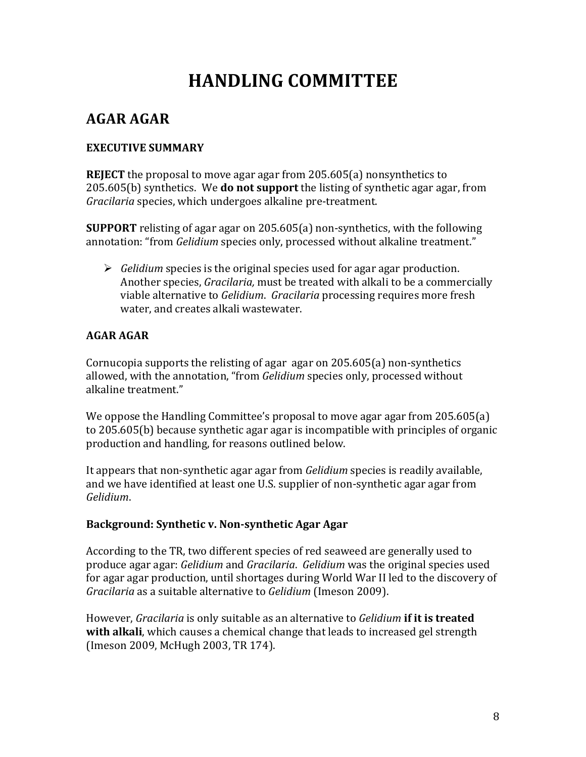# HANDLING COMMITTEE

## AGAR AGAR

**EXECUTIVE SUMMARY**

**REJECT** the proposal to move agar agar from 205.605(a) nonsynthetics to 205.605(b) synthetics. We **do not support** the listing of synthetic agar agar, from *Gracilaria* species, which undergoes alkaline pre-treatment.

**SUPPORT** relisting of agar agar on 205.605(a) non-synthetics, with the following annotation: "from *Gelidium* species only, processed without alkaline treatment."

- *Gelidium* species is the original species used for agar agar production. Another species, *Gracilaria,* must be treated with alkali to be a commercially viable alternative to *Gelidium*. *Gracilaria* processing requires more fresh water, and creates alkali wastewater.

**AGAR AGAR**

Cornucopia supports the relisting of agar agar on 205.605(a) non-synthetics allowed, with the annotation, "from *Gelidium* species only, processed without alkaline treatment."

We oppose the Handling Committee's proposal to move agar agar from 205.605(a) to 205.605(b) because synthetic agar agar is incompatible with principles of organic production and handling, for reasons outlined below.

It appears that non-synthetic agar agar from *Gelidium* species is readily available, and we have identified at least one U.S. supplier of non-synthetic agar agar from *Gelidium*.

**Background: Synthetic v. Non-synthetic Agar Agar**

According to the TR, two different species of red seaweed are generally used to produce agar agar: *Gelidium* and *Gracilaria*. *Gelidium* was the original species used for agar agar production, until shortages during World War II led to the discovery of *Gracilaria* as a suitable alternative to *Gelidium* (Imeson 2009).

However, *Gracilaria* is only suitable as an alternative to *Gelidium* **if it is treated with alkali**, which causes a chemical change that leads to increased gel strength (Imeson 2009, McHugh 2003, TR 174).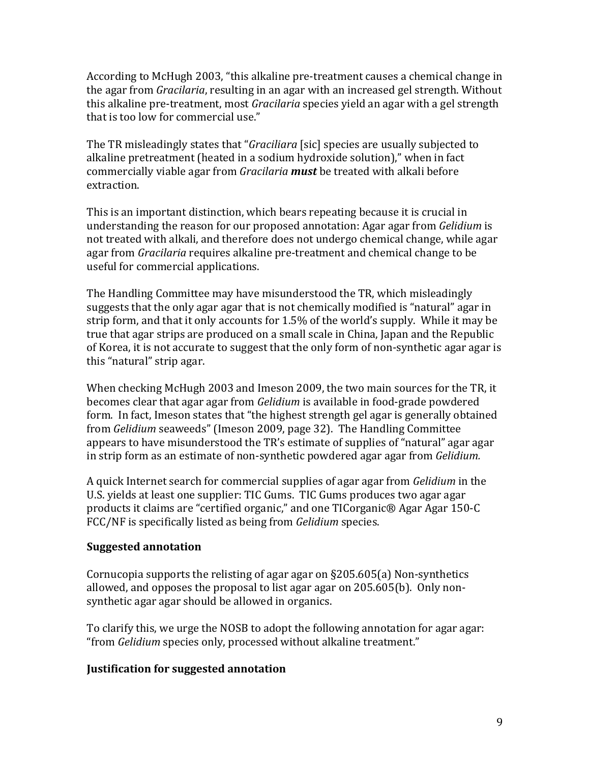According to McHugh 2003, "this alkaline pre-treatment causes a chemical change in the agar from *Gracilaria*, resulting in an agar with an increased gel strength. Without this alkaline pre-treatment, most *Gracilaria* species yield an agar with a gel strength that is too low for commercial use."

The TR misleadingly states that "*Graciliara* [sic] species are usually subjected to alkaline pretreatment (heated in a sodium hydroxide solution)," when in fact commercially viable agar from *Gracilaria* ***must*** be treated with alkali before extraction.

This is an important distinction, which bears repeating because it is crucial in understanding the reason for our proposed annotation: Agar agar from *Gelidium* is not treated with alkali, and therefore does not undergo chemical change, while agar agar from *Gracilaria* requires alkaline pre-treatment and chemical change to be useful for commercial applications.

The Handling Committee may have misunderstood the TR, which misleadingly suggests that the only agar agar that is not chemically modified is "natural" agar in strip form, and that it only accounts for 1.5% of the world's supply. While it may be true that agar strips are produced on a small scale in China, Japan and the Republic of Korea, it is not accurate to suggest that the only form of non-synthetic agar agar is this "natural" strip agar.

When checking McHugh 2003 and Imeson 2009, the two main sources for the TR, it becomes clear that agar agar from *Gelidium* is available in food-grade powdered form. In fact, Imeson states that "the highest strength gel agar is generally obtained from *Gelidium* seaweeds" (Imeson 2009, page 32). The Handling Committee appears to have misunderstood the TR's estimate of supplies of "natural" agar agar in strip form as an estimate of non-synthetic powdered agar agar from *Gelidium.*

A quick Internet search for commercial supplies of agar agar from *Gelidium* in the U.S. yields at least one supplier: TIC Gums. TIC Gums produces two agar agar products it claims are "certified organic," and one TICorganic® Agar Agar 150-C FCC/NF is specifically listed as being from *Gelidium* species.

**Suggested annotation**

Cornucopia supports the relisting of agar agar on §205.605(a) Non-synthetics allowed, and opposes the proposal to list agar agar on 205.605(b). Only non-synthetic agar agar should be allowed in organics.

To clarify this, we urge the NOSB to adopt the following annotation for agar agar: "from *Gelidium* species only, processed without alkaline treatment."

**Justification for suggested annotation**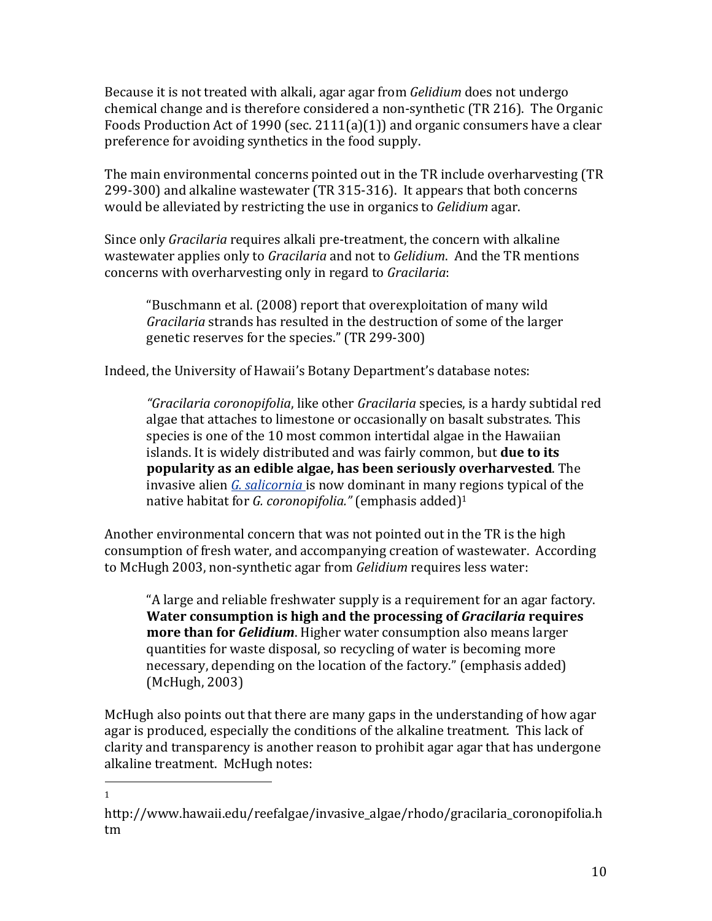Because it is not treated with alkali, agar agar from *Gelidium* does not undergo chemical change and is therefore considered a non-synthetic (TR 216). The Organic Foods Production Act of 1990 (sec. 2111(a)(1)) and organic consumers have a clear preference for avoiding synthetics in the food supply.

The main environmental concerns pointed out in the TR include overharvesting (TR 299-300) and alkaline wastewater (TR 315-316). It appears that both concerns would be alleviated by restricting the use in organics to *Gelidium* agar.

Since only *Gracilaria* requires alkali pre-treatment, the concern with alkaline wastewater applies only to *Gracilaria* and not to *Gelidium*. And the TR mentions concerns with overharvesting only in regard to *Gracilaria*:

> "Buschmann et al. (2008) report that overexploitation of many wild *Gracilaria* strands has resulted in the destruction of some of the larger genetic reserves for the species." (TR 299-300)

Indeed, the University of Hawaii's Botany Department's database notes:

> *"Gracilaria coronopifolia*, like other *Gracilaria* species, is a hardy subtidal red algae that attaches to limestone or occasionally on basalt substrates. This species is one of the 10 most common intertidal algae in the Hawaiian islands. It is widely distributed and was fairly common, but **due to its popularity as an edible algae, has been seriously overharvested**. The invasive alien *G. salicornia* is now dominant in many regions typical of the native habitat for *G. coronopifolia."* (emphasis added)[1]

Another environmental concern that was not pointed out in the TR is the high consumption of fresh water, and accompanying creation of wastewater. According to McHugh 2003, non-synthetic agar from *Gelidium* requires less water:

> "A large and reliable freshwater supply is a requirement for an agar factory. **Water consumption is high and the processing of *Gracilaria* requires more than for *Gelidium***. Higher water consumption also means larger quantities for waste disposal, so recycling of water is becoming more necessary, depending on the location of the factory." (emphasis added) (McHugh, 2003)

McHugh also points out that there are many gaps in the understanding of how agar agar is produced, especially the conditions of the alkaline treatment. This lack of clarity and transparency is another reason to prohibit agar agar that has undergone alkaline treatment. McHugh notes:

---

[1] http://www.hawaii.edu/reefalgae/invasive_algae/rhodo/gracilaria_coronopifolia.htm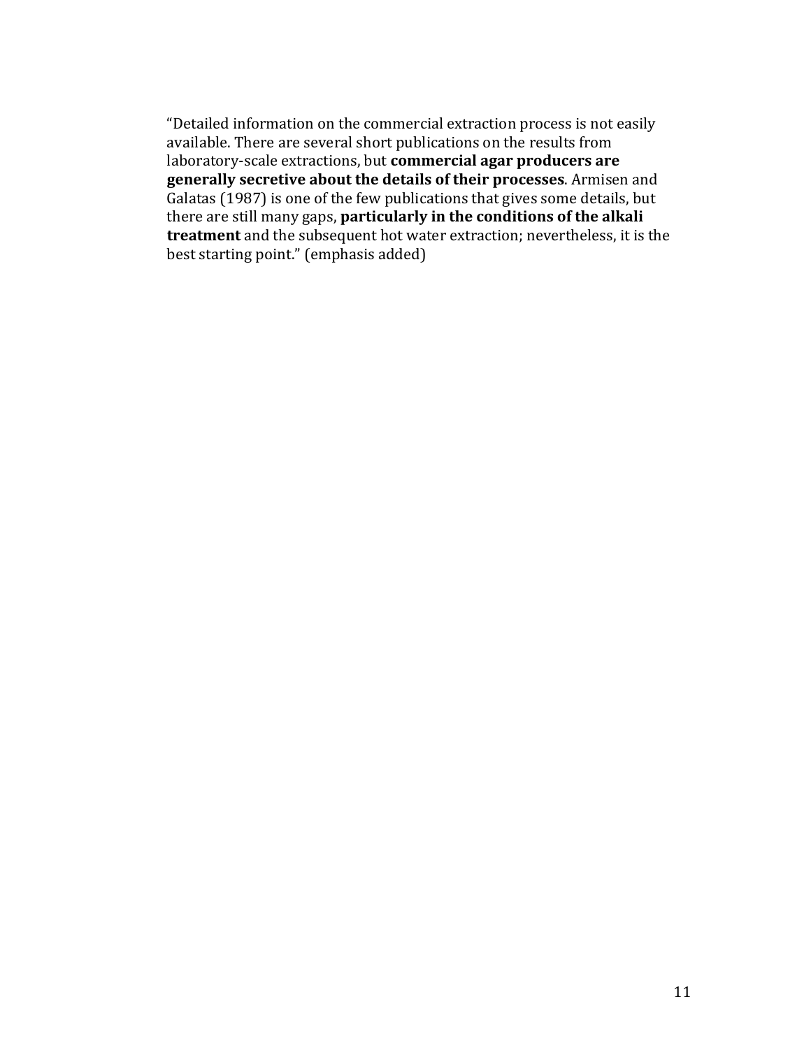"Detailed information on the commercial extraction process is not easily available. There are several short publications on the results from laboratory-scale extractions, but **commercial agar producers are generally secretive about the details of their processes**. Armisen and Galatas (1987) is one of the few publications that gives some details, but there are still many gaps, **particularly in the conditions of the alkali treatment** and the subsequent hot water extraction; nevertheless, it is the best starting point." (emphasis added)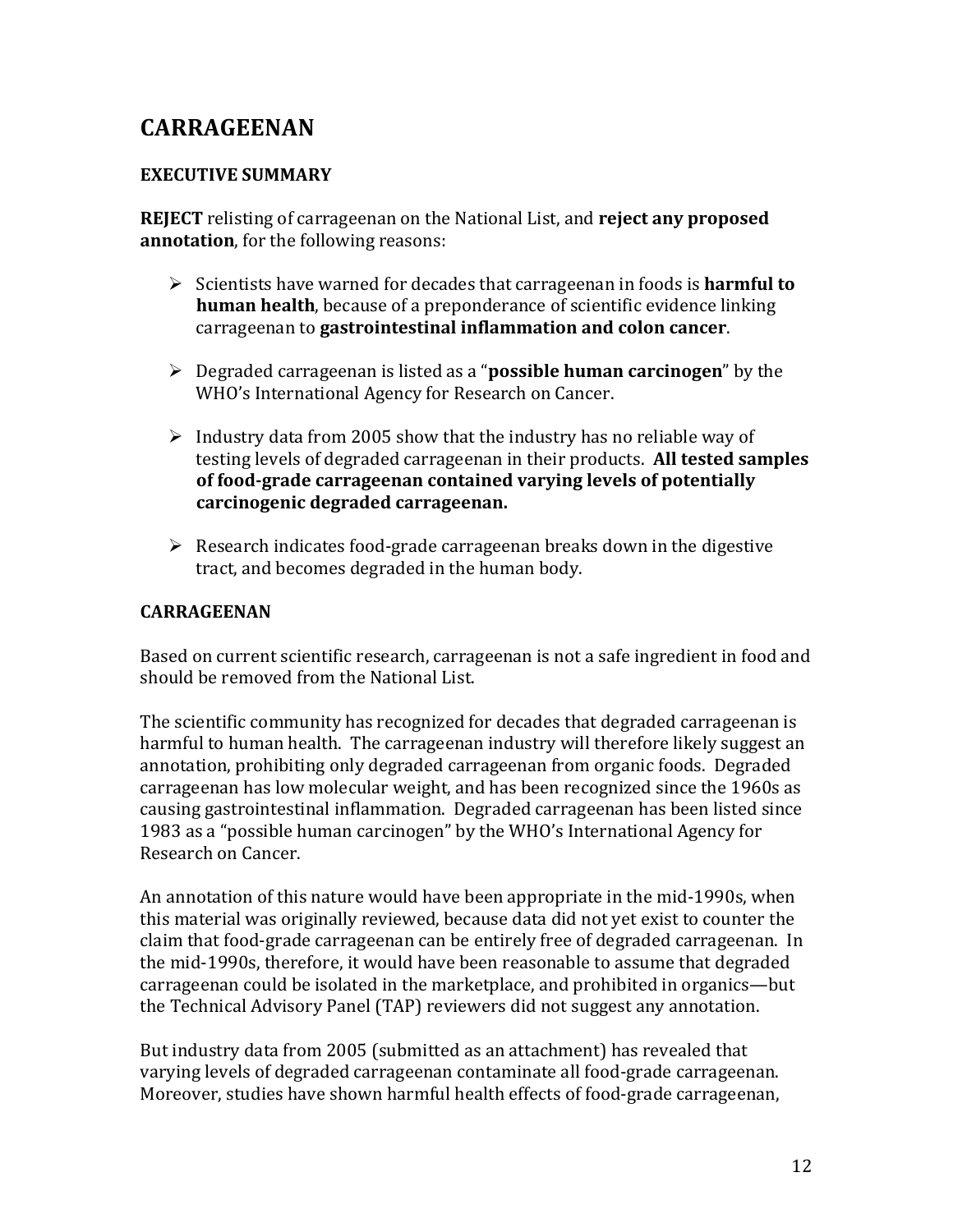## CARRAGEENAN

### EXECUTIVE SUMMARY

**REJECT** relisting of carrageenan on the National List, and **reject any proposed annotation**, for the following reasons:

- Scientists have warned for decades that carrageenan in foods is **harmful to human health**, because of a preponderance of scientific evidence linking carrageenan to **gastrointestinal inflammation and colon cancer**.

- Degraded carrageenan is listed as a "**possible human carcinogen**" by the WHO's International Agency for Research on Cancer.

- Industry data from 2005 show that the industry has no reliable way of testing levels of degraded carrageenan in their products. **All tested samples of food-grade carrageenan contained varying levels of potentially carcinogenic degraded carrageenan.**

- Research indicates food-grade carrageenan breaks down in the digestive tract, and becomes degraded in the human body.

### CARRAGEENAN

Based on current scientific research, carrageenan is not a safe ingredient in food and should be removed from the National List.

The scientific community has recognized for decades that degraded carrageenan is harmful to human health. The carrageenan industry will therefore likely suggest an annotation, prohibiting only degraded carrageenan from organic foods. Degraded carrageenan has low molecular weight, and has been recognized since the 1960s as causing gastrointestinal inflammation. Degraded carrageenan has been listed since 1983 as a "possible human carcinogen" by the WHO's International Agency for Research on Cancer.

An annotation of this nature would have been appropriate in the mid-1990s, when this material was originally reviewed, because data did not yet exist to counter the claim that food-grade carrageenan can be entirely free of degraded carrageenan. In the mid-1990s, therefore, it would have been reasonable to assume that degraded carrageenan could be isolated in the marketplace, and prohibited in organics—but the Technical Advisory Panel (TAP) reviewers did not suggest any annotation.

But industry data from 2005 (submitted as an attachment) has revealed that varying levels of degraded carrageenan contaminate all food-grade carrageenan. Moreover, studies have shown harmful health effects of food-grade carrageenan,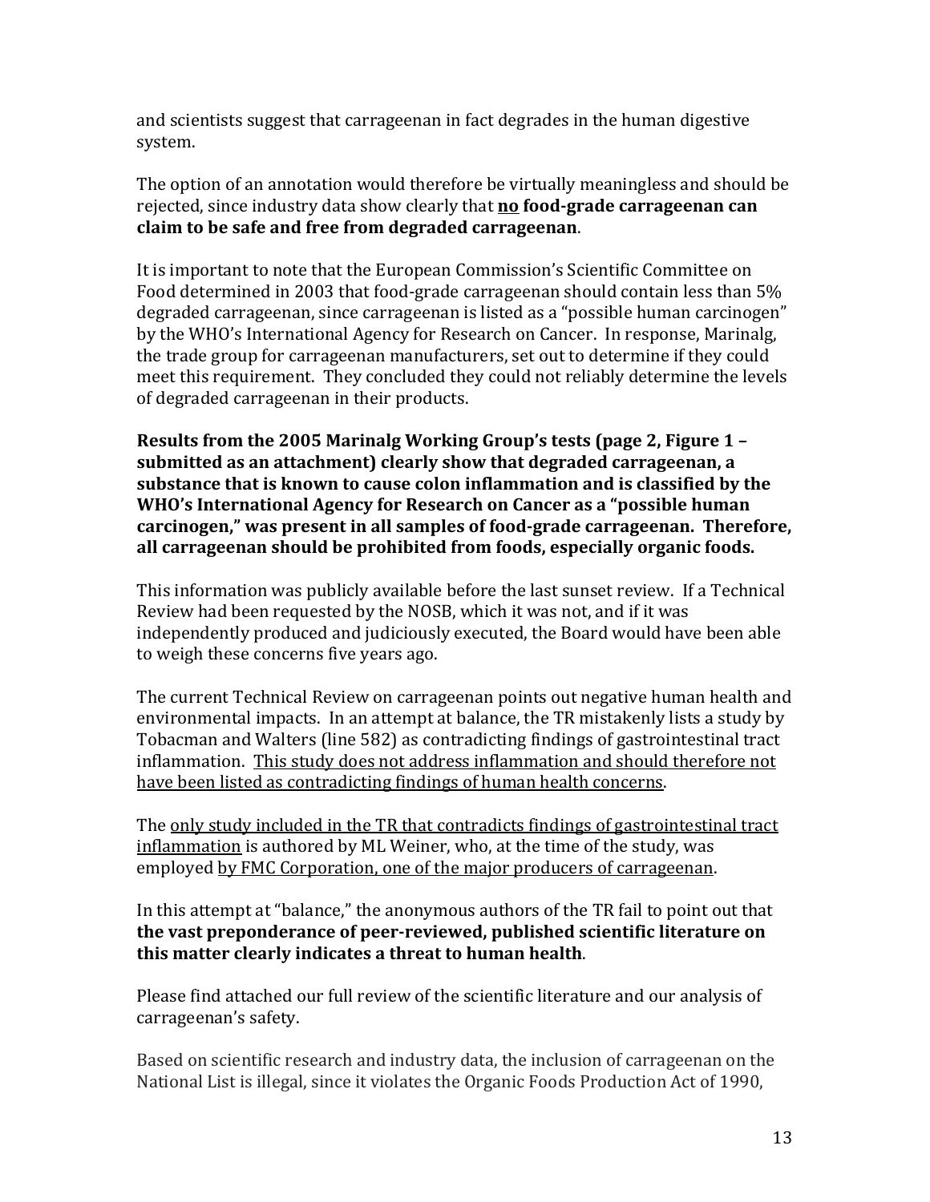and scientists suggest that carrageenan in fact degrades in the human digestive system.

The option of an annotation would therefore be virtually meaningless and should be rejected, since industry data show clearly that **<u>no</u> food-grade carrageenan can claim to be safe and free from degraded carrageenan**.

It is important to note that the European Commission's Scientific Committee on Food determined in 2003 that food-grade carrageenan should contain less than 5% degraded carrageenan, since carrageenan is listed as a "possible human carcinogen" by the WHO's International Agency for Research on Cancer. In response, Marinalg, the trade group for carrageenan manufacturers, set out to determine if they could meet this requirement. They concluded they could not reliably determine the levels of degraded carrageenan in their products.

**Results from the 2005 Marinalg Working Group's tests (page 2, Figure 1 – submitted as an attachment) clearly show that degraded carrageenan, a substance that is known to cause colon inflammation and is classified by the WHO's International Agency for Research on Cancer as a "possible human carcinogen," was present in all samples of food-grade carrageenan. Therefore, all carrageenan should be prohibited from foods, especially organic foods.**

This information was publicly available before the last sunset review. If a Technical Review had been requested by the NOSB, which it was not, and if it was independently produced and judiciously executed, the Board would have been able to weigh these concerns five years ago.

The current Technical Review on carrageenan points out negative human health and environmental impacts. In an attempt at balance, the TR mistakenly lists a study by Tobacman and Walters (line 582) as contradicting findings of gastrointestinal tract inflammation. <u>This study does not address inflammation and should therefore not have been listed as contradicting findings of human health concerns</u>.

The <u>only study included in the TR that contradicts findings of gastrointestinal tract inflammation</u> is authored by ML Weiner, who, at the time of the study, was employed <u>by FMC Corporation, one of the major producers of carrageenan</u>.

In this attempt at "balance," the anonymous authors of the TR fail to point out that **the vast preponderance of peer-reviewed, published scientific literature on this matter clearly indicates a threat to human health**.

Please find attached our full review of the scientific literature and our analysis of carrageenan's safety.

Based on scientific research and industry data, the inclusion of carrageenan on the National List is illegal, since it violates the Organic Foods Production Act of 1990,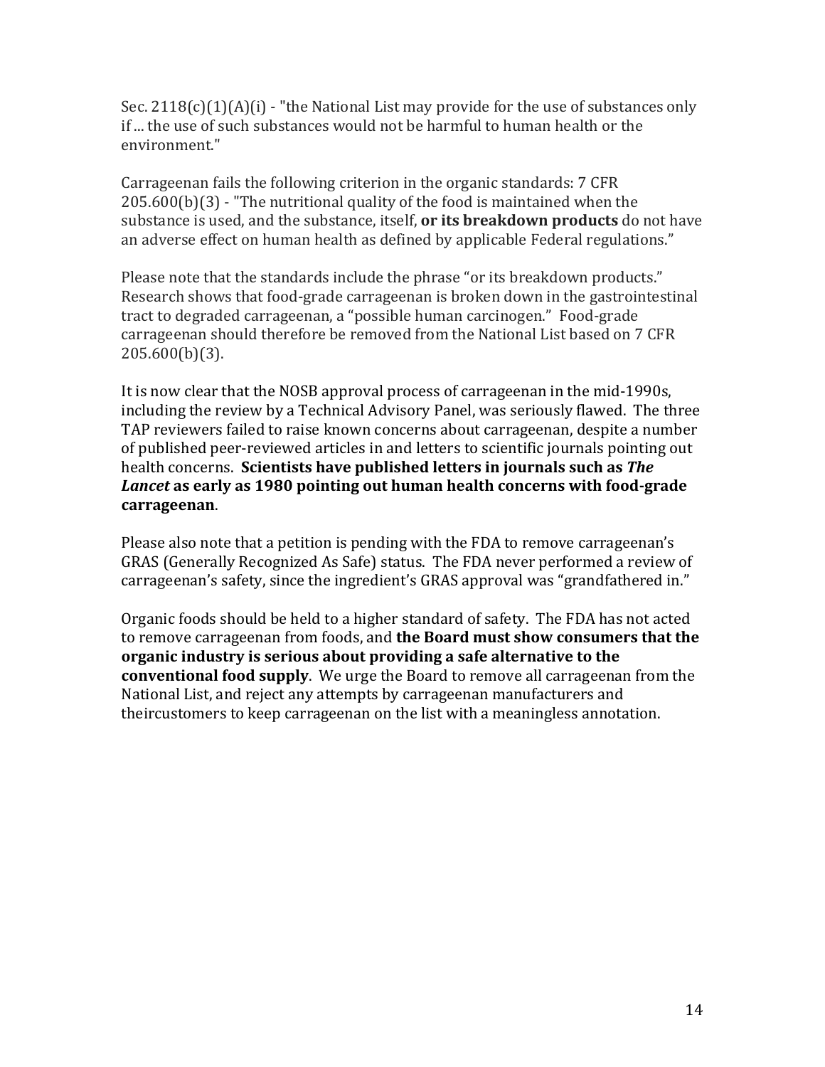Sec. 2118(c)(1)(A)(i) - "the National List may provide for the use of substances only if ... the use of such substances would not be harmful to human health or the environment."

Carrageenan fails the following criterion in the organic standards: 7 CFR 205.600(b)(3) - "The nutritional quality of the food is maintained when the substance is used, and the substance, itself, **or its breakdown products** do not have an adverse effect on human health as defined by applicable Federal regulations."

Please note that the standards include the phrase "or its breakdown products." Research shows that food-grade carrageenan is broken down in the gastrointestinal tract to degraded carrageenan, a "possible human carcinogen." Food-grade carrageenan should therefore be removed from the National List based on 7 CFR 205.600(b)(3).

It is now clear that the NOSB approval process of carrageenan in the mid-1990s, including the review by a Technical Advisory Panel, was seriously flawed. The three TAP reviewers failed to raise known concerns about carrageenan, despite a number of published peer-reviewed articles in and letters to scientific journals pointing out health concerns. **Scientists have published letters in journals such as *The Lancet* as early as 1980 pointing out human health concerns with food-grade carrageenan**.

Please also note that a petition is pending with the FDA to remove carrageenan's GRAS (Generally Recognized As Safe) status. The FDA never performed a review of carrageenan's safety, since the ingredient's GRAS approval was "grandfathered in."

Organic foods should be held to a higher standard of safety. The FDA has not acted to remove carrageenan from foods, and **the Board must show consumers that the organic industry is serious about providing a safe alternative to the conventional food supply**. We urge the Board to remove all carrageenan from the National List, and reject any attempts by carrageenan manufacturers and theircustomers to keep carrageenan on the list with a meaningless annotation.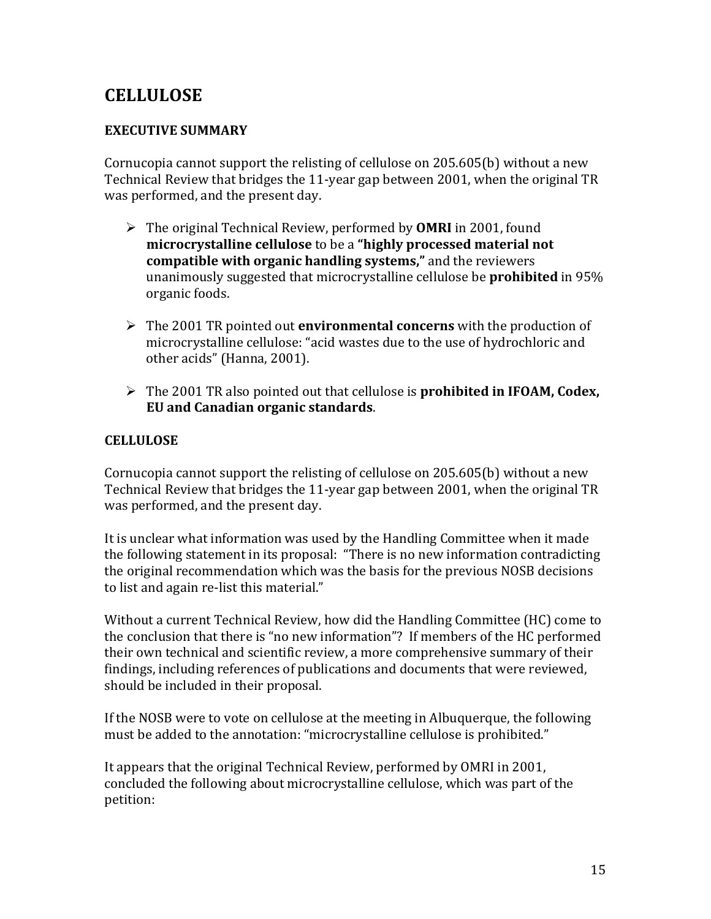## CELLULOSE

### EXECUTIVE SUMMARY

Cornucopia cannot support the relisting of cellulose on 205.605(b) without a new Technical Review that bridges the 11-year gap between 2001, when the original TR was performed, and the present day.

- The original Technical Review, performed by **OMRI** in 2001, found **microcrystalline cellulose** to be a **"highly processed material not compatible with organic handling systems,"** and the reviewers unanimously suggested that microcrystalline cellulose be **prohibited** in 95% organic foods.
- The 2001 TR pointed out **environmental concerns** with the production of microcrystalline cellulose: "acid wastes due to the use of hydrochloric and other acids" (Hanna, 2001).
- The 2001 TR also pointed out that cellulose is **prohibited in IFOAM, Codex, EU and Canadian organic standards**.

### CELLULOSE

Cornucopia cannot support the relisting of cellulose on 205.605(b) without a new Technical Review that bridges the 11-year gap between 2001, when the original TR was performed, and the present day.

It is unclear what information was used by the Handling Committee when it made the following statement in its proposal: "There is no new information contradicting the original recommendation which was the basis for the previous NOSB decisions to list and again re-list this material."

Without a current Technical Review, how did the Handling Committee (HC) come to the conclusion that there is "no new information"? If members of the HC performed their own technical and scientific review, a more comprehensive summary of their findings, including references of publications and documents that were reviewed, should be included in their proposal.

If the NOSB were to vote on cellulose at the meeting in Albuquerque, the following must be added to the annotation: "microcrystalline cellulose is prohibited."

It appears that the original Technical Review, performed by OMRI in 2001, concluded the following about microcrystalline cellulose, which was part of the petition: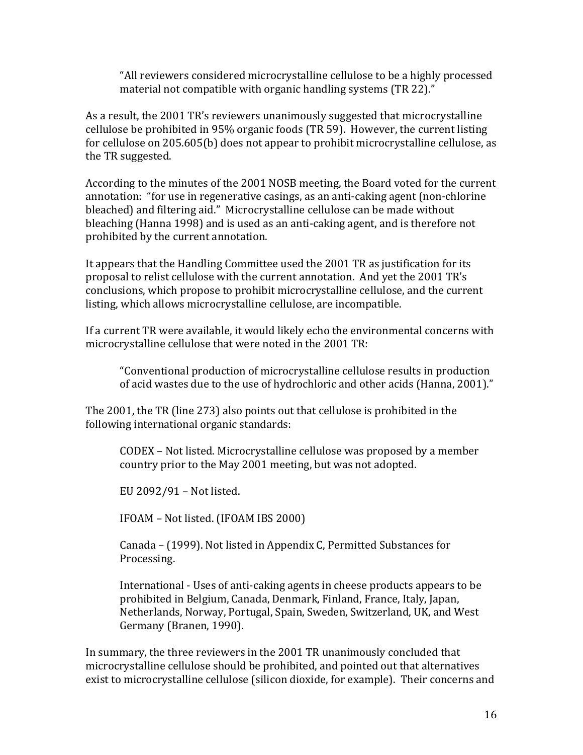> "All reviewers considered microcrystalline cellulose to be a highly processed material not compatible with organic handling systems (TR 22)."

As a result, the 2001 TR's reviewers unanimously suggested that microcrystalline cellulose be prohibited in 95% organic foods (TR 59). However, the current listing for cellulose on 205.605(b) does not appear to prohibit microcrystalline cellulose, as the TR suggested.

According to the minutes of the 2001 NOSB meeting, the Board voted for the current annotation: "for use in regenerative casings, as an anti-caking agent (non-chlorine bleached) and filtering aid." Microcrystalline cellulose can be made without bleaching (Hanna 1998) and is used as an anti-caking agent, and is therefore not prohibited by the current annotation.

It appears that the Handling Committee used the 2001 TR as justification for its proposal to relist cellulose with the current annotation. And yet the 2001 TR's conclusions, which propose to prohibit microcrystalline cellulose, and the current listing, which allows microcrystalline cellulose, are incompatible.

If a current TR were available, it would likely echo the environmental concerns with microcrystalline cellulose that were noted in the 2001 TR:

> "Conventional production of microcrystalline cellulose results in production of acid wastes due to the use of hydrochloric and other acids (Hanna, 2001)."

The 2001, the TR (line 273) also points out that cellulose is prohibited in the following international organic standards:

> CODEX – Not listed. Microcrystalline cellulose was proposed by a member country prior to the May 2001 meeting, but was not adopted.
>
> EU 2092/91 – Not listed.
>
> IFOAM – Not listed. (IFOAM IBS 2000)
>
> Canada – (1999). Not listed in Appendix C, Permitted Substances for Processing.
>
> International - Uses of anti-caking agents in cheese products appears to be prohibited in Belgium, Canada, Denmark, Finland, France, Italy, Japan, Netherlands, Norway, Portugal, Spain, Sweden, Switzerland, UK, and West Germany (Branen, 1990).

In summary, the three reviewers in the 2001 TR unanimously concluded that microcrystalline cellulose should be prohibited, and pointed out that alternatives exist to microcrystalline cellulose (silicon dioxide, for example). Their concerns and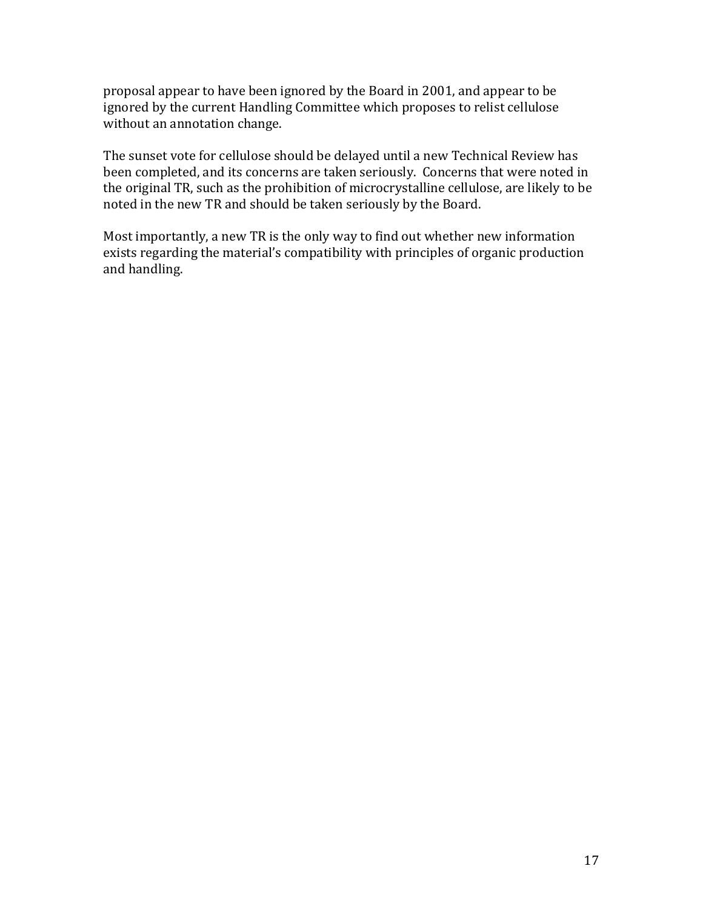proposal appear to have been ignored by the Board in 2001, and appear to be ignored by the current Handling Committee which proposes to relist cellulose without an annotation change.

The sunset vote for cellulose should be delayed until a new Technical Review has been completed, and its concerns are taken seriously. Concerns that were noted in the original TR, such as the prohibition of microcrystalline cellulose, are likely to be noted in the new TR and should be taken seriously by the Board.

Most importantly, a new TR is the only way to find out whether new information exists regarding the material's compatibility with principles of organic production and handling.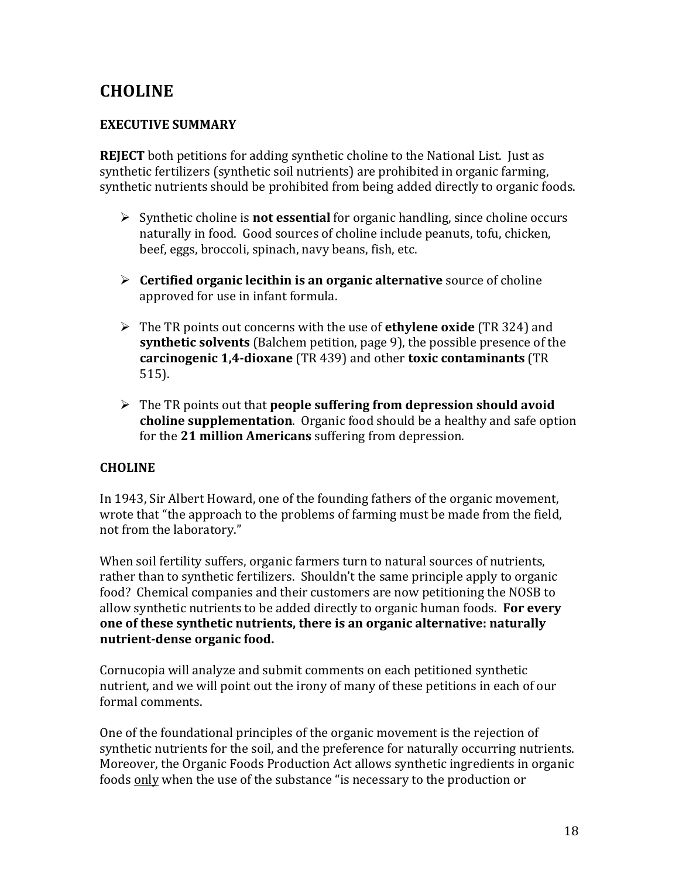# CHOLINE

### EXECUTIVE SUMMARY

**REJECT** both petitions for adding synthetic choline to the National List. Just as synthetic fertilizers (synthetic soil nutrients) are prohibited in organic farming, synthetic nutrients should be prohibited from being added directly to organic foods.

- Synthetic choline is **not essential** for organic handling, since choline occurs naturally in food. Good sources of choline include peanuts, tofu, chicken, beef, eggs, broccoli, spinach, navy beans, fish, etc.
- **Certified organic lecithin is an organic alternative** source of choline approved for use in infant formula.
- The TR points out concerns with the use of **ethylene oxide** (TR 324) and **synthetic solvents** (Balchem petition, page 9), the possible presence of the **carcinogenic 1,4-dioxane** (TR 439) and other **toxic contaminants** (TR 515).
- The TR points out that **people suffering from depression should avoid choline supplementation**. Organic food should be a healthy and safe option for the **21 million Americans** suffering from depression.

### CHOLINE

In 1943, Sir Albert Howard, one of the founding fathers of the organic movement, wrote that "the approach to the problems of farming must be made from the field, not from the laboratory."

When soil fertility suffers, organic farmers turn to natural sources of nutrients, rather than to synthetic fertilizers. Shouldn't the same principle apply to organic food? Chemical companies and their customers are now petitioning the NOSB to allow synthetic nutrients to be added directly to organic human foods. **For every one of these synthetic nutrients, there is an organic alternative: naturally nutrient-dense organic food.**

Cornucopia will analyze and submit comments on each petitioned synthetic nutrient, and we will point out the irony of many of these petitions in each of our formal comments.

One of the foundational principles of the organic movement is the rejection of synthetic nutrients for the soil, and the preference for naturally occurring nutrients. Moreover, the Organic Foods Production Act allows synthetic ingredients in organic foods <u>only</u> when the use of the substance "is necessary to the production or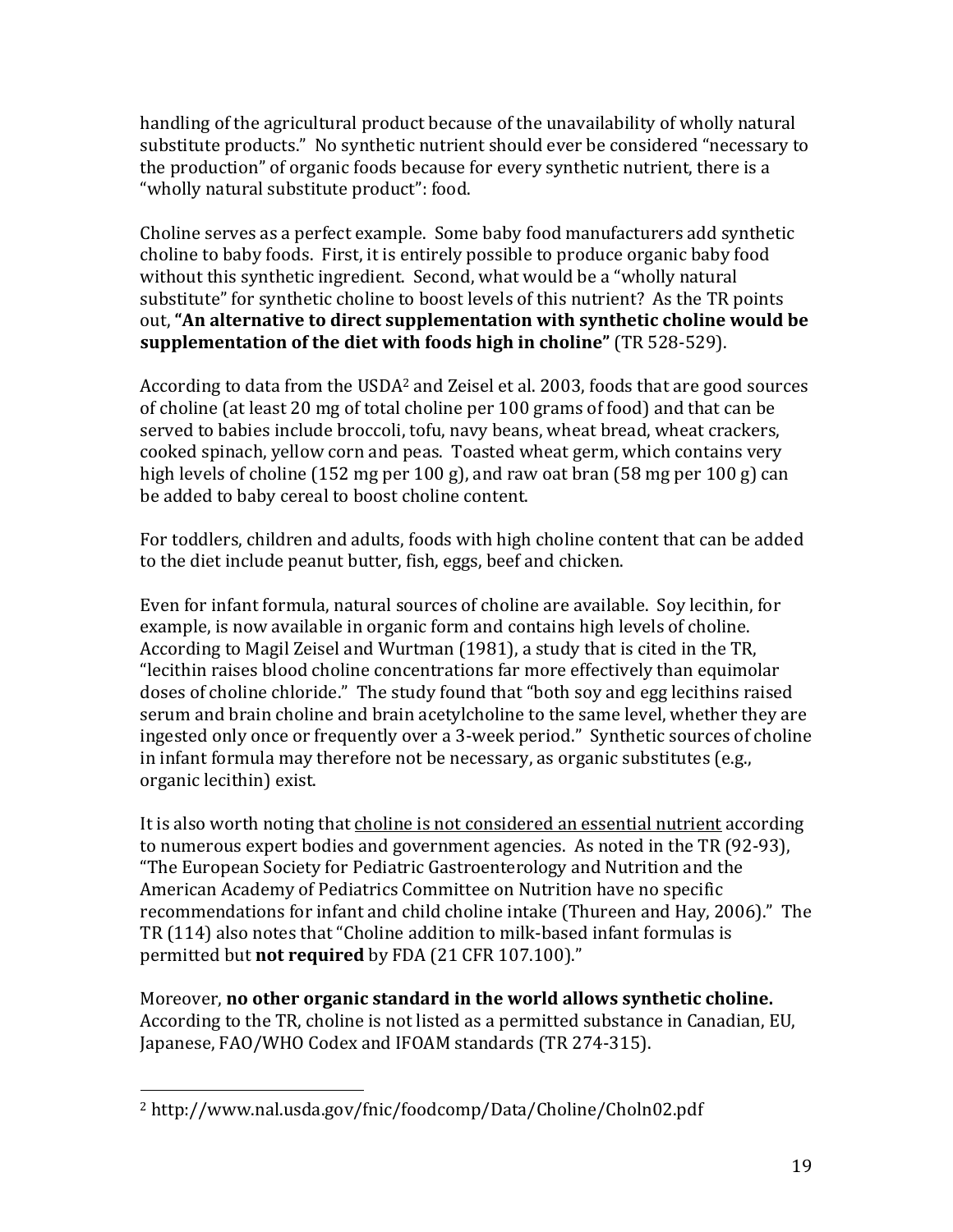handling of the agricultural product because of the unavailability of wholly natural substitute products." No synthetic nutrient should ever be considered "necessary to the production" of organic foods because for every synthetic nutrient, there is a "wholly natural substitute product": food.

Choline serves as a perfect example. Some baby food manufacturers add synthetic choline to baby foods. First, it is entirely possible to produce organic baby food without this synthetic ingredient. Second, what would be a "wholly natural substitute" for synthetic choline to boost levels of this nutrient? As the TR points out, **"An alternative to direct supplementation with synthetic choline would be supplementation of the diet with foods high in choline"** (TR 528-529).

According to data from the USDA[2] and Zeisel et al. 2003, foods that are good sources of choline (at least 20 mg of total choline per 100 grams of food) and that can be served to babies include broccoli, tofu, navy beans, wheat bread, wheat crackers, cooked spinach, yellow corn and peas. Toasted wheat germ, which contains very high levels of choline (152 mg per 100 g), and raw oat bran (58 mg per 100 g) can be added to baby cereal to boost choline content.

For toddlers, children and adults, foods with high choline content that can be added to the diet include peanut butter, fish, eggs, beef and chicken.

Even for infant formula, natural sources of choline are available. Soy lecithin, for example, is now available in organic form and contains high levels of choline. According to Magil Zeisel and Wurtman (1981), a study that is cited in the TR, "lecithin raises blood choline concentrations far more effectively than equimolar doses of choline chloride." The study found that "both soy and egg lecithins raised serum and brain choline and brain acetylcholine to the same level, whether they are ingested only once or frequently over a 3-week period." Synthetic sources of choline in infant formula may therefore not be necessary, as organic substitutes (e.g., organic lecithin) exist.

It is also worth noting that <u>choline is not considered an essential nutrient</u> according to numerous expert bodies and government agencies. As noted in the TR (92-93), "The European Society for Pediatric Gastroenterology and Nutrition and the American Academy of Pediatrics Committee on Nutrition have no specific recommendations for infant and child choline intake (Thureen and Hay, 2006)." The TR (114) also notes that "Choline addition to milk-based infant formulas is permitted but **not required** by FDA (21 CFR 107.100)."

Moreover, **no other organic standard in the world allows synthetic choline.** According to the TR, choline is not listed as a permitted substance in Canadian, EU, Japanese, FAO/WHO Codex and IFOAM standards (TR 274-315).

---

[2] http://www.nal.usda.gov/fnic/foodcomp/Data/Choline/Choln02.pdf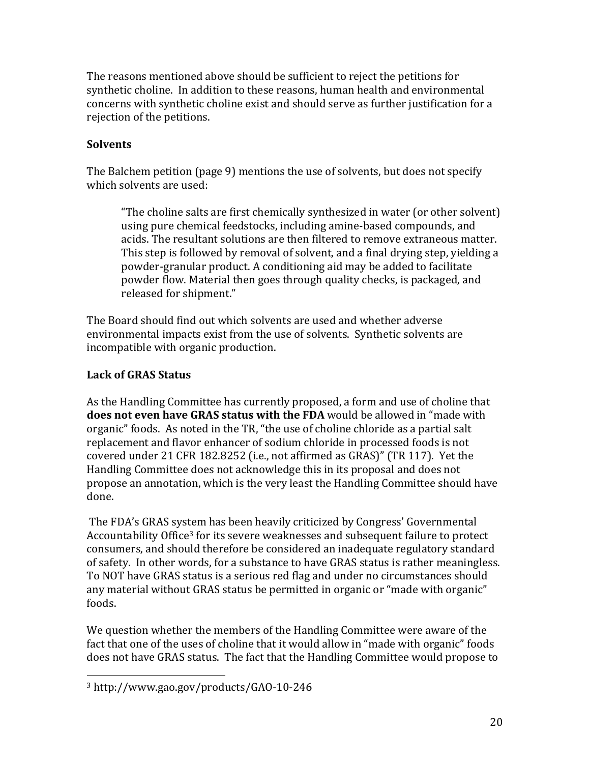The reasons mentioned above should be sufficient to reject the petitions for synthetic choline. In addition to these reasons, human health and environmental concerns with synthetic choline exist and should serve as further justification for a rejection of the petitions.

**Solvents**

The Balchem petition (page 9) mentions the use of solvents, but does not specify which solvents are used:

> "The choline salts are first chemically synthesized in water (or other solvent) using pure chemical feedstocks, including amine-based compounds, and acids. The resultant solutions are then filtered to remove extraneous matter. This step is followed by removal of solvent, and a final drying step, yielding a powder-granular product. A conditioning aid may be added to facilitate powder flow. Material then goes through quality checks, is packaged, and released for shipment."

The Board should find out which solvents are used and whether adverse environmental impacts exist from the use of solvents. Synthetic solvents are incompatible with organic production.

**Lack of GRAS Status**

As the Handling Committee has currently proposed, a form and use of choline that **does not even have GRAS status with the FDA** would be allowed in "made with organic" foods. As noted in the TR, "the use of choline chloride as a partial salt replacement and flavor enhancer of sodium chloride in processed foods is not covered under 21 CFR 182.8252 (i.e., not affirmed as GRAS)" (TR 117). Yet the Handling Committee does not acknowledge this in its proposal and does not propose an annotation, which is the very least the Handling Committee should have done.

The FDA's GRAS system has been heavily criticized by Congress' Governmental Accountability Office[3] for its severe weaknesses and subsequent failure to protect consumers, and should therefore be considered an inadequate regulatory standard of safety. In other words, for a substance to have GRAS status is rather meaningless. To NOT have GRAS status is a serious red flag and under no circumstances should any material without GRAS status be permitted in organic or "made with organic" foods.

We question whether the members of the Handling Committee were aware of the fact that one of the uses of choline that it would allow in "made with organic" foods does not have GRAS status. The fact that the Handling Committee would propose to

[3] http://www.gao.gov/products/GAO-10-246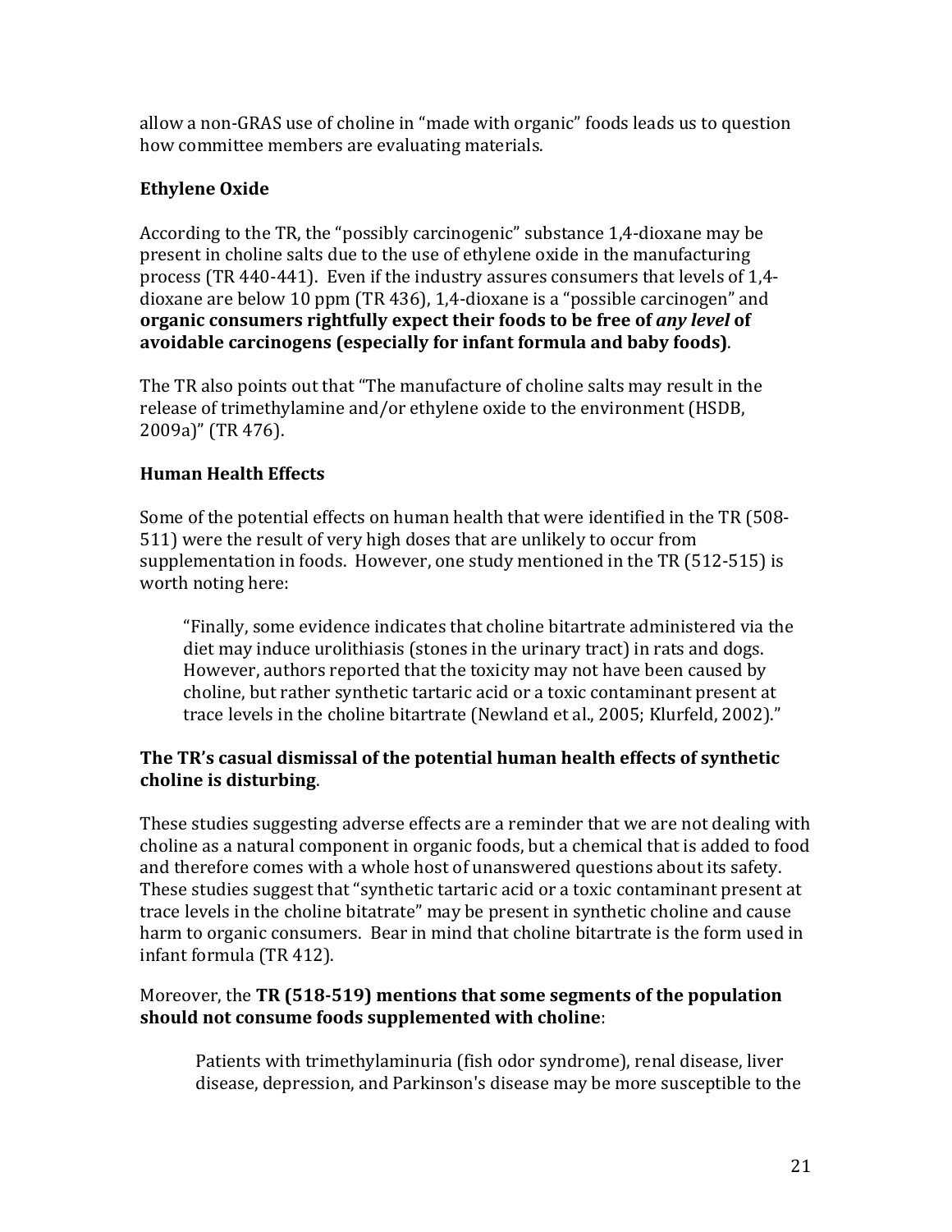allow a non-GRAS use of choline in "made with organic" foods leads us to question how committee members are evaluating materials.

**Ethylene Oxide**

According to the TR, the "possibly carcinogenic" substance 1,4-dioxane may be present in choline salts due to the use of ethylene oxide in the manufacturing process (TR 440-441). Even if the industry assures consumers that levels of 1,4-dioxane are below 10 ppm (TR 436), 1,4-dioxane is a "possible carcinogen" and **organic consumers rightfully expect their foods to be free of *any level* of avoidable carcinogens (especially for infant formula and baby foods)**.

The TR also points out that "The manufacture of choline salts may result in the release of trimethylamine and/or ethylene oxide to the environment (HSDB, 2009a)" (TR 476).

**Human Health Effects**

Some of the potential effects on human health that were identified in the TR (508-511) were the result of very high doses that are unlikely to occur from supplementation in foods. However, one study mentioned in the TR (512-515) is worth noting here:

> "Finally, some evidence indicates that choline bitartrate administered via the diet may induce urolithiasis (stones in the urinary tract) in rats and dogs. However, authors reported that the toxicity may not have been caused by choline, but rather synthetic tartaric acid or a toxic contaminant present at trace levels in the choline bitartrate (Newland et al., 2005; Klurfeld, 2002)."

**The TR's casual dismissal of the potential human health effects of synthetic choline is disturbing**.

These studies suggesting adverse effects are a reminder that we are not dealing with choline as a natural component in organic foods, but a chemical that is added to food and therefore comes with a whole host of unanswered questions about its safety. These studies suggest that "synthetic tartaric acid or a toxic contaminant present at trace levels in the choline bitatrate" may be present in synthetic choline and cause harm to organic consumers. Bear in mind that choline bitartrate is the form used in infant formula (TR 412).

Moreover, the **TR (518-519) mentions that some segments of the population should not consume foods supplemented with choline**:

> Patients with trimethylaminuria (fish odor syndrome), renal disease, liver disease, depression, and Parkinson's disease may be more susceptible to the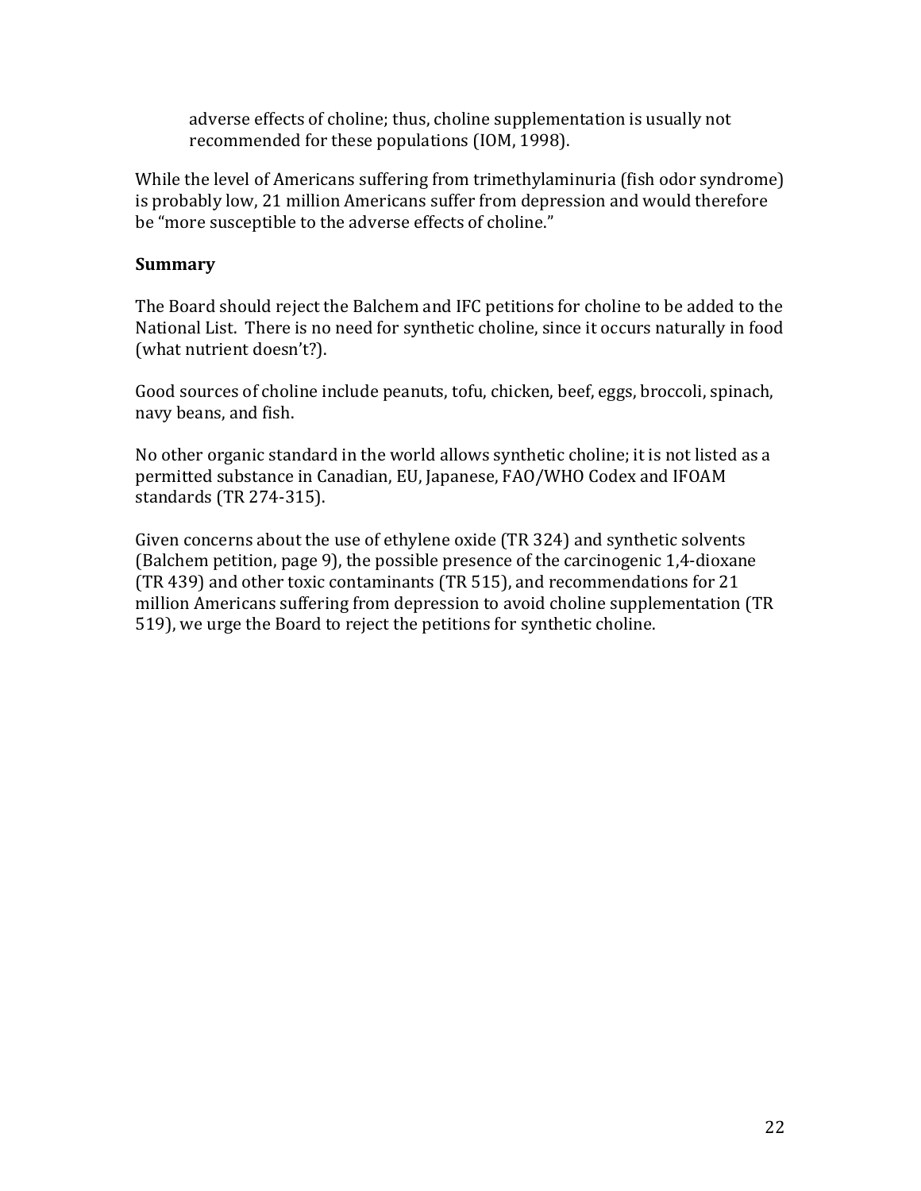> adverse effects of choline; thus, choline supplementation is usually not recommended for these populations (IOM, 1998).

While the level of Americans suffering from trimethylaminuria (fish odor syndrome) is probably low, 21 million Americans suffer from depression and would therefore be "more susceptible to the adverse effects of choline."

**Summary**

The Board should reject the Balchem and IFC petitions for choline to be added to the National List. There is no need for synthetic choline, since it occurs naturally in food (what nutrient doesn't?).

Good sources of choline include peanuts, tofu, chicken, beef, eggs, broccoli, spinach, navy beans, and fish.

No other organic standard in the world allows synthetic choline; it is not listed as a permitted substance in Canadian, EU, Japanese, FAO/WHO Codex and IFOAM standards (TR 274-315).

Given concerns about the use of ethylene oxide (TR 324) and synthetic solvents (Balchem petition, page 9), the possible presence of the carcinogenic 1,4-dioxane (TR 439) and other toxic contaminants (TR 515), and recommendations for 21 million Americans suffering from depression to avoid choline supplementation (TR 519), we urge the Board to reject the petitions for synthetic choline.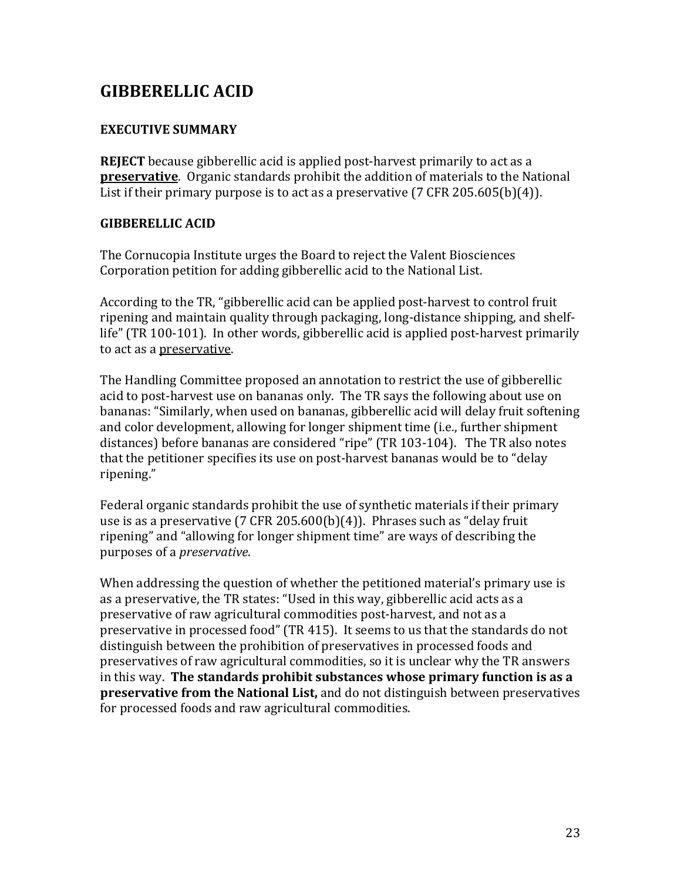## GIBBERELLIC ACID

### EXECUTIVE SUMMARY

**REJECT** because gibberellic acid is applied post-harvest primarily to act as a **preservative**. Organic standards prohibit the addition of materials to the National List if their primary purpose is to act as a preservative (7 CFR 205.605(b)(4)).

### GIBBERELLIC ACID

The Cornucopia Institute urges the Board to reject the Valent Biosciences Corporation petition for adding gibberellic acid to the National List.

According to the TR, "gibberellic acid can be applied post-harvest to control fruit ripening and maintain quality through packaging, long-distance shipping, and shelf-life" (TR 100-101). In other words, gibberellic acid is applied post-harvest primarily to act as a preservative.

The Handling Committee proposed an annotation to restrict the use of gibberellic acid to post-harvest use on bananas only. The TR says the following about use on bananas: "Similarly, when used on bananas, gibberellic acid will delay fruit softening and color development, allowing for longer shipment time (i.e., further shipment distances) before bananas are considered "ripe" (TR 103-104). The TR also notes that the petitioner specifies its use on post-harvest bananas would be to "delay ripening."

Federal organic standards prohibit the use of synthetic materials if their primary use is as a preservative (7 CFR 205.600(b)(4)). Phrases such as "delay fruit ripening" and "allowing for longer shipment time" are ways of describing the purposes of a *preservative*.

When addressing the question of whether the petitioned material's primary use is as a preservative, the TR states: "Used in this way, gibberellic acid acts as a preservative of raw agricultural commodities post-harvest, and not as a preservative in processed food" (TR 415). It seems to us that the standards do not distinguish between the prohibition of preservatives in processed foods and preservatives of raw agricultural commodities, so it is unclear why the TR answers in this way. **The standards prohibit substances whose primary function is as a preservative from the National List,** and do not distinguish between preservatives for processed foods and raw agricultural commodities.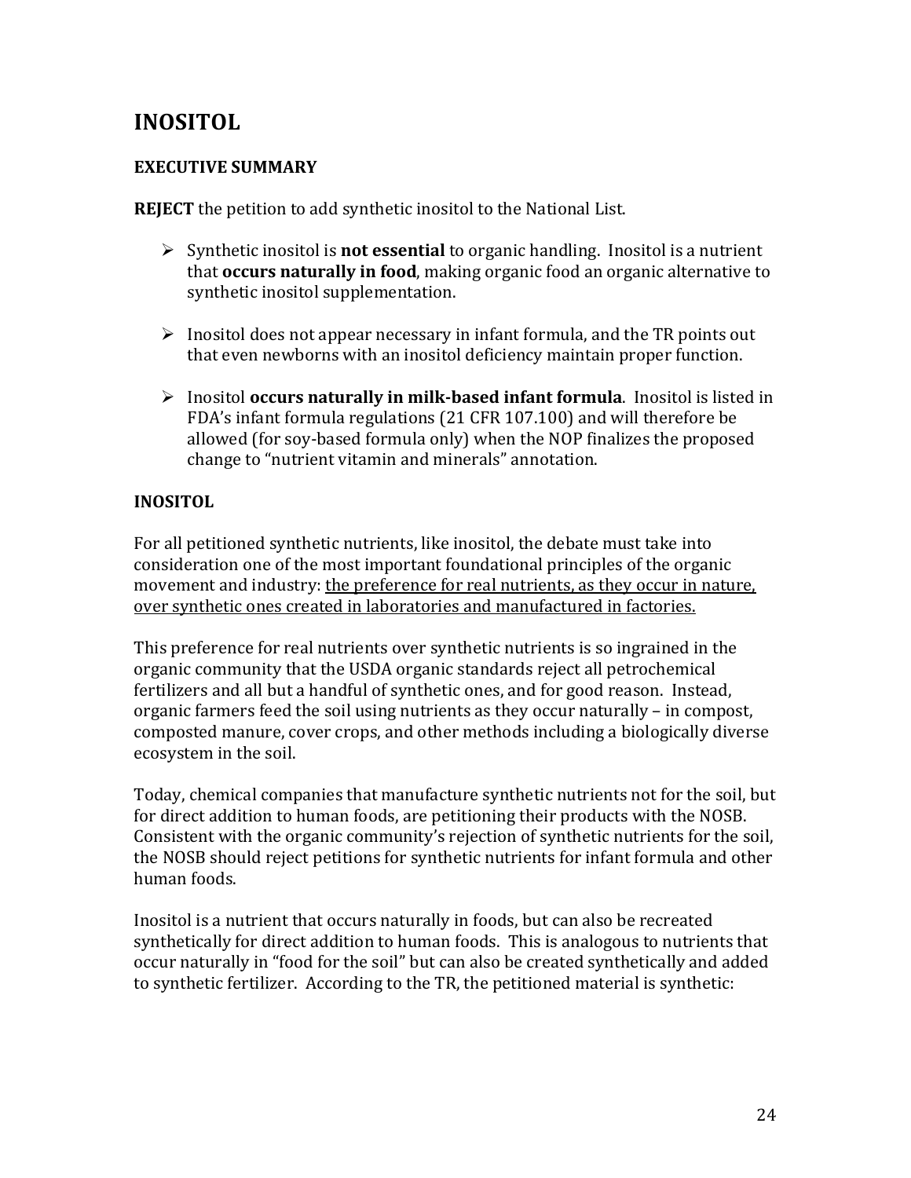## INOSITOL

### EXECUTIVE SUMMARY

**REJECT** the petition to add synthetic inositol to the National List.

- Synthetic inositol is **not essential** to organic handling. Inositol is a nutrient that **occurs naturally in food**, making organic food an organic alternative to synthetic inositol supplementation.
- Inositol does not appear necessary in infant formula, and the TR points out that even newborns with an inositol deficiency maintain proper function.
- Inositol **occurs naturally in milk-based infant formula**. Inositol is listed in FDA's infant formula regulations (21 CFR 107.100) and will therefore be allowed (for soy-based formula only) when the NOP finalizes the proposed change to "nutrient vitamin and minerals" annotation.

### INOSITOL

For all petitioned synthetic nutrients, like inositol, the debate must take into consideration one of the most important foundational principles of the organic movement and industry: <u>the preference for real nutrients, as they occur in nature, over synthetic ones created in laboratories and manufactured in factories.</u>

This preference for real nutrients over synthetic nutrients is so ingrained in the organic community that the USDA organic standards reject all petrochemical fertilizers and all but a handful of synthetic ones, and for good reason. Instead, organic farmers feed the soil using nutrients as they occur naturally – in compost, composted manure, cover crops, and other methods including a biologically diverse ecosystem in the soil.

Today, chemical companies that manufacture synthetic nutrients not for the soil, but for direct addition to human foods, are petitioning their products with the NOSB. Consistent with the organic community's rejection of synthetic nutrients for the soil, the NOSB should reject petitions for synthetic nutrients for infant formula and other human foods.

Inositol is a nutrient that occurs naturally in foods, but can also be recreated synthetically for direct addition to human foods. This is analogous to nutrients that occur naturally in "food for the soil" but can also be created synthetically and added to synthetic fertilizer. According to the TR, the petitioned material is synthetic: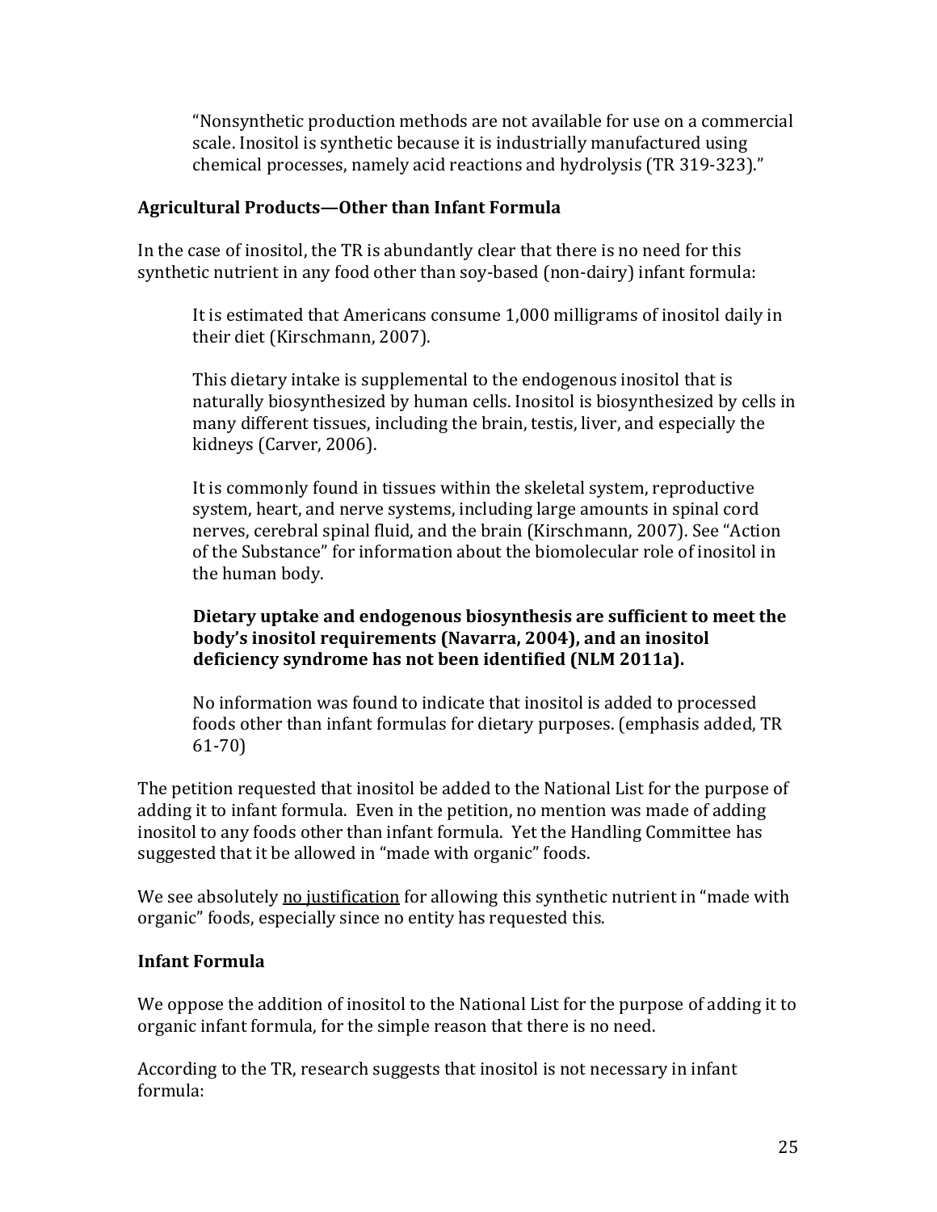> "Nonsynthetic production methods are not available for use on a commercial scale. Inositol is synthetic because it is industrially manufactured using chemical processes, namely acid reactions and hydrolysis (TR 319-323)."

### Agricultural Products—Other than Infant Formula

In the case of inositol, the TR is abundantly clear that there is no need for this synthetic nutrient in any food other than soy-based (non-dairy) infant formula:

> It is estimated that Americans consume 1,000 milligrams of inositol daily in their diet (Kirschmann, 2007).
>
> This dietary intake is supplemental to the endogenous inositol that is naturally biosynthesized by human cells. Inositol is biosynthesized by cells in many different tissues, including the brain, testis, liver, and especially the kidneys (Carver, 2006).
>
> It is commonly found in tissues within the skeletal system, reproductive system, heart, and nerve systems, including large amounts in spinal cord nerves, cerebral spinal fluid, and the brain (Kirschmann, 2007). See "Action of the Substance" for information about the biomolecular role of inositol in the human body.
>
> **Dietary uptake and endogenous biosynthesis are sufficient to meet the body's inositol requirements (Navarra, 2004), and an inositol deficiency syndrome has not been identified (NLM 2011a).**
>
> No information was found to indicate that inositol is added to processed foods other than infant formulas for dietary purposes. (emphasis added, TR 61-70)

The petition requested that inositol be added to the National List for the purpose of adding it to infant formula. Even in the petition, no mention was made of adding inositol to any foods other than infant formula. Yet the Handling Committee has suggested that it be allowed in "made with organic" foods.

We see absolutely <u>no justification</u> for allowing this synthetic nutrient in "made with organic" foods, especially since no entity has requested this.

### Infant Formula

We oppose the addition of inositol to the National List for the purpose of adding it to organic infant formula, for the simple reason that there is no need.

According to the TR, research suggests that inositol is not necessary in infant formula: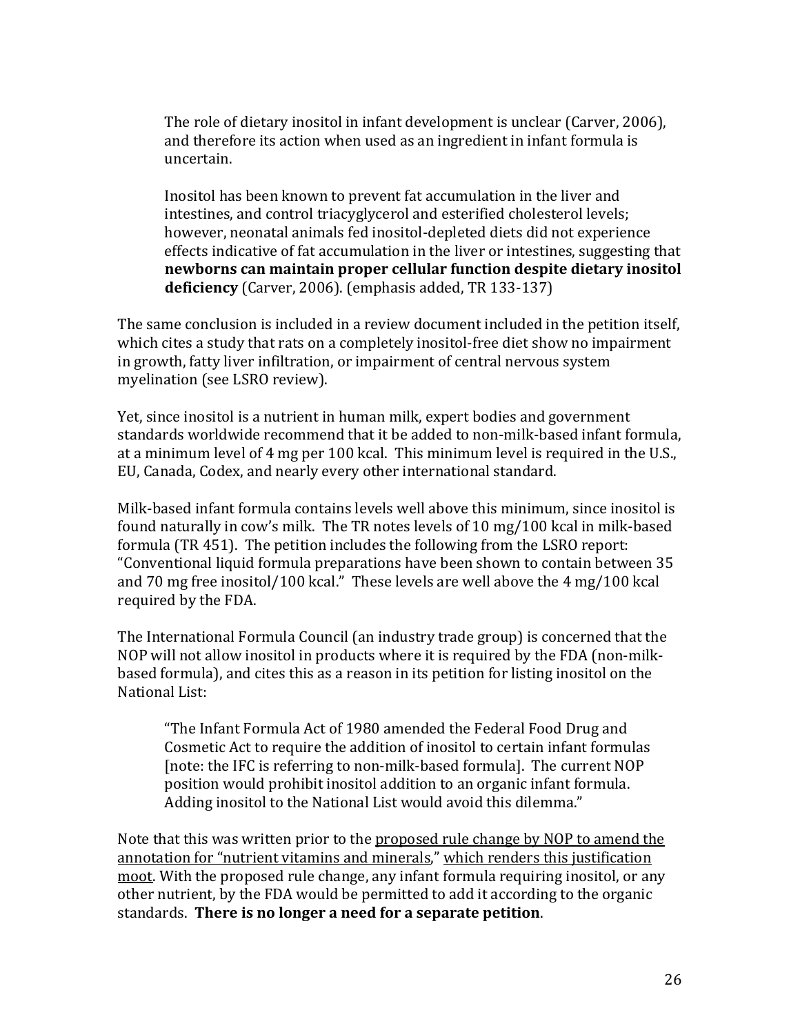> The role of dietary inositol in infant development is unclear (Carver, 2006), and therefore its action when used as an ingredient in infant formula is uncertain.
>
> Inositol has been known to prevent fat accumulation in the liver and intestines, and control triacyglycerol and esterified cholesterol levels; however, neonatal animals fed inositol-depleted diets did not experience effects indicative of fat accumulation in the liver or intestines, suggesting that **newborns can maintain proper cellular function despite dietary inositol deficiency** (Carver, 2006). (emphasis added, TR 133-137)

The same conclusion is included in a review document included in the petition itself, which cites a study that rats on a completely inositol-free diet show no impairment in growth, fatty liver infiltration, or impairment of central nervous system myelination (see LSRO review).

Yet, since inositol is a nutrient in human milk, expert bodies and government standards worldwide recommend that it be added to non-milk-based infant formula, at a minimum level of 4 mg per 100 kcal. This minimum level is required in the U.S., EU, Canada, Codex, and nearly every other international standard.

Milk-based infant formula contains levels well above this minimum, since inositol is found naturally in cow's milk. The TR notes levels of 10 mg/100 kcal in milk-based formula (TR 451). The petition includes the following from the LSRO report: "Conventional liquid formula preparations have been shown to contain between 35 and 70 mg free inositol/100 kcal." These levels are well above the 4 mg/100 kcal required by the FDA.

The International Formula Council (an industry trade group) is concerned that the NOP will not allow inositol in products where it is required by the FDA (non-milk-based formula), and cites this as a reason in its petition for listing inositol on the National List:

> "The Infant Formula Act of 1980 amended the Federal Food Drug and Cosmetic Act to require the addition of inositol to certain infant formulas [note: the IFC is referring to non-milk-based formula]. The current NOP position would prohibit inositol addition to an organic infant formula. Adding inositol to the National List would avoid this dilemma."

Note that this was written prior to the <u>proposed rule change by NOP to amend the annotation for "nutrient vitamins and minerals,"</u> <u>which renders this justification moot</u>. With the proposed rule change, any infant formula requiring inositol, or any other nutrient, by the FDA would be permitted to add it according to the organic standards. **There is no longer a need for a separate petition**.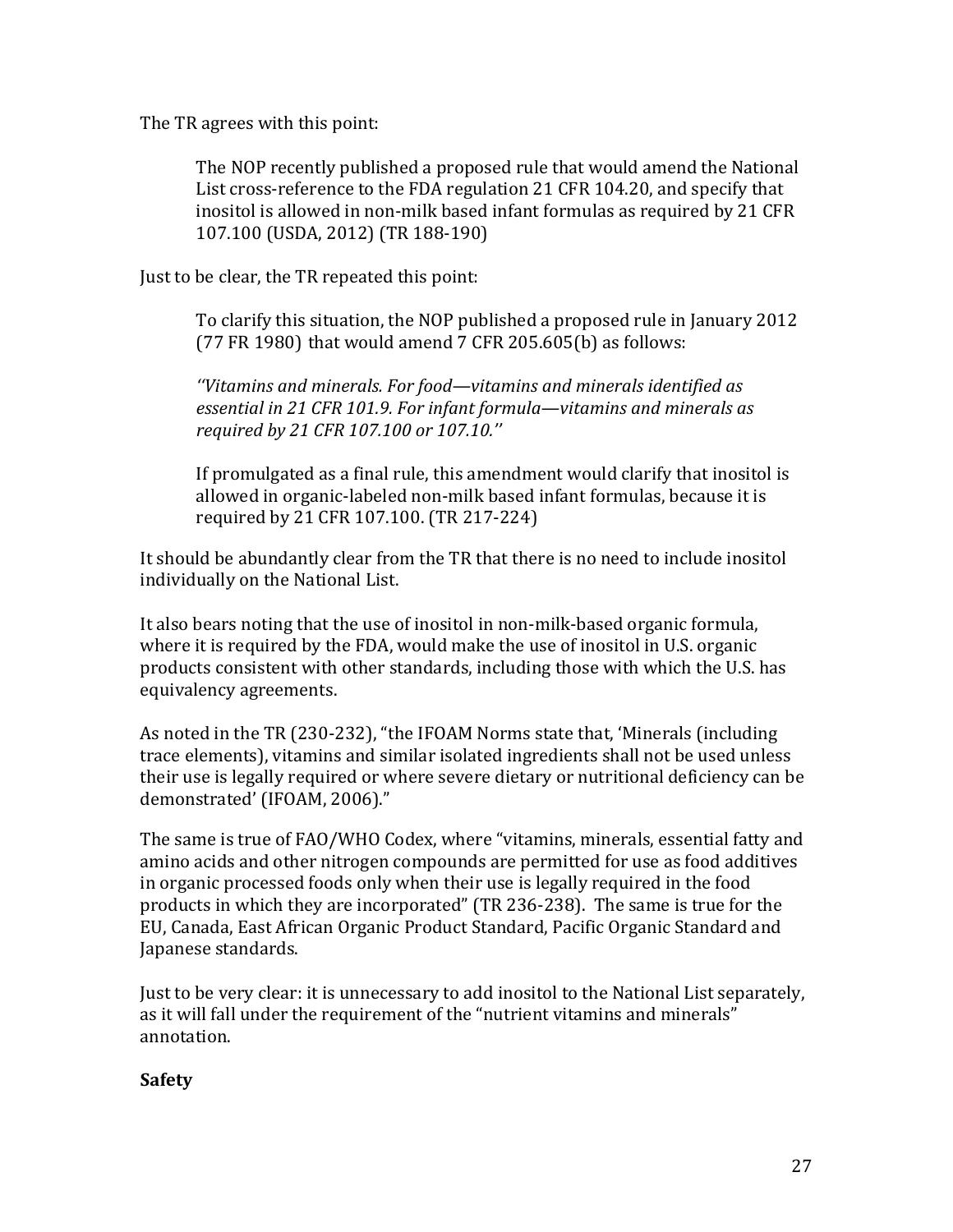The TR agrees with this point:

> The NOP recently published a proposed rule that would amend the National List cross-reference to the FDA regulation 21 CFR 104.20, and specify that inositol is allowed in non-milk based infant formulas as required by 21 CFR 107.100 (USDA, 2012) (TR 188-190)

Just to be clear, the TR repeated this point:

> To clarify this situation, the NOP published a proposed rule in January 2012 (77 FR 1980) that would amend 7 CFR 205.605(b) as follows:
>
> *''Vitamins and minerals. For food—vitamins and minerals identified as essential in 21 CFR 101.9. For infant formula—vitamins and minerals as required by 21 CFR 107.100 or 107.10.''*
>
> If promulgated as a final rule, this amendment would clarify that inositol is allowed in organic-labeled non-milk based infant formulas, because it is required by 21 CFR 107.100. (TR 217-224)

It should be abundantly clear from the TR that there is no need to include inositol individually on the National List.

It also bears noting that the use of inositol in non-milk-based organic formula, where it is required by the FDA, would make the use of inositol in U.S. organic products consistent with other standards, including those with which the U.S. has equivalency agreements.

As noted in the TR (230-232), "the IFOAM Norms state that, 'Minerals (including trace elements), vitamins and similar isolated ingredients shall not be used unless their use is legally required or where severe dietary or nutritional deficiency can be demonstrated' (IFOAM, 2006)."

The same is true of FAO/WHO Codex, where "vitamins, minerals, essential fatty and amino acids and other nitrogen compounds are permitted for use as food additives in organic processed foods only when their use is legally required in the food products in which they are incorporated" (TR 236-238). The same is true for the EU, Canada, East African Organic Product Standard, Pacific Organic Standard and Japanese standards.

Just to be very clear: it is unnecessary to add inositol to the National List separately, as it will fall under the requirement of the "nutrient vitamins and minerals" annotation.

**Safety**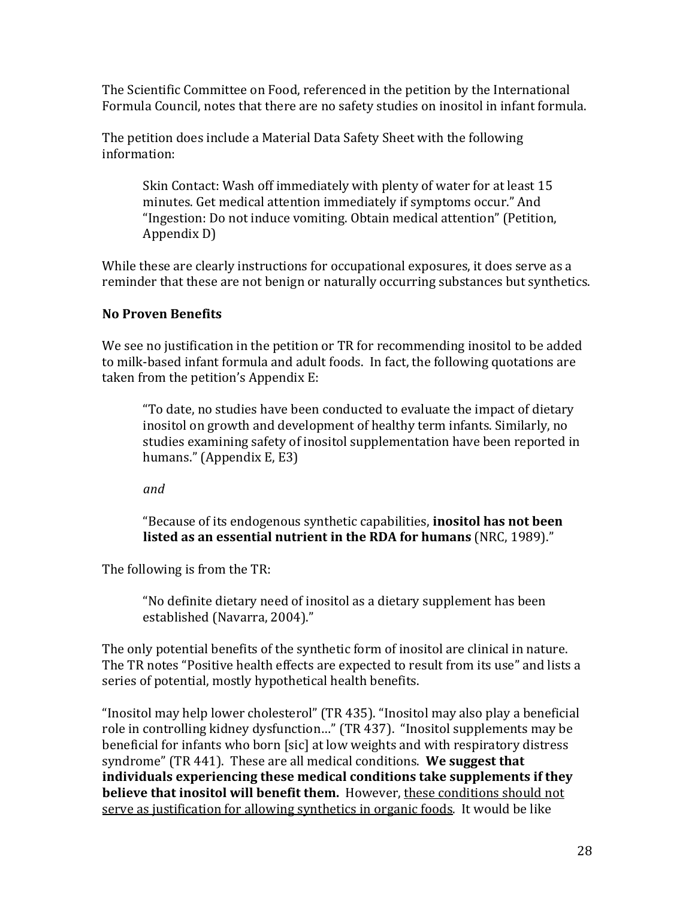The Scientific Committee on Food, referenced in the petition by the International Formula Council, notes that there are no safety studies on inositol in infant formula.

The petition does include a Material Data Safety Sheet with the following information:

> Skin Contact: Wash off immediately with plenty of water for at least 15 minutes. Get medical attention immediately if symptoms occur." And "Ingestion: Do not induce vomiting. Obtain medical attention" (Petition, Appendix D)

While these are clearly instructions for occupational exposures, it does serve as a reminder that these are not benign or naturally occurring substances but synthetics.

**No Proven Benefits**

We see no justification in the petition or TR for recommending inositol to be added to milk-based infant formula and adult foods. In fact, the following quotations are taken from the petition's Appendix E:

> "To date, no studies have been conducted to evaluate the impact of dietary inositol on growth and development of healthy term infants. Similarly, no studies examining safety of inositol supplementation have been reported in humans." (Appendix E, E3)
>
> *and*
>
> "Because of its endogenous synthetic capabilities, **inositol has not been listed as an essential nutrient in the RDA for humans** (NRC, 1989)."

The following is from the TR:

> "No definite dietary need of inositol as a dietary supplement has been established (Navarra, 2004)."

The only potential benefits of the synthetic form of inositol are clinical in nature. The TR notes "Positive health effects are expected to result from its use" and lists a series of potential, mostly hypothetical health benefits.

"Inositol may help lower cholesterol" (TR 435). "Inositol may also play a beneficial role in controlling kidney dysfunction…" (TR 437). "Inositol supplements may be beneficial for infants who born [sic] at low weights and with respiratory distress syndrome" (TR 441). These are all medical conditions. **We suggest that individuals experiencing these medical conditions take supplements if they believe that inositol will benefit them.** However, <u>these conditions should not serve as justification for allowing synthetics in organic foods</u>. It would be like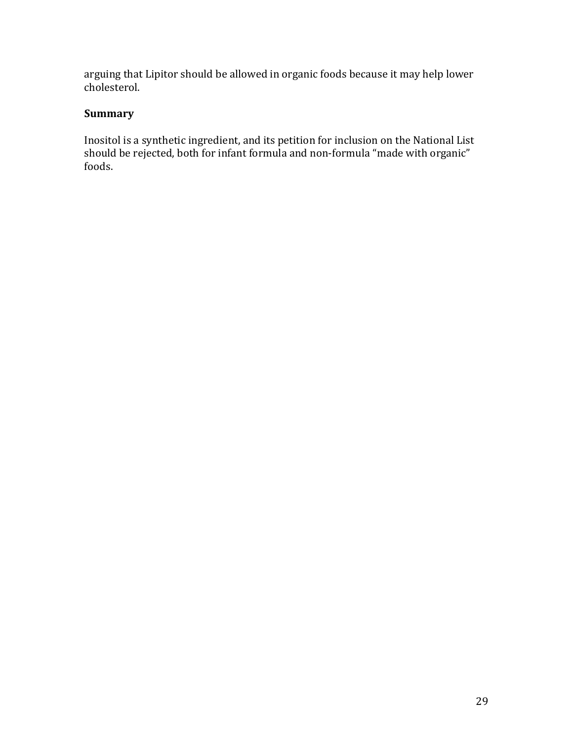arguing that Lipitor should be allowed in organic foods because it may help lower cholesterol.

**Summary**

Inositol is a synthetic ingredient, and its petition for inclusion on the National List should be rejected, both for infant formula and non-formula “made with organic” foods.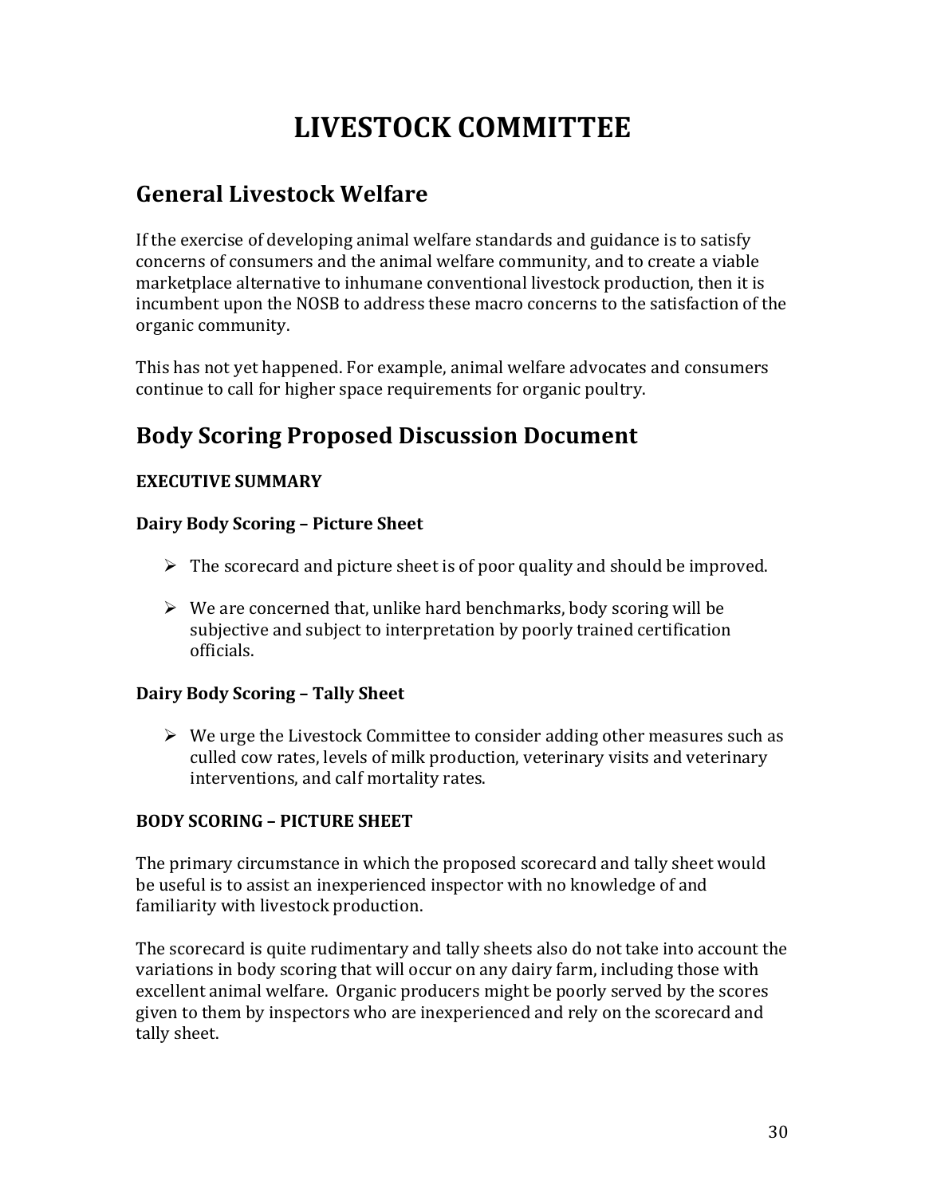# LIVESTOCK COMMITTEE

## General Livestock Welfare

If the exercise of developing animal welfare standards and guidance is to satisfy concerns of consumers and the animal welfare community, and to create a viable marketplace alternative to inhumane conventional livestock production, then it is incumbent upon the NOSB to address these macro concerns to the satisfaction of the organic community.

This has not yet happened. For example, animal welfare advocates and consumers continue to call for higher space requirements for organic poultry.

## Body Scoring Proposed Discussion Document

**EXECUTIVE SUMMARY**

**Dairy Body Scoring – Picture Sheet**

- The scorecard and picture sheet is of poor quality and should be improved.
- We are concerned that, unlike hard benchmarks, body scoring will be subjective and subject to interpretation by poorly trained certification officials.

**Dairy Body Scoring – Tally Sheet**

- We urge the Livestock Committee to consider adding other measures such as culled cow rates, levels of milk production, veterinary visits and veterinary interventions, and calf mortality rates.

**BODY SCORING – PICTURE SHEET**

The primary circumstance in which the proposed scorecard and tally sheet would be useful is to assist an inexperienced inspector with no knowledge of and familiarity with livestock production.

The scorecard is quite rudimentary and tally sheets also do not take into account the variations in body scoring that will occur on any dairy farm, including those with excellent animal welfare. Organic producers might be poorly served by the scores given to them by inspectors who are inexperienced and rely on the scorecard and tally sheet.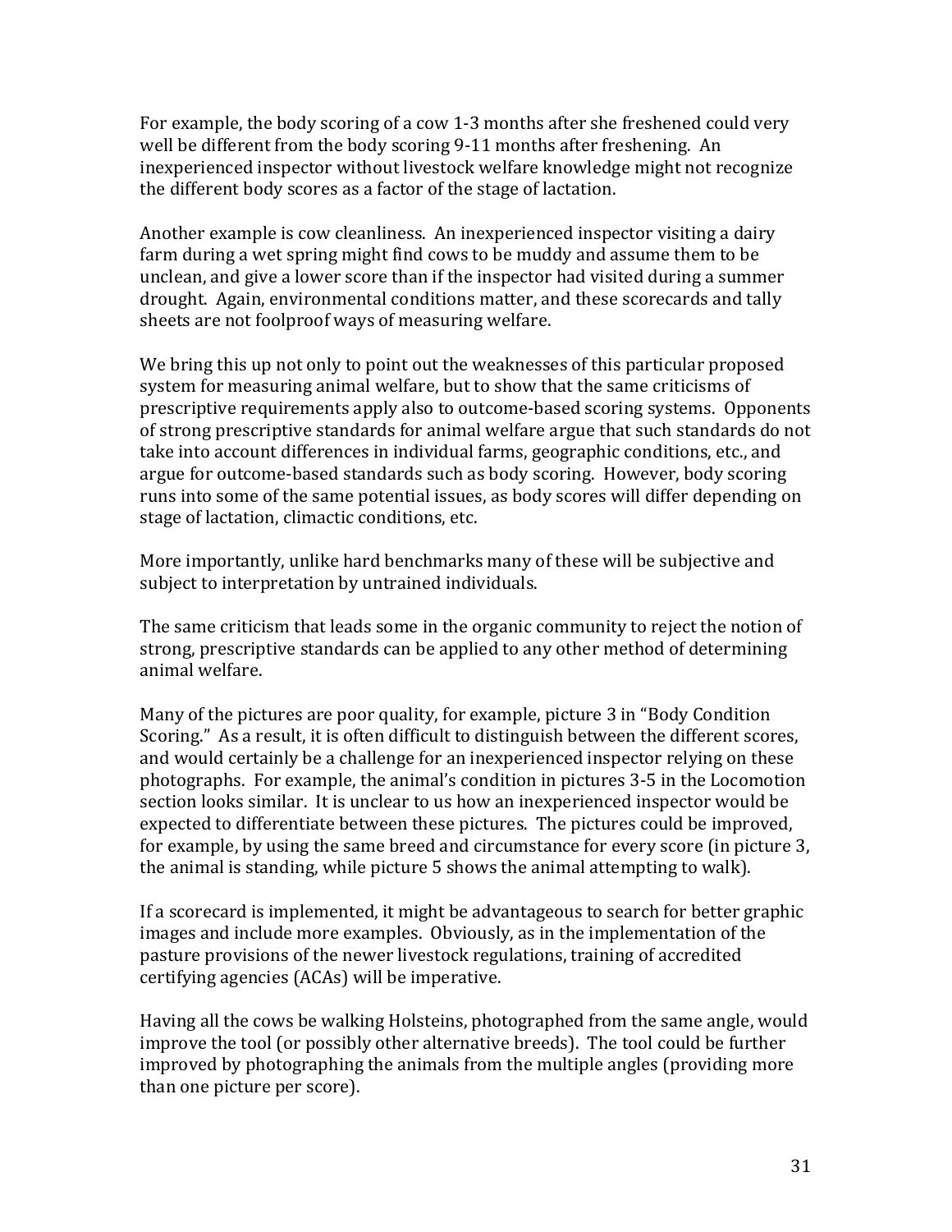For example, the body scoring of a cow 1-3 months after she freshened could very well be different from the body scoring 9-11 months after freshening. An inexperienced inspector without livestock welfare knowledge might not recognize the different body scores as a factor of the stage of lactation.

Another example is cow cleanliness. An inexperienced inspector visiting a dairy farm during a wet spring might find cows to be muddy and assume them to be unclean, and give a lower score than if the inspector had visited during a summer drought. Again, environmental conditions matter, and these scorecards and tally sheets are not foolproof ways of measuring welfare.

We bring this up not only to point out the weaknesses of this particular proposed system for measuring animal welfare, but to show that the same criticisms of prescriptive requirements apply also to outcome-based scoring systems. Opponents of strong prescriptive standards for animal welfare argue that such standards do not take into account differences in individual farms, geographic conditions, etc., and argue for outcome-based standards such as body scoring. However, body scoring runs into some of the same potential issues, as body scores will differ depending on stage of lactation, climactic conditions, etc.

More importantly, unlike hard benchmarks many of these will be subjective and subject to interpretation by untrained individuals.

The same criticism that leads some in the organic community to reject the notion of strong, prescriptive standards can be applied to any other method of determining animal welfare.

Many of the pictures are poor quality, for example, picture 3 in "Body Condition Scoring." As a result, it is often difficult to distinguish between the different scores, and would certainly be a challenge for an inexperienced inspector relying on these photographs. For example, the animal's condition in pictures 3-5 in the Locomotion section looks similar. It is unclear to us how an inexperienced inspector would be expected to differentiate between these pictures. The pictures could be improved, for example, by using the same breed and circumstance for every score (in picture 3, the animal is standing, while picture 5 shows the animal attempting to walk).

If a scorecard is implemented, it might be advantageous to search for better graphic images and include more examples. Obviously, as in the implementation of the pasture provisions of the newer livestock regulations, training of accredited certifying agencies (ACAs) will be imperative.

Having all the cows be walking Holsteins, photographed from the same angle, would improve the tool (or possibly other alternative breeds). The tool could be further improved by photographing the animals from the multiple angles (providing more than one picture per score).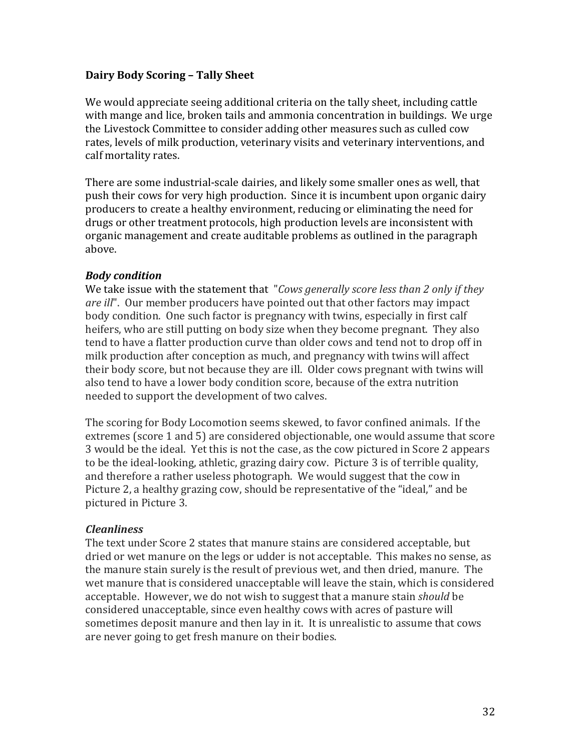**Dairy Body Scoring – Tally Sheet**

We would appreciate seeing additional criteria on the tally sheet, including cattle with mange and lice, broken tails and ammonia concentration in buildings. We urge the Livestock Committee to consider adding other measures such as culled cow rates, levels of milk production, veterinary visits and veterinary interventions, and calf mortality rates.

There are some industrial-scale dairies, and likely some smaller ones as well, that push their cows for very high production. Since it is incumbent upon organic dairy producers to create a healthy environment, reducing or eliminating the need for drugs or other treatment protocols, high production levels are inconsistent with organic management and create auditable problems as outlined in the paragraph above.

***Body condition***

We take issue with the statement that "*Cows generally score less than 2 only if they are ill*". Our member producers have pointed out that other factors may impact body condition. One such factor is pregnancy with twins, especially in first calf heifers, who are still putting on body size when they become pregnant. They also tend to have a flatter production curve than older cows and tend not to drop off in milk production after conception as much, and pregnancy with twins will affect their body score, but not because they are ill. Older cows pregnant with twins will also tend to have a lower body condition score, because of the extra nutrition needed to support the development of two calves.

The scoring for Body Locomotion seems skewed, to favor confined animals. If the extremes (score 1 and 5) are considered objectionable, one would assume that score 3 would be the ideal. Yet this is not the case, as the cow pictured in Score 2 appears to be the ideal-looking, athletic, grazing dairy cow. Picture 3 is of terrible quality, and therefore a rather useless photograph. We would suggest that the cow in Picture 2, a healthy grazing cow, should be representative of the "ideal," and be pictured in Picture 3.

***Cleanliness***

The text under Score 2 states that manure stains are considered acceptable, but dried or wet manure on the legs or udder is not acceptable. This makes no sense, as the manure stain surely is the result of previous wet, and then dried, manure. The wet manure that is considered unacceptable will leave the stain, which is considered acceptable. However, we do not wish to suggest that a manure stain *should* be considered unacceptable, since even healthy cows with acres of pasture will sometimes deposit manure and then lay in it. It is unrealistic to assume that cows are never going to get fresh manure on their bodies.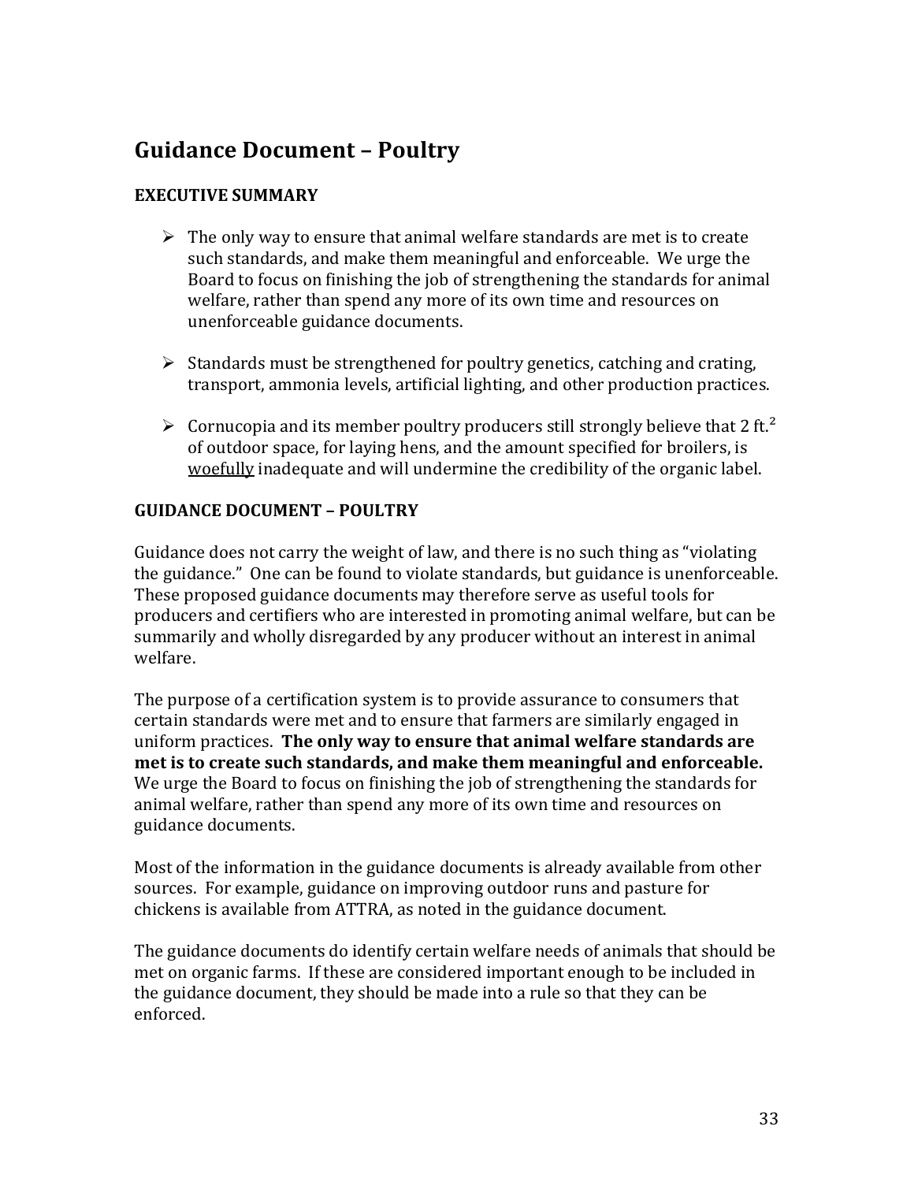## Guidance Document – Poultry

### EXECUTIVE SUMMARY

- The only way to ensure that animal welfare standards are met is to create such standards, and make them meaningful and enforceable. We urge the Board to focus on finishing the job of strengthening the standards for animal welfare, rather than spend any more of its own time and resources on unenforceable guidance documents.
- Standards must be strengthened for poultry genetics, catching and crating, transport, ammonia levels, artificial lighting, and other production practices.
- Cornucopia and its member poultry producers still strongly believe that 2 $ft.^2$ of outdoor space, for laying hens, and the amount specified for broilers, is <u>woefully</u> inadequate and will undermine the credibility of the organic label.

### GUIDANCE DOCUMENT – POULTRY

Guidance does not carry the weight of law, and there is no such thing as "violating the guidance." One can be found to violate standards, but guidance is unenforceable. These proposed guidance documents may therefore serve as useful tools for producers and certifiers who are interested in promoting animal welfare, but can be summarily and wholly disregarded by any producer without an interest in animal welfare.

The purpose of a certification system is to provide assurance to consumers that certain standards were met and to ensure that farmers are similarly engaged in uniform practices. **The only way to ensure that animal welfare standards are met is to create such standards, and make them meaningful and enforceable.** We urge the Board to focus on finishing the job of strengthening the standards for animal welfare, rather than spend any more of its own time and resources on guidance documents.

Most of the information in the guidance documents is already available from other sources. For example, guidance on improving outdoor runs and pasture for chickens is available from ATTRA, as noted in the guidance document.

The guidance documents do identify certain welfare needs of animals that should be met on organic farms. If these are considered important enough to be included in the guidance document, they should be made into a rule so that they can be enforced.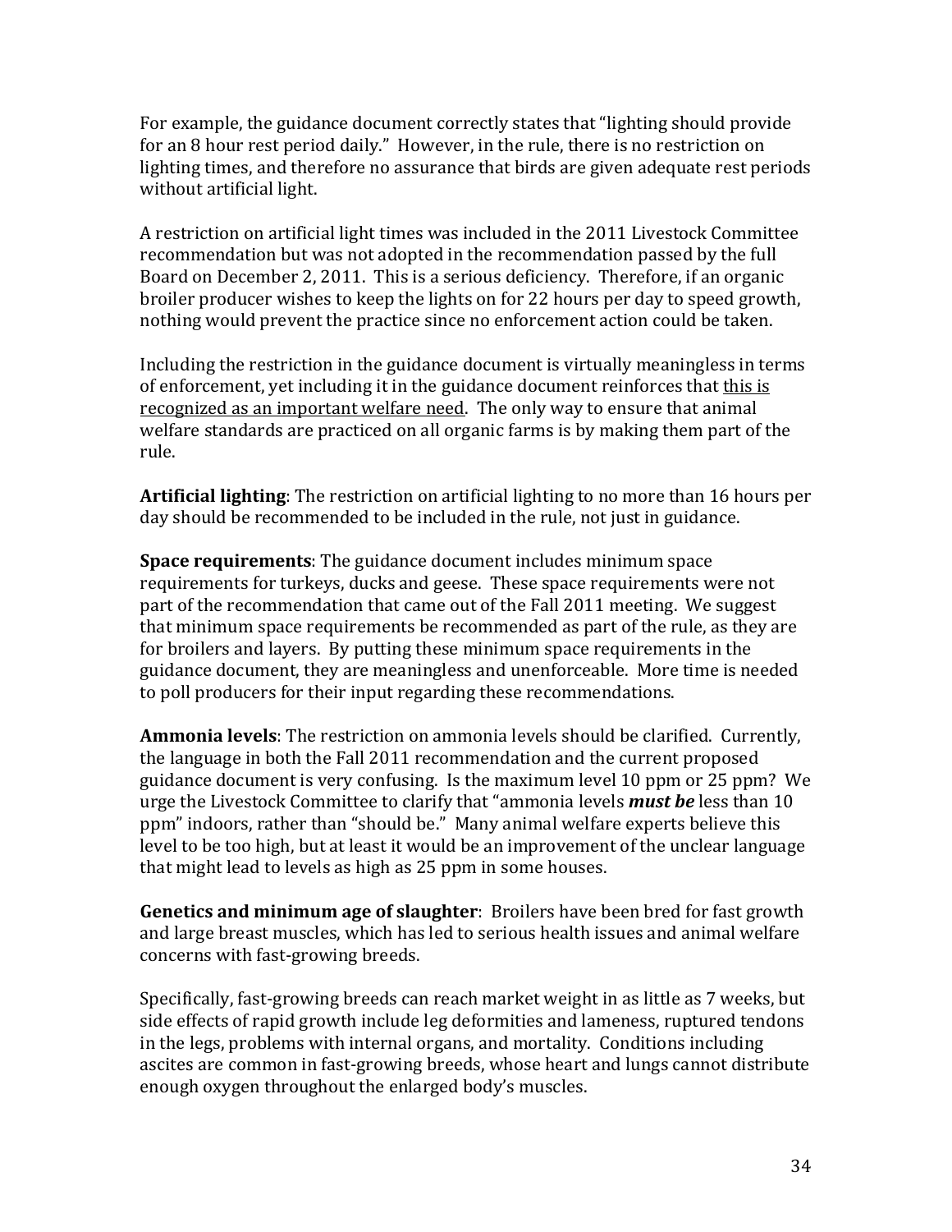For example, the guidance document correctly states that "lighting should provide for an 8 hour rest period daily." However, in the rule, there is no restriction on lighting times, and therefore no assurance that birds are given adequate rest periods without artificial light.

A restriction on artificial light times was included in the 2011 Livestock Committee recommendation but was not adopted in the recommendation passed by the full Board on December 2, 2011. This is a serious deficiency. Therefore, if an organic broiler producer wishes to keep the lights on for 22 hours per day to speed growth, nothing would prevent the practice since no enforcement action could be taken.

Including the restriction in the guidance document is virtually meaningless in terms of enforcement, yet including it in the guidance document reinforces that <u>this is recognized as an important welfare need</u>. The only way to ensure that animal welfare standards are practiced on all organic farms is by making them part of the rule.

**Artificial lighting**: The restriction on artificial lighting to no more than 16 hours per day should be recommended to be included in the rule, not just in guidance.

**Space requirements**: The guidance document includes minimum space requirements for turkeys, ducks and geese. These space requirements were not part of the recommendation that came out of the Fall 2011 meeting. We suggest that minimum space requirements be recommended as part of the rule, as they are for broilers and layers. By putting these minimum space requirements in the guidance document, they are meaningless and unenforceable. More time is needed to poll producers for their input regarding these recommendations.

**Ammonia levels**: The restriction on ammonia levels should be clarified. Currently, the language in both the Fall 2011 recommendation and the current proposed guidance document is very confusing. Is the maximum level 10 ppm or 25 ppm? We urge the Livestock Committee to clarify that "ammonia levels ***must be*** less than 10 ppm" indoors, rather than "should be." Many animal welfare experts believe this level to be too high, but at least it would be an improvement of the unclear language that might lead to levels as high as 25 ppm in some houses.

**Genetics and minimum age of slaughter**: Broilers have been bred for fast growth and large breast muscles, which has led to serious health issues and animal welfare concerns with fast-growing breeds.

Specifically, fast-growing breeds can reach market weight in as little as 7 weeks, but side effects of rapid growth include leg deformities and lameness, ruptured tendons in the legs, problems with internal organs, and mortality. Conditions including ascites are common in fast-growing breeds, whose heart and lungs cannot distribute enough oxygen throughout the enlarged body's muscles.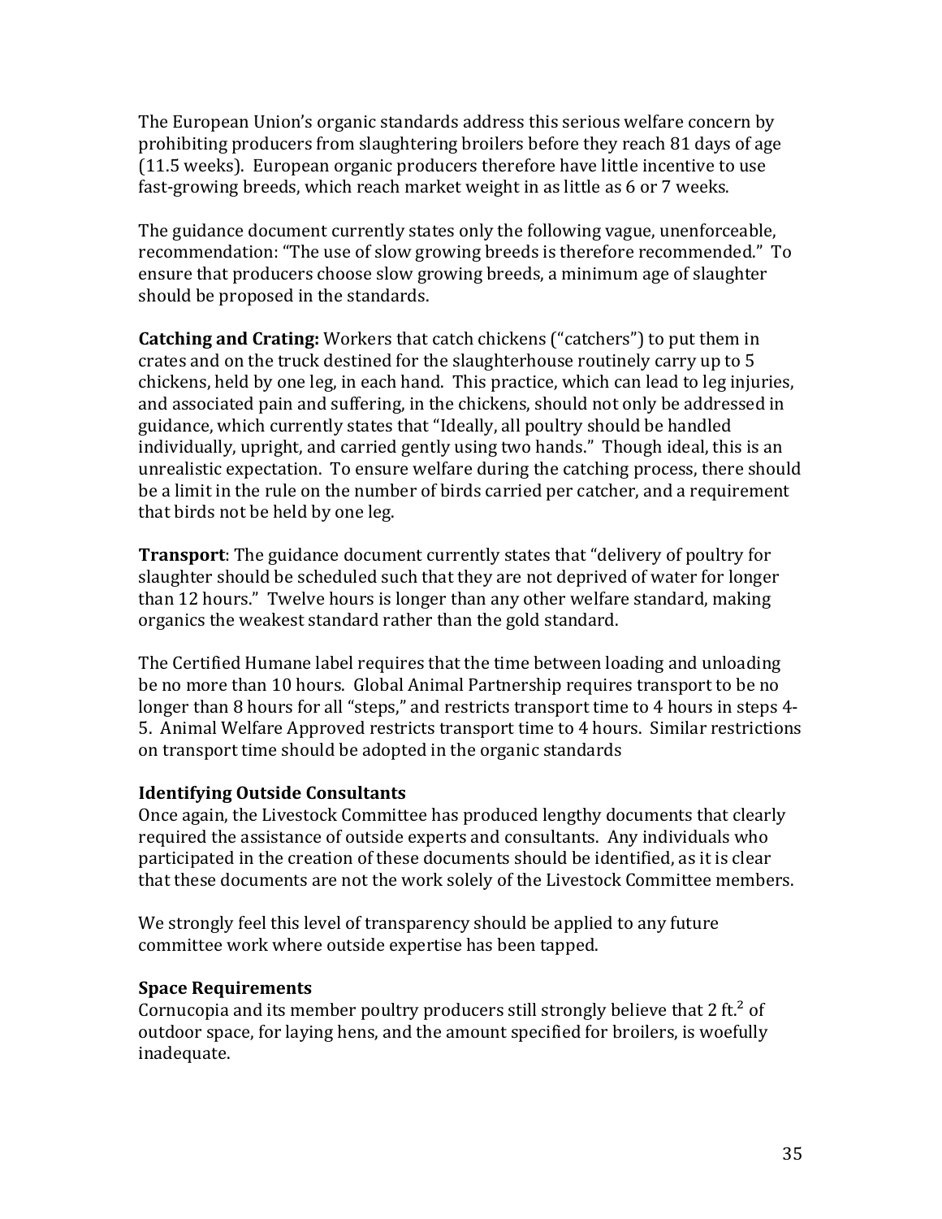The European Union's organic standards address this serious welfare concern by prohibiting producers from slaughtering broilers before they reach 81 days of age (11.5 weeks). European organic producers therefore have little incentive to use fast-growing breeds, which reach market weight in as little as 6 or 7 weeks.

The guidance document currently states only the following vague, unenforceable, recommendation: "The use of slow growing breeds is therefore recommended." To ensure that producers choose slow growing breeds, a minimum age of slaughter should be proposed in the standards.

**Catching and Crating:** Workers that catch chickens ("catchers") to put them in crates and on the truck destined for the slaughterhouse routinely carry up to 5 chickens, held by one leg, in each hand. This practice, which can lead to leg injuries, and associated pain and suffering, in the chickens, should not only be addressed in guidance, which currently states that "Ideally, all poultry should be handled individually, upright, and carried gently using two hands." Though ideal, this is an unrealistic expectation. To ensure welfare during the catching process, there should be a limit in the rule on the number of birds carried per catcher, and a requirement that birds not be held by one leg.

**Transport**: The guidance document currently states that "delivery of poultry for slaughter should be scheduled such that they are not deprived of water for longer than 12 hours." Twelve hours is longer than any other welfare standard, making organics the weakest standard rather than the gold standard.

The Certified Humane label requires that the time between loading and unloading be no more than 10 hours. Global Animal Partnership requires transport to be no longer than 8 hours for all "steps," and restricts transport time to 4 hours in steps 4-5. Animal Welfare Approved restricts transport time to 4 hours. Similar restrictions on transport time should be adopted in the organic standards

### Identifying Outside Consultants

Once again, the Livestock Committee has produced lengthy documents that clearly required the assistance of outside experts and consultants. Any individuals who participated in the creation of these documents should be identified, as it is clear that these documents are not the work solely of the Livestock Committee members.

We strongly feel this level of transparency should be applied to any future committee work where outside expertise has been tapped.

### Space Requirements

Cornucopia and its member poultry producers still strongly believe that 2 $ft.^2$ of outdoor space, for laying hens, and the amount specified for broilers, is woefully inadequate.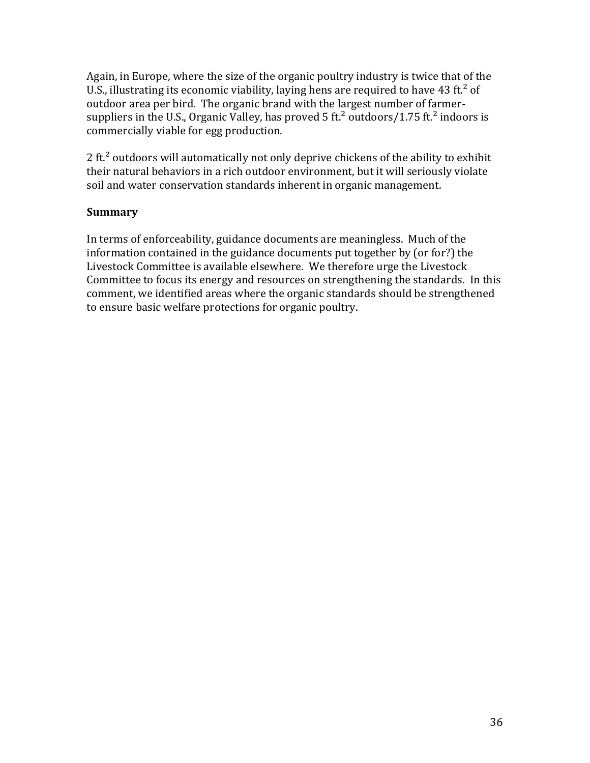Again, in Europe, where the size of the organic poultry industry is twice that of the U.S., illustrating its economic viability, laying hens are required to have 43 $ft.^2$ of outdoor area per bird. The organic brand with the largest number of farmer-suppliers in the U.S., Organic Valley, has proved 5 $ft.^2$ outdoors/1.75 $ft.^2$ indoors is commercially viable for egg production.

2 $ft.^2$ outdoors will automatically not only deprive chickens of the ability to exhibit their natural behaviors in a rich outdoor environment, but it will seriously violate soil and water conservation standards inherent in organic management.

**Summary**

In terms of enforceability, guidance documents are meaningless. Much of the information contained in the guidance documents put together by (or for?) the Livestock Committee is available elsewhere. We therefore urge the Livestock Committee to focus its energy and resources on strengthening the standards. In this comment, we identified areas where the organic standards should be strengthened to ensure basic welfare protections for organic poultry.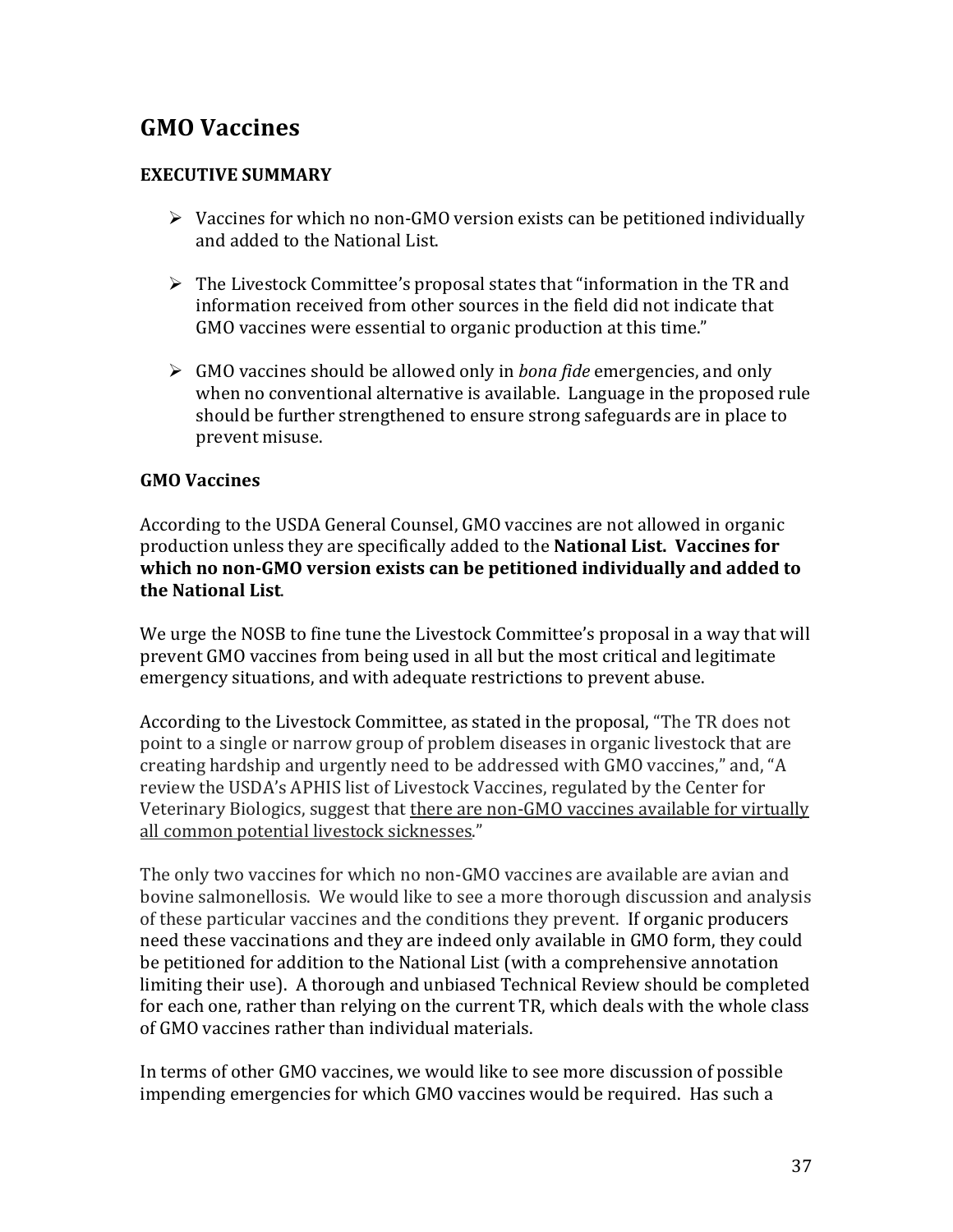## GMO Vaccines

### EXECUTIVE SUMMARY

- Vaccines for which no non-GMO version exists can be petitioned individually and added to the National List.
- The Livestock Committee's proposal states that "information in the TR and information received from other sources in the field did not indicate that GMO vaccines were essential to organic production at this time."
- GMO vaccines should be allowed only in *bona fide* emergencies, and only when no conventional alternative is available. Language in the proposed rule should be further strengthened to ensure strong safeguards are in place to prevent misuse.

### GMO Vaccines

According to the USDA General Counsel, GMO vaccines are not allowed in organic production unless they are specifically added to the **National List. Vaccines for which no non-GMO version exists can be petitioned individually and added to the National List**.

We urge the NOSB to fine tune the Livestock Committee's proposal in a way that will prevent GMO vaccines from being used in all but the most critical and legitimate emergency situations, and with adequate restrictions to prevent abuse.

According to the Livestock Committee, as stated in the proposal, "The TR does not point to a single or narrow group of problem diseases in organic livestock that are creating hardship and urgently need to be addressed with GMO vaccines," and, "A review the USDA's APHIS list of Livestock Vaccines, regulated by the Center for Veterinary Biologics, suggest that <u>there are non-GMO vaccines available for virtually all common potential livestock sicknesses</u>."

The only two vaccines for which no non-GMO vaccines are available are avian and bovine salmonellosis. We would like to see a more thorough discussion and analysis of these particular vaccines and the conditions they prevent. If organic producers need these vaccinations and they are indeed only available in GMO form, they could be petitioned for addition to the National List (with a comprehensive annotation limiting their use). A thorough and unbiased Technical Review should be completed for each one, rather than relying on the current TR, which deals with the whole class of GMO vaccines rather than individual materials.

In terms of other GMO vaccines, we would like to see more discussion of possible impending emergencies for which GMO vaccines would be required. Has such a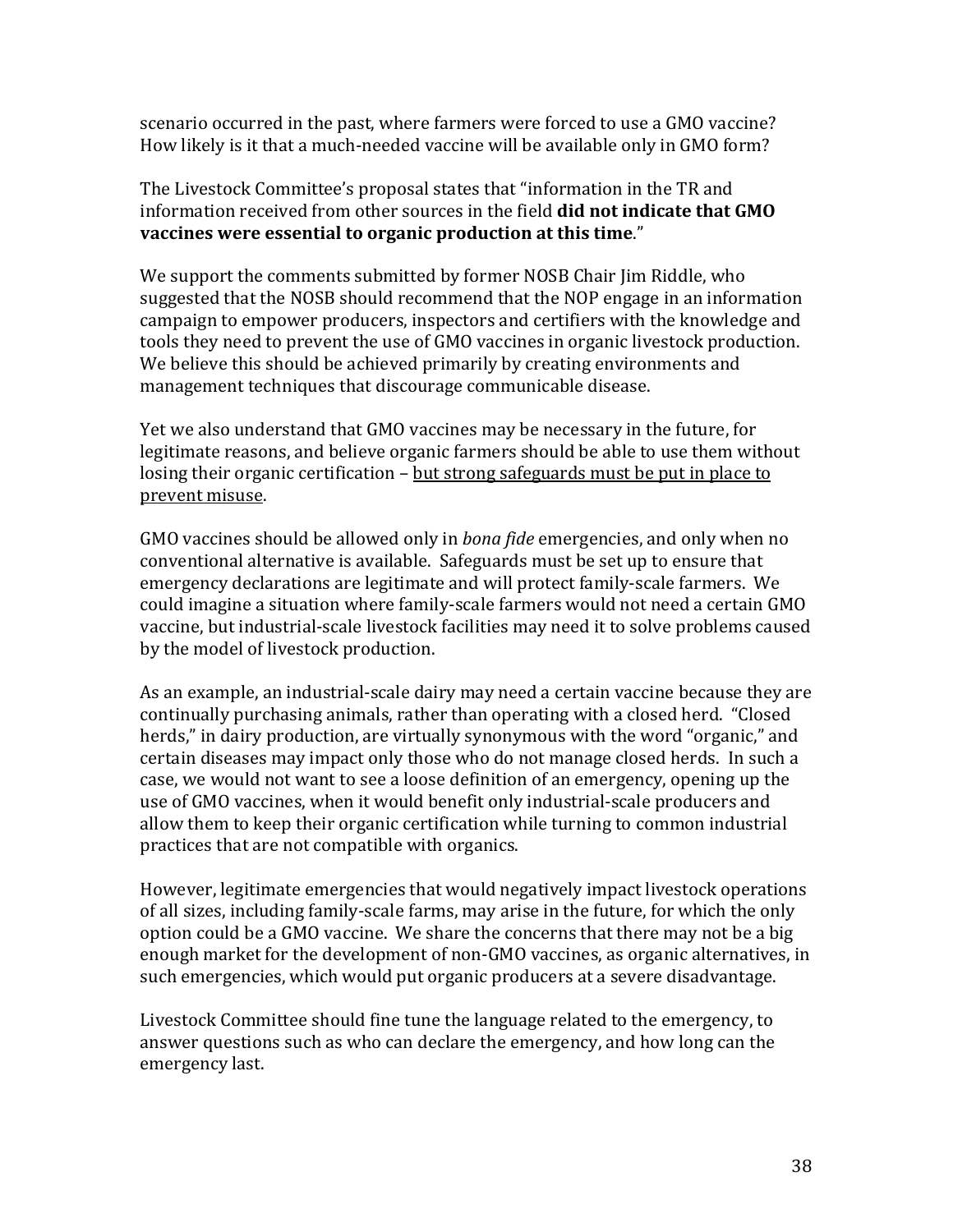scenario occurred in the past, where farmers were forced to use a GMO vaccine? How likely is it that a much-needed vaccine will be available only in GMO form?

The Livestock Committee's proposal states that "information in the TR and information received from other sources in the field **did not indicate that GMO vaccines were essential to organic production at this time**."

We support the comments submitted by former NOSB Chair Jim Riddle, who suggested that the NOSB should recommend that the NOP engage in an information campaign to empower producers, inspectors and certifiers with the knowledge and tools they need to prevent the use of GMO vaccines in organic livestock production. We believe this should be achieved primarily by creating environments and management techniques that discourage communicable disease.

Yet we also understand that GMO vaccines may be necessary in the future, for legitimate reasons, and believe organic farmers should be able to use them without losing their organic certification – <u>but strong safeguards must be put in place to prevent misuse</u>.

GMO vaccines should be allowed only in *bona fide* emergencies, and only when no conventional alternative is available. Safeguards must be set up to ensure that emergency declarations are legitimate and will protect family-scale farmers. We could imagine a situation where family-scale farmers would not need a certain GMO vaccine, but industrial-scale livestock facilities may need it to solve problems caused by the model of livestock production.

As an example, an industrial-scale dairy may need a certain vaccine because they are continually purchasing animals, rather than operating with a closed herd. "Closed herds," in dairy production, are virtually synonymous with the word "organic," and certain diseases may impact only those who do not manage closed herds. In such a case, we would not want to see a loose definition of an emergency, opening up the use of GMO vaccines, when it would benefit only industrial-scale producers and allow them to keep their organic certification while turning to common industrial practices that are not compatible with organics.

However, legitimate emergencies that would negatively impact livestock operations of all sizes, including family-scale farms, may arise in the future, for which the only option could be a GMO vaccine. We share the concerns that there may not be a big enough market for the development of non-GMO vaccines, as organic alternatives, in such emergencies, which would put organic producers at a severe disadvantage.

Livestock Committee should fine tune the language related to the emergency, to answer questions such as who can declare the emergency, and how long can the emergency last.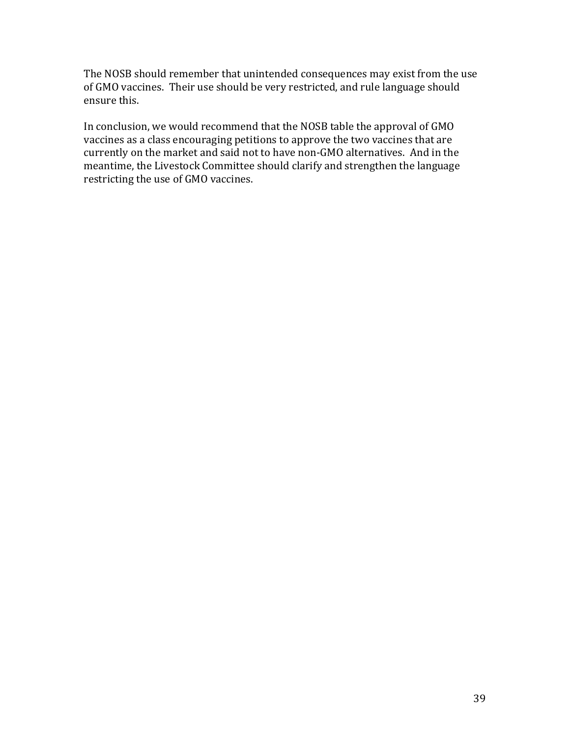The NOSB should remember that unintended consequences may exist from the use of GMO vaccines. Their use should be very restricted, and rule language should ensure this.

In conclusion, we would recommend that the NOSB table the approval of GMO vaccines as a class encouraging petitions to approve the two vaccines that are currently on the market and said not to have non-GMO alternatives. And in the meantime, the Livestock Committee should clarify and strengthen the language restricting the use of GMO vaccines.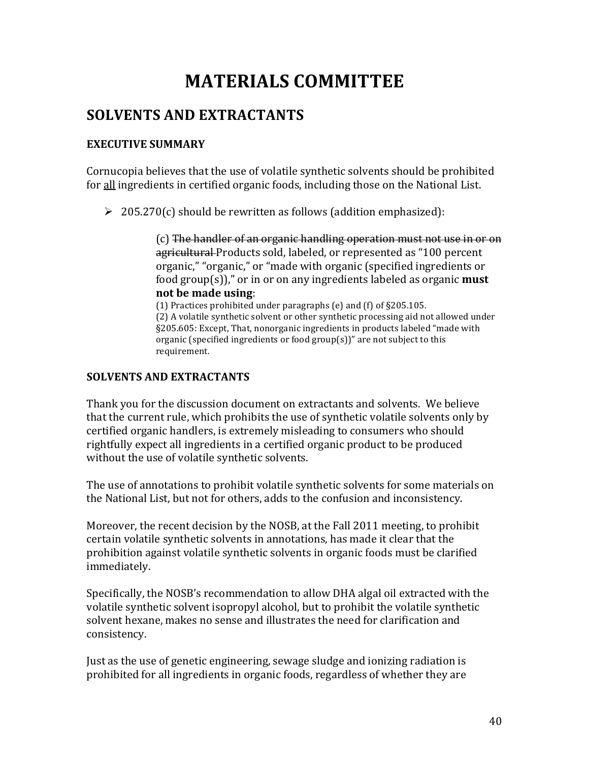# MATERIALS COMMITTEE

## SOLVENTS AND EXTRACTANTS

### EXECUTIVE SUMMARY

Cornucopia believes that the use of volatile synthetic solvents should be prohibited for <u>all</u> ingredients in certified organic foods, including those on the National List.

- 205.270(c) should be rewritten as follows (addition emphasized):

> (c) ~~The handler of an organic handling operation must not use in or on agricultural~~ Products sold, labeled, or represented as "100 percent organic," "organic," or "made with organic (specified ingredients or food group(s))," or in or on any ingredients labeled as organic **must not be made using**:
> (1) Practices prohibited under paragraphs (e) and (f) of §205.105.
> (2) A volatile synthetic solvent or other synthetic processing aid not allowed under §205.605: Except, That, nonorganic ingredients in products labeled "made with organic (specified ingredients or food group(s))" are not subject to this requirement.

### SOLVENTS AND EXTRACTANTS

Thank you for the discussion document on extractants and solvents. We believe that the current rule, which prohibits the use of synthetic volatile solvents only by certified organic handlers, is extremely misleading to consumers who should rightfully expect all ingredients in a certified organic product to be produced without the use of volatile synthetic solvents.

The use of annotations to prohibit volatile synthetic solvents for some materials on the National List, but not for others, adds to the confusion and inconsistency.

Moreover, the recent decision by the NOSB, at the Fall 2011 meeting, to prohibit certain volatile synthetic solvents in annotations, has made it clear that the prohibition against volatile synthetic solvents in organic foods must be clarified immediately.

Specifically, the NOSB's recommendation to allow DHA algal oil extracted with the volatile synthetic solvent isopropyl alcohol, but to prohibit the volatile synthetic solvent hexane, makes no sense and illustrates the need for clarification and consistency.

Just as the use of genetic engineering, sewage sludge and ionizing radiation is prohibited for all ingredients in organic foods, regardless of whether they are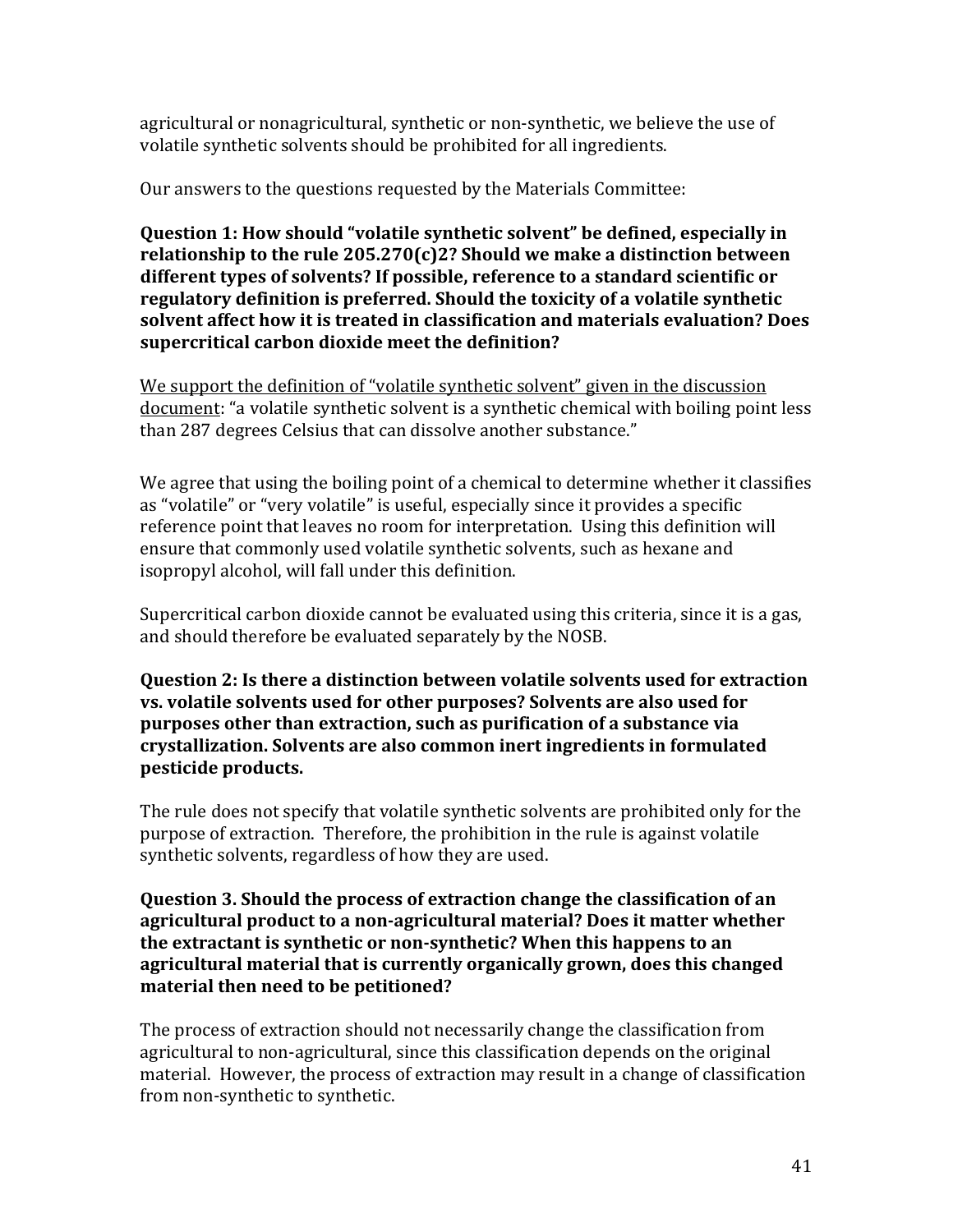agricultural or nonagricultural, synthetic or non-synthetic, we believe the use of volatile synthetic solvents should be prohibited for all ingredients.

Our answers to the questions requested by the Materials Committee:

**Question 1: How should "volatile synthetic solvent" be defined, especially in relationship to the rule 205.270(c)2? Should we make a distinction between different types of solvents? If possible, reference to a standard scientific or regulatory definition is preferred. Should the toxicity of a volatile synthetic solvent affect how it is treated in classification and materials evaluation? Does supercritical carbon dioxide meet the definition?**

<u>We support the definition of "volatile synthetic solvent" given in the discussion document</u>: "a volatile synthetic solvent is a synthetic chemical with boiling point less than 287 degrees Celsius that can dissolve another substance."

We agree that using the boiling point of a chemical to determine whether it classifies as "volatile" or "very volatile" is useful, especially since it provides a specific reference point that leaves no room for interpretation. Using this definition will ensure that commonly used volatile synthetic solvents, such as hexane and isopropyl alcohol, will fall under this definition.

Supercritical carbon dioxide cannot be evaluated using this criteria, since it is a gas, and should therefore be evaluated separately by the NOSB.

**Question 2: Is there a distinction between volatile solvents used for extraction vs. volatile solvents used for other purposes? Solvents are also used for purposes other than extraction, such as purification of a substance via crystallization. Solvents are also common inert ingredients in formulated pesticide products.**

The rule does not specify that volatile synthetic solvents are prohibited only for the purpose of extraction. Therefore, the prohibition in the rule is against volatile synthetic solvents, regardless of how they are used.

**Question 3. Should the process of extraction change the classification of an agricultural product to a non-agricultural material? Does it matter whether the extractant is synthetic or non-synthetic? When this happens to an agricultural material that is currently organically grown, does this changed material then need to be petitioned?**

The process of extraction should not necessarily change the classification from agricultural to non-agricultural, since this classification depends on the original material. However, the process of extraction may result in a change of classification from non-synthetic to synthetic.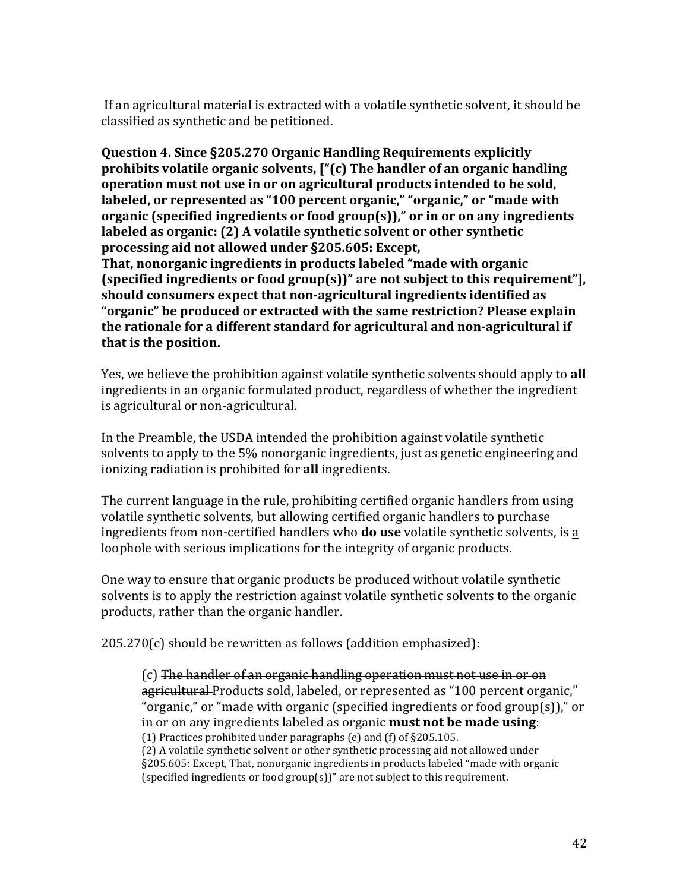If an agricultural material is extracted with a volatile synthetic solvent, it should be classified as synthetic and be petitioned.

**Question 4. Since §205.270 Organic Handling Requirements explicitly prohibits volatile organic solvents, ["(c) The handler of an organic handling operation must not use in or on agricultural products intended to be sold, labeled, or represented as "100 percent organic," "organic," or "made with organic (specified ingredients or food group(s))," or in or on any ingredients labeled as organic: (2) A volatile synthetic solvent or other synthetic processing aid not allowed under §205.605: Except, That, nonorganic ingredients in products labeled "made with organic (specified ingredients or food group(s))" are not subject to this requirement"], should consumers expect that non-agricultural ingredients identified as "organic" be produced or extracted with the same restriction? Please explain the rationale for a different standard for agricultural and non-agricultural if that is the position.**

Yes, we believe the prohibition against volatile synthetic solvents should apply to **all** ingredients in an organic formulated product, regardless of whether the ingredient is agricultural or non-agricultural.

In the Preamble, the USDA intended the prohibition against volatile synthetic solvents to apply to the 5% nonorganic ingredients, just as genetic engineering and ionizing radiation is prohibited for **all** ingredients.

The current language in the rule, prohibiting certified organic handlers from using volatile synthetic solvents, but allowing certified organic handlers to purchase ingredients from non-certified handlers who **do use** volatile synthetic solvents, is <u>a loophole with serious implications for the integrity of organic products</u>.

One way to ensure that organic products be produced without volatile synthetic solvents is to apply the restriction against volatile synthetic solvents to the organic products, rather than the organic handler.

205.270(c) should be rewritten as follows (addition emphasized):

> (c) ~~The handler of an organic handling operation must not use in or on agricultural~~ Products sold, labeled, or represented as "100 percent organic," "organic," or "made with organic (specified ingredients or food group(s))," or in or on any ingredients labeled as organic **must not be made using**:
> (1) Practices prohibited under paragraphs (e) and (f) of §205.105.
> (2) A volatile synthetic solvent or other synthetic processing aid not allowed under §205.605: Except, That, nonorganic ingredients in products labeled "made with organic (specified ingredients or food group(s))" are not subject to this requirement.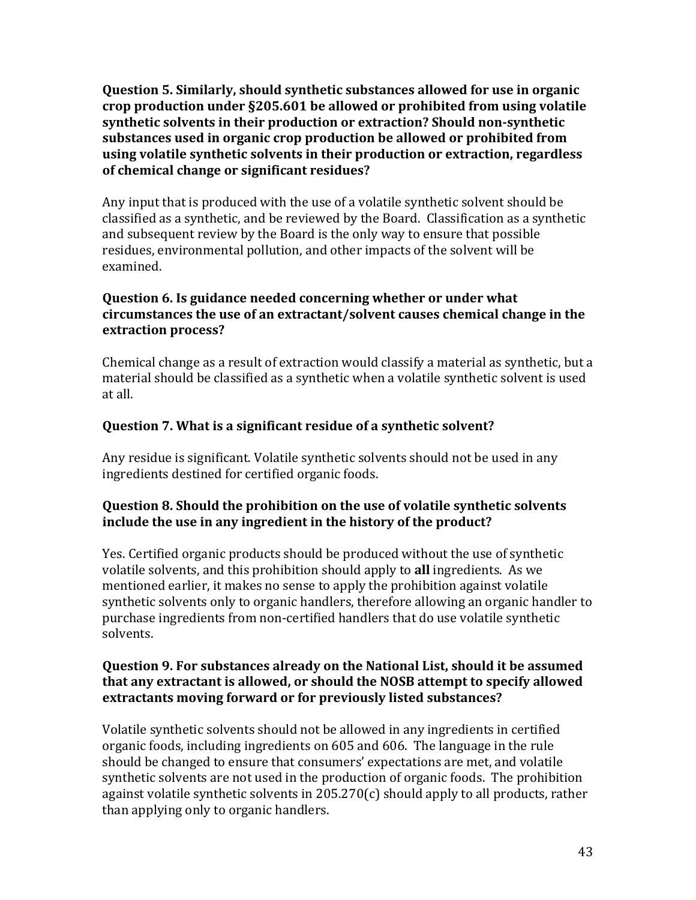**Question 5. Similarly, should synthetic substances allowed for use in organic crop production under §205.601 be allowed or prohibited from using volatile synthetic solvents in their production or extraction? Should non-synthetic substances used in organic crop production be allowed or prohibited from using volatile synthetic solvents in their production or extraction, regardless of chemical change or significant residues?**

Any input that is produced with the use of a volatile synthetic solvent should be classified as a synthetic, and be reviewed by the Board. Classification as a synthetic and subsequent review by the Board is the only way to ensure that possible residues, environmental pollution, and other impacts of the solvent will be examined.

**Question 6. Is guidance needed concerning whether or under what circumstances the use of an extractant/solvent causes chemical change in the extraction process?**

Chemical change as a result of extraction would classify a material as synthetic, but a material should be classified as a synthetic when a volatile synthetic solvent is used at all.

**Question 7. What is a significant residue of a synthetic solvent?**

Any residue is significant. Volatile synthetic solvents should not be used in any ingredients destined for certified organic foods.

**Question 8. Should the prohibition on the use of volatile synthetic solvents include the use in any ingredient in the history of the product?**

Yes. Certified organic products should be produced without the use of synthetic volatile solvents, and this prohibition should apply to **all** ingredients. As we mentioned earlier, it makes no sense to apply the prohibition against volatile synthetic solvents only to organic handlers, therefore allowing an organic handler to purchase ingredients from non-certified handlers that do use volatile synthetic solvents.

**Question 9. For substances already on the National List, should it be assumed that any extractant is allowed, or should the NOSB attempt to specify allowed extractants moving forward or for previously listed substances?**

Volatile synthetic solvents should not be allowed in any ingredients in certified organic foods, including ingredients on 605 and 606. The language in the rule should be changed to ensure that consumers' expectations are met, and volatile synthetic solvents are not used in the production of organic foods. The prohibition against volatile synthetic solvents in 205.270(c) should apply to all products, rather than applying only to organic handlers.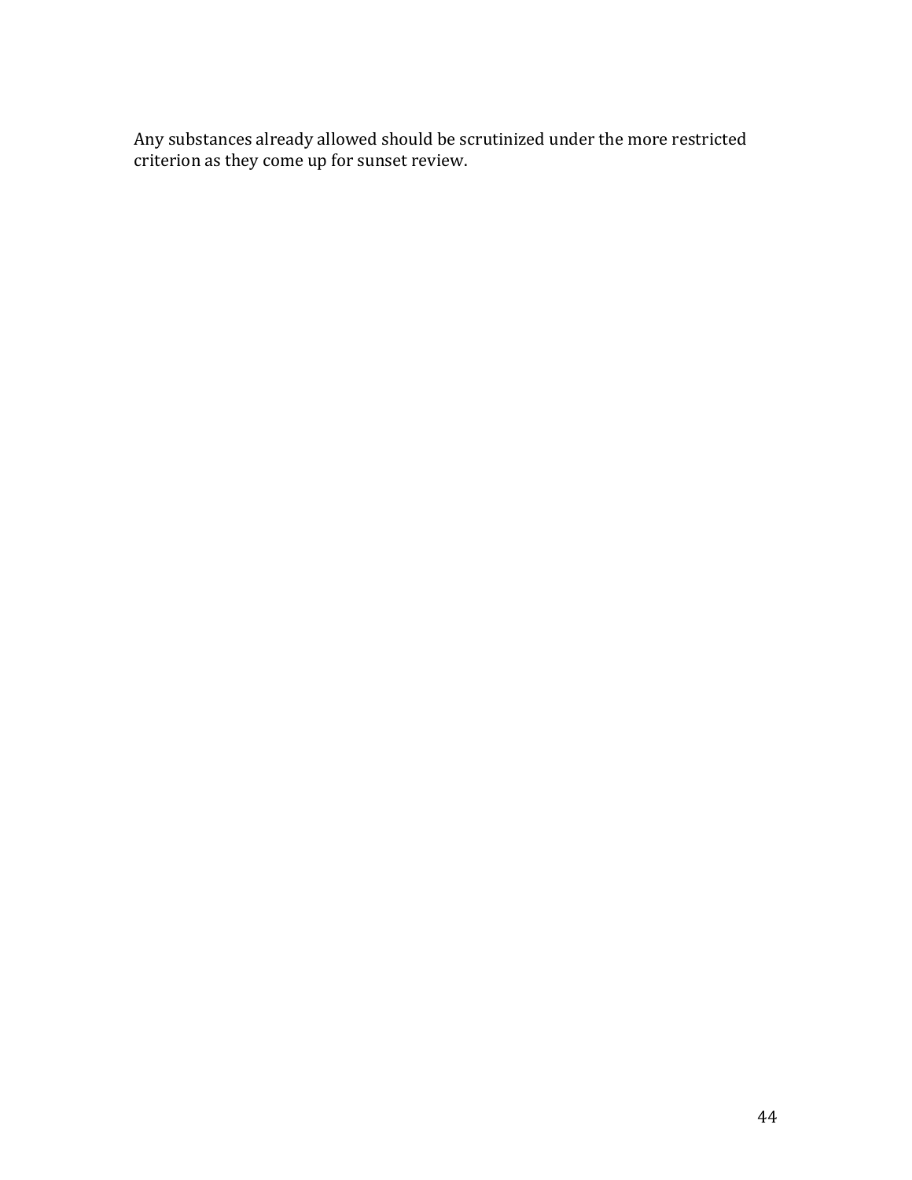Any substances already allowed should be scrutinized under the more restricted criterion as they come up for sunset review.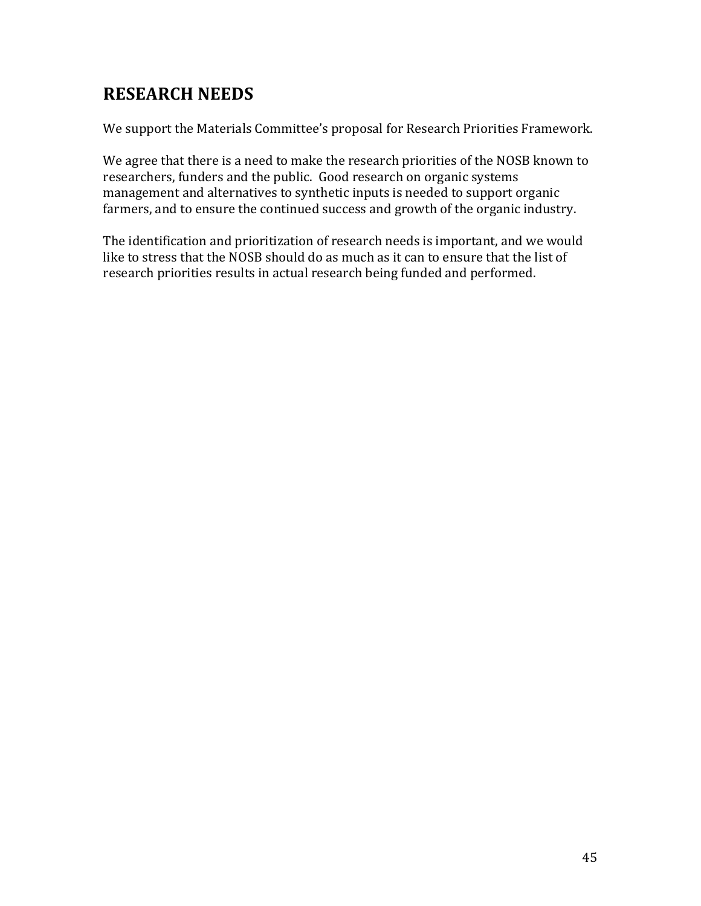## RESEARCH NEEDS

We support the Materials Committee's proposal for Research Priorities Framework.

We agree that there is a need to make the research priorities of the NOSB known to researchers, funders and the public. Good research on organic systems management and alternatives to synthetic inputs is needed to support organic farmers, and to ensure the continued success and growth of the organic industry.

The identification and prioritization of research needs is important, and we would like to stress that the NOSB should do as much as it can to ensure that the list of research priorities results in actual research being funded and performed.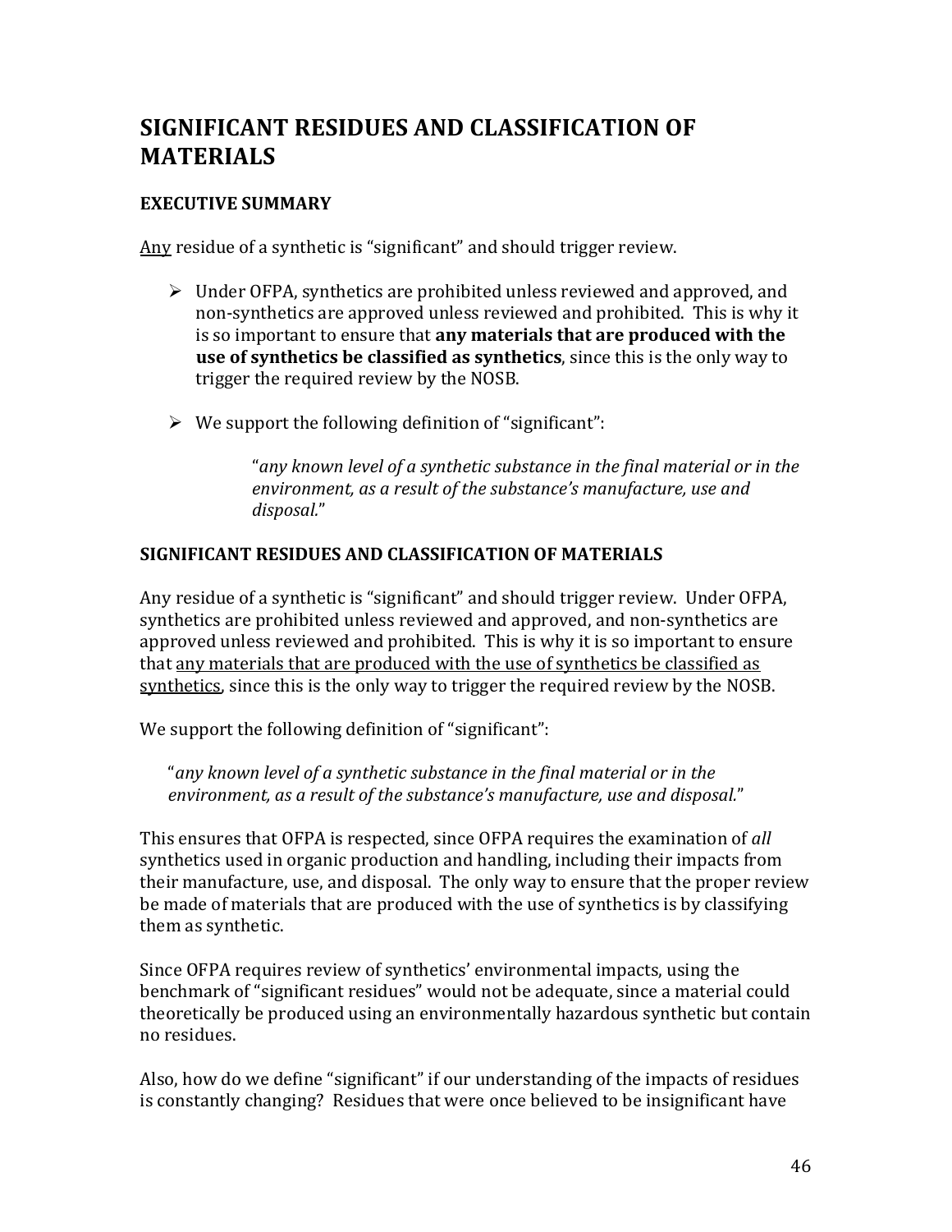# SIGNIFICANT RESIDUES AND CLASSIFICATION OF MATERIALS

### EXECUTIVE SUMMARY

<u>Any</u> residue of a synthetic is "significant" and should trigger review.

- Under OFPA, synthetics are prohibited unless reviewed and approved, and non-synthetics are approved unless reviewed and prohibited. This is why it is so important to ensure that **any materials that are produced with the use of synthetics be classified as synthetics**, since this is the only way to trigger the required review by the NOSB.

- We support the following definition of "significant":

  > "*any known level of a synthetic substance in the final material or in the environment, as a result of the substance's manufacture, use and disposal.*"

### SIGNIFICANT RESIDUES AND CLASSIFICATION OF MATERIALS

Any residue of a synthetic is "significant" and should trigger review. Under OFPA, synthetics are prohibited unless reviewed and approved, and non-synthetics are approved unless reviewed and prohibited. This is why it is so important to ensure that <u>any materials that are produced with the use of synthetics be classified as synthetics</u>, since this is the only way to trigger the required review by the NOSB.

We support the following definition of "significant":

> "*any known level of a synthetic substance in the final material or in the environment, as a result of the substance's manufacture, use and disposal.*"

This ensures that OFPA is respected, since OFPA requires the examination of *all* synthetics used in organic production and handling, including their impacts from their manufacture, use, and disposal. The only way to ensure that the proper review be made of materials that are produced with the use of synthetics is by classifying them as synthetic.

Since OFPA requires review of synthetics' environmental impacts, using the benchmark of "significant residues" would not be adequate, since a material could theoretically be produced using an environmentally hazardous synthetic but contain no residues.

Also, how do we define "significant" if our understanding of the impacts of residues is constantly changing? Residues that were once believed to be insignificant have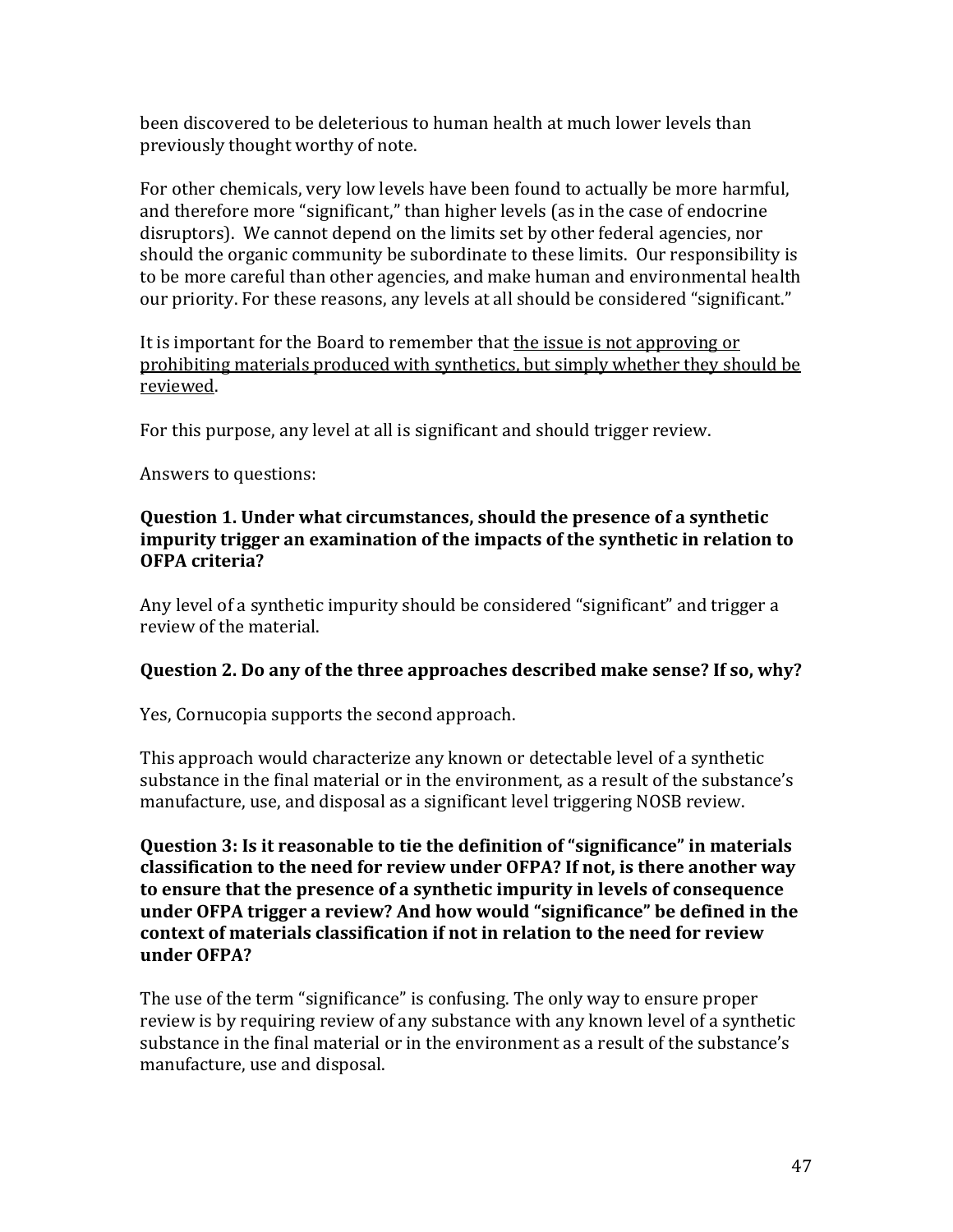been discovered to be deleterious to human health at much lower levels than previously thought worthy of note.

For other chemicals, very low levels have been found to actually be more harmful, and therefore more "significant," than higher levels (as in the case of endocrine disruptors). We cannot depend on the limits set by other federal agencies, nor should the organic community be subordinate to these limits. Our responsibility is to be more careful than other agencies, and make human and environmental health our priority. For these reasons, any levels at all should be considered "significant."

It is important for the Board to remember that <u>the issue is not approving or prohibiting materials produced with synthetics, but simply whether they should be reviewed</u>.

For this purpose, any level at all is significant and should trigger review.

Answers to questions:

**Question 1. Under what circumstances, should the presence of a synthetic impurity trigger an examination of the impacts of the synthetic in relation to OFPA criteria?**

Any level of a synthetic impurity should be considered "significant" and trigger a review of the material.

**Question 2. Do any of the three approaches described make sense? If so, why?**

Yes, Cornucopia supports the second approach.

This approach would characterize any known or detectable level of a synthetic substance in the final material or in the environment, as a result of the substance's manufacture, use, and disposal as a significant level triggering NOSB review.

**Question 3: Is it reasonable to tie the definition of "significance" in materials classification to the need for review under OFPA? If not, is there another way to ensure that the presence of a synthetic impurity in levels of consequence under OFPA trigger a review? And how would "significance" be defined in the context of materials classification if not in relation to the need for review under OFPA?**

The use of the term "significance" is confusing. The only way to ensure proper review is by requiring review of any substance with any known level of a synthetic substance in the final material or in the environment as a result of the substance's manufacture, use and disposal.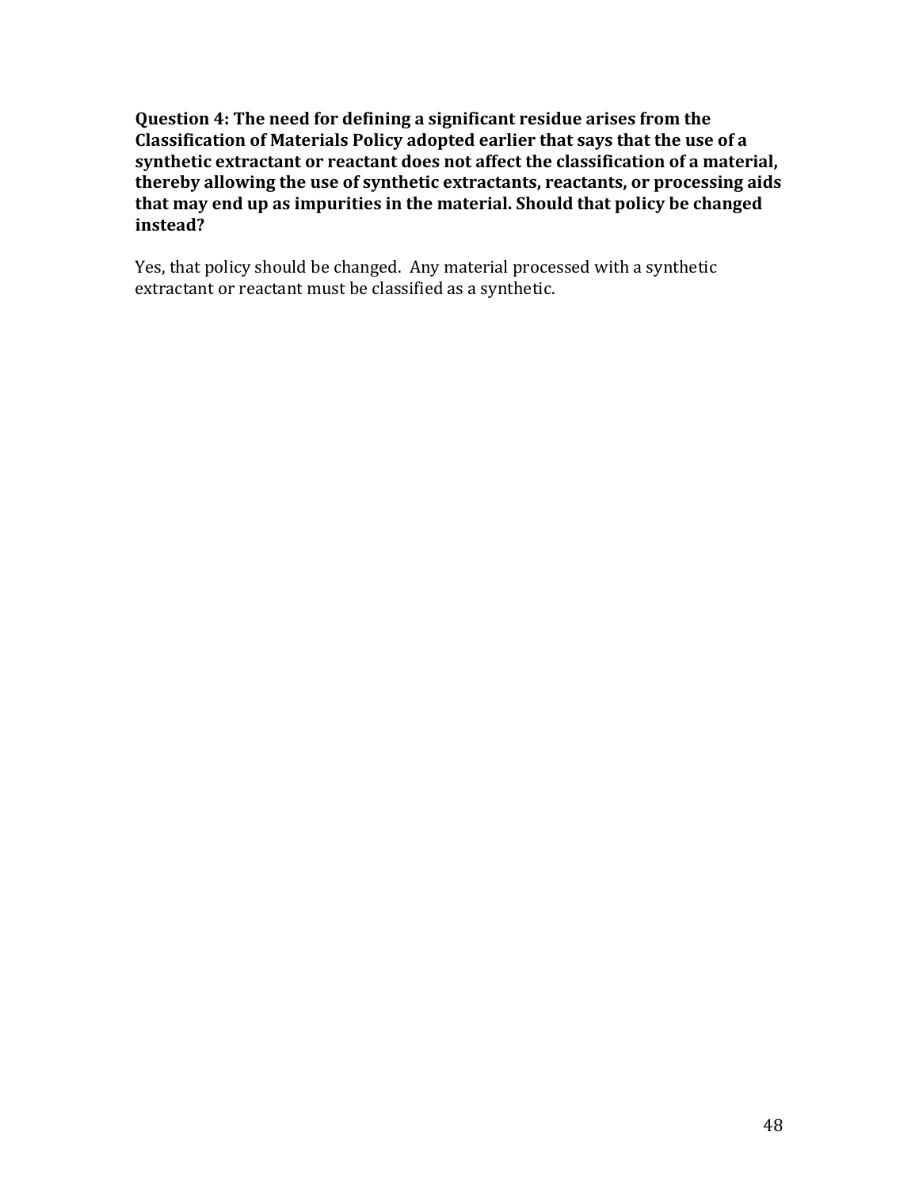**Question 4: The need for defining a significant residue arises from the Classification of Materials Policy adopted earlier that says that the use of a synthetic extractant or reactant does not affect the classification of a material, thereby allowing the use of synthetic extractants, reactants, or processing aids that may end up as impurities in the material. Should that policy be changed instead?**

Yes, that policy should be changed. Any material processed with a synthetic extractant or reactant must be classified as a synthetic.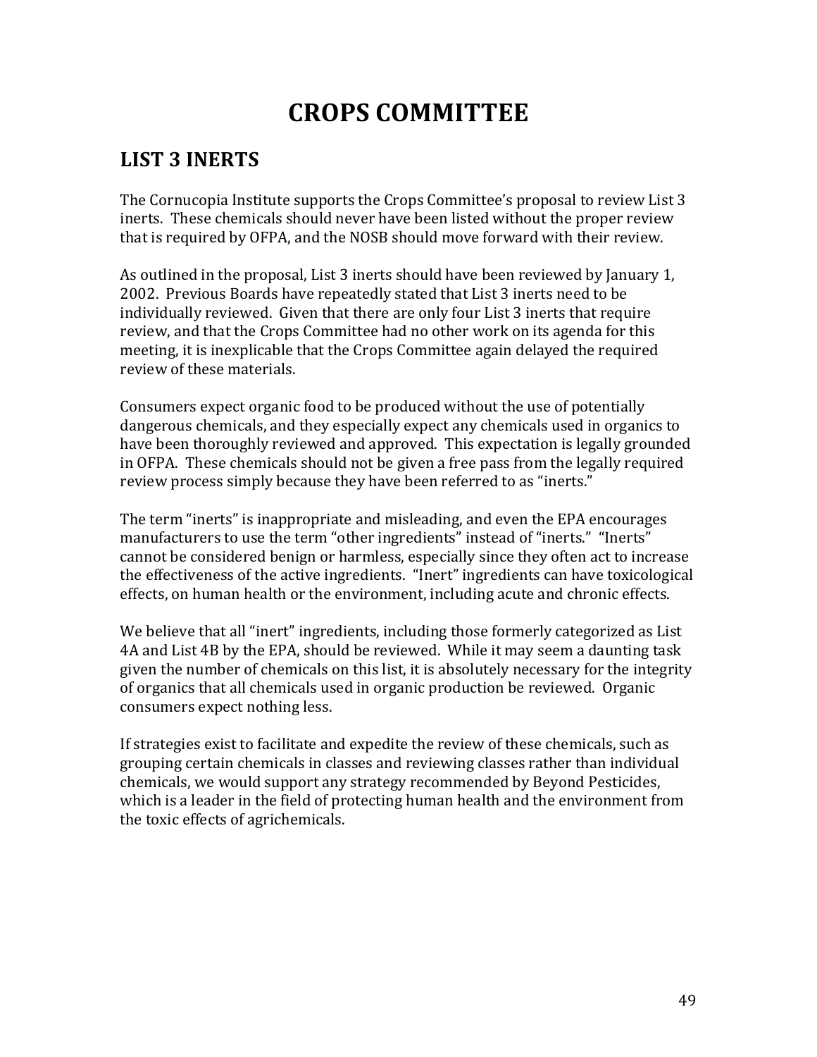# CROPS COMMITTEE

## LIST 3 INERTS

The Cornucopia Institute supports the Crops Committee's proposal to review List 3 inerts. These chemicals should never have been listed without the proper review that is required by OFPA, and the NOSB should move forward with their review.

As outlined in the proposal, List 3 inerts should have been reviewed by January 1, 2002. Previous Boards have repeatedly stated that List 3 inerts need to be individually reviewed. Given that there are only four List 3 inerts that require review, and that the Crops Committee had no other work on its agenda for this meeting, it is inexplicable that the Crops Committee again delayed the required review of these materials.

Consumers expect organic food to be produced without the use of potentially dangerous chemicals, and they especially expect any chemicals used in organics to have been thoroughly reviewed and approved. This expectation is legally grounded in OFPA. These chemicals should not be given a free pass from the legally required review process simply because they have been referred to as "inerts."

The term "inerts" is inappropriate and misleading, and even the EPA encourages manufacturers to use the term "other ingredients" instead of "inerts." "Inerts" cannot be considered benign or harmless, especially since they often act to increase the effectiveness of the active ingredients. "Inert" ingredients can have toxicological effects, on human health or the environment, including acute and chronic effects.

We believe that all "inert" ingredients, including those formerly categorized as List 4A and List 4B by the EPA, should be reviewed. While it may seem a daunting task given the number of chemicals on this list, it is absolutely necessary for the integrity of organics that all chemicals used in organic production be reviewed. Organic consumers expect nothing less.

If strategies exist to facilitate and expedite the review of these chemicals, such as grouping certain chemicals in classes and reviewing classes rather than individual chemicals, we would support any strategy recommended by Beyond Pesticides, which is a leader in the field of protecting human health and the environment from the toxic effects of agrichemicals.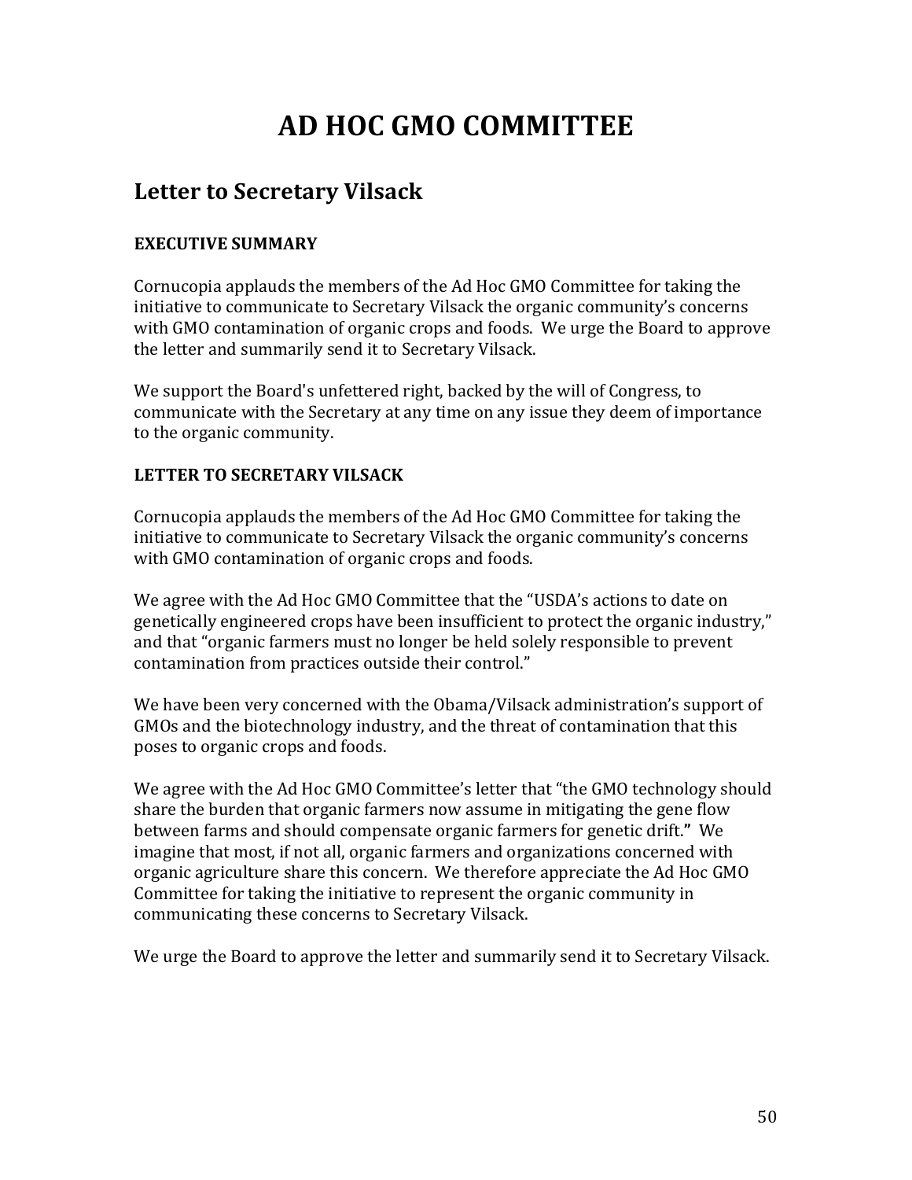# AD HOC GMO COMMITTEE

## Letter to Secretary Vilsack

### EXECUTIVE SUMMARY

Cornucopia applauds the members of the Ad Hoc GMO Committee for taking the initiative to communicate to Secretary Vilsack the organic community's concerns with GMO contamination of organic crops and foods. We urge the Board to approve the letter and summarily send it to Secretary Vilsack.

We support the Board's unfettered right, backed by the will of Congress, to communicate with the Secretary at any time on any issue they deem of importance to the organic community.

### LETTER TO SECRETARY VILSACK

Cornucopia applauds the members of the Ad Hoc GMO Committee for taking the initiative to communicate to Secretary Vilsack the organic community's concerns with GMO contamination of organic crops and foods.

We agree with the Ad Hoc GMO Committee that the "USDA's actions to date on genetically engineered crops have been insufficient to protect the organic industry," and that "organic farmers must no longer be held solely responsible to prevent contamination from practices outside their control."

We have been very concerned with the Obama/Vilsack administration's support of GMOs and the biotechnology industry, and the threat of contamination that this poses to organic crops and foods.

We agree with the Ad Hoc GMO Committee's letter that "the GMO technology should share the burden that organic farmers now assume in mitigating the gene flow between farms and should compensate organic farmers for genetic drift." We imagine that most, if not all, organic farmers and organizations concerned with organic agriculture share this concern. We therefore appreciate the Ad Hoc GMO Committee for taking the initiative to represent the organic community in communicating these concerns to Secretary Vilsack.

We urge the Board to approve the letter and summarily send it to Secretary Vilsack.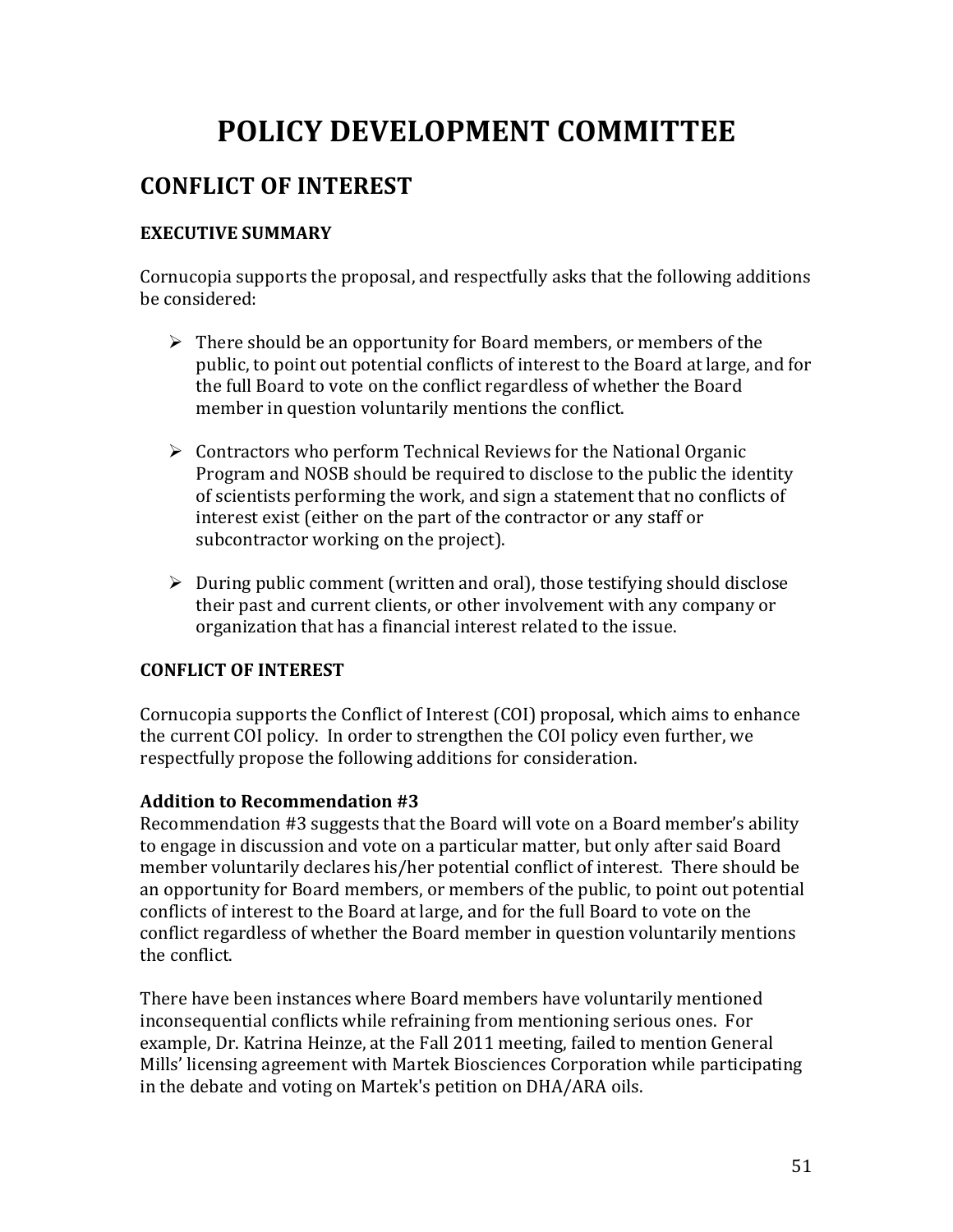# POLICY DEVELOPMENT COMMITTEE

## CONFLICT OF INTEREST

### EXECUTIVE SUMMARY

Cornucopia supports the proposal, and respectfully asks that the following additions be considered:

- There should be an opportunity for Board members, or members of the public, to point out potential conflicts of interest to the Board at large, and for the full Board to vote on the conflict regardless of whether the Board member in question voluntarily mentions the conflict.
- Contractors who perform Technical Reviews for the National Organic Program and NOSB should be required to disclose to the public the identity of scientists performing the work, and sign a statement that no conflicts of interest exist (either on the part of the contractor or any staff or subcontractor working on the project).
- During public comment (written and oral), those testifying should disclose their past and current clients, or other involvement with any company or organization that has a financial interest related to the issue.

### CONFLICT OF INTEREST

Cornucopia supports the Conflict of Interest (COI) proposal, which aims to enhance the current COI policy. In order to strengthen the COI policy even further, we respectfully propose the following additions for consideration.

**Addition to Recommendation #3**

Recommendation #3 suggests that the Board will vote on a Board member's ability to engage in discussion and vote on a particular matter, but only after said Board member voluntarily declares his/her potential conflict of interest. There should be an opportunity for Board members, or members of the public, to point out potential conflicts of interest to the Board at large, and for the full Board to vote on the conflict regardless of whether the Board member in question voluntarily mentions the conflict.

There have been instances where Board members have voluntarily mentioned inconsequential conflicts while refraining from mentioning serious ones. For example, Dr. Katrina Heinze, at the Fall 2011 meeting, failed to mention General Mills' licensing agreement with Martek Biosciences Corporation while participating in the debate and voting on Martek's petition on DHA/ARA oils.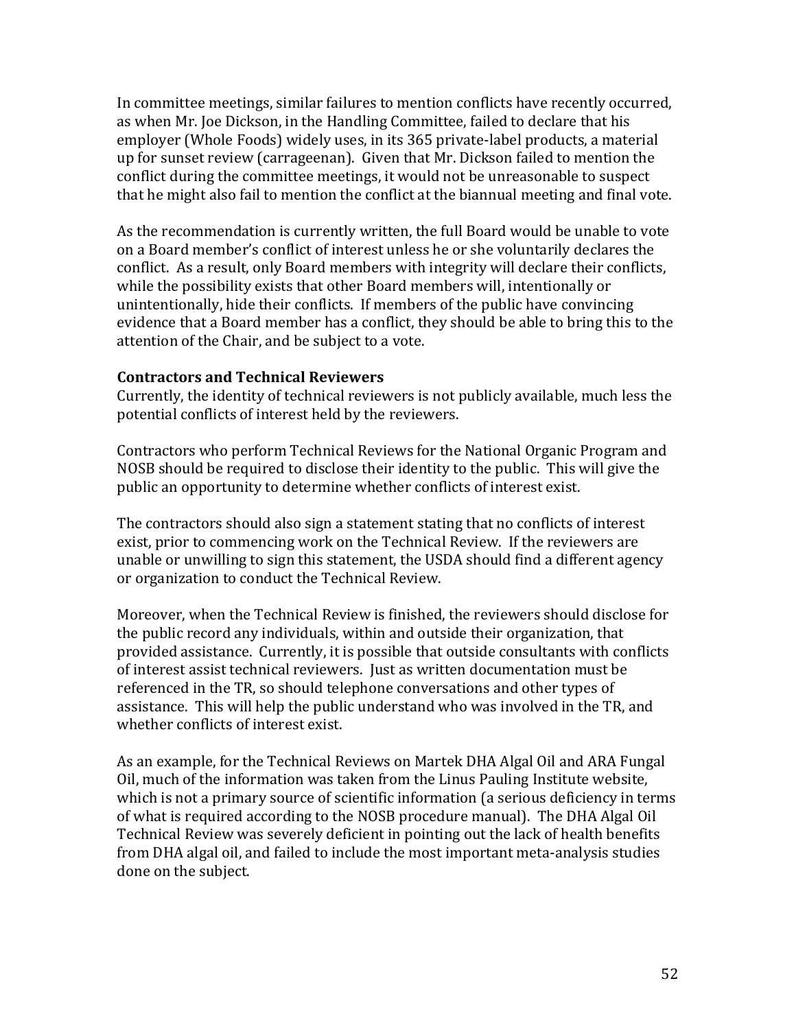In committee meetings, similar failures to mention conflicts have recently occurred, as when Mr. Joe Dickson, in the Handling Committee, failed to declare that his employer (Whole Foods) widely uses, in its 365 private-label products, a material up for sunset review (carrageenan). Given that Mr. Dickson failed to mention the conflict during the committee meetings, it would not be unreasonable to suspect that he might also fail to mention the conflict at the biannual meeting and final vote.

As the recommendation is currently written, the full Board would be unable to vote on a Board member's conflict of interest unless he or she voluntarily declares the conflict. As a result, only Board members with integrity will declare their conflicts, while the possibility exists that other Board members will, intentionally or unintentionally, hide their conflicts. If members of the public have convincing evidence that a Board member has a conflict, they should be able to bring this to the attention of the Chair, and be subject to a vote.

**Contractors and Technical Reviewers**

Currently, the identity of technical reviewers is not publicly available, much less the potential conflicts of interest held by the reviewers.

Contractors who perform Technical Reviews for the National Organic Program and NOSB should be required to disclose their identity to the public. This will give the public an opportunity to determine whether conflicts of interest exist.

The contractors should also sign a statement stating that no conflicts of interest exist, prior to commencing work on the Technical Review. If the reviewers are unable or unwilling to sign this statement, the USDA should find a different agency or organization to conduct the Technical Review.

Moreover, when the Technical Review is finished, the reviewers should disclose for the public record any individuals, within and outside their organization, that provided assistance. Currently, it is possible that outside consultants with conflicts of interest assist technical reviewers. Just as written documentation must be referenced in the TR, so should telephone conversations and other types of assistance. This will help the public understand who was involved in the TR, and whether conflicts of interest exist.

As an example, for the Technical Reviews on Martek DHA Algal Oil and ARA Fungal Oil, much of the information was taken from the Linus Pauling Institute website, which is not a primary source of scientific information (a serious deficiency in terms of what is required according to the NOSB procedure manual). The DHA Algal Oil Technical Review was severely deficient in pointing out the lack of health benefits from DHA algal oil, and failed to include the most important meta-analysis studies done on the subject.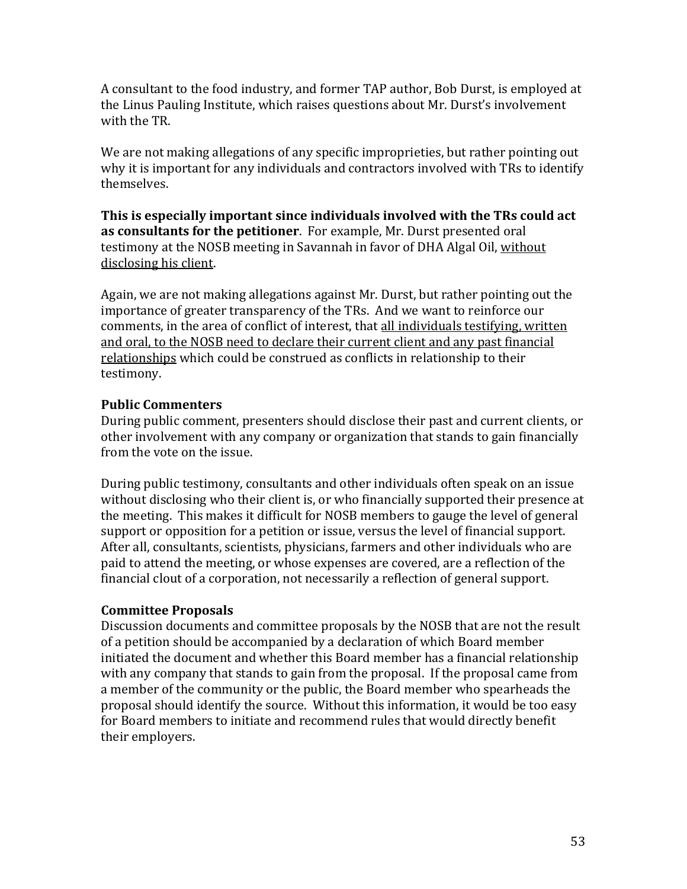A consultant to the food industry, and former TAP author, Bob Durst, is employed at the Linus Pauling Institute, which raises questions about Mr. Durst's involvement with the TR.

We are not making allegations of any specific improprieties, but rather pointing out why it is important for any individuals and contractors involved with TRs to identify themselves.

**This is especially important since individuals involved with the TRs could act as consultants for the petitioner**. For example, Mr. Durst presented oral testimony at the NOSB meeting in Savannah in favor of DHA Algal Oil, <u>without disclosing his client</u>.

Again, we are not making allegations against Mr. Durst, but rather pointing out the importance of greater transparency of the TRs. And we want to reinforce our comments, in the area of conflict of interest, that <u>all individuals testifying, written and oral, to the NOSB need to declare their current client and any past financial relationships</u> which could be construed as conflicts in relationship to their testimony.

### Public Commenters

During public comment, presenters should disclose their past and current clients, or other involvement with any company or organization that stands to gain financially from the vote on the issue.

During public testimony, consultants and other individuals often speak on an issue without disclosing who their client is, or who financially supported their presence at the meeting. This makes it difficult for NOSB members to gauge the level of general support or opposition for a petition or issue, versus the level of financial support. After all, consultants, scientists, physicians, farmers and other individuals who are paid to attend the meeting, or whose expenses are covered, are a reflection of the financial clout of a corporation, not necessarily a reflection of general support.

### Committee Proposals

Discussion documents and committee proposals by the NOSB that are not the result of a petition should be accompanied by a declaration of which Board member initiated the document and whether this Board member has a financial relationship with any company that stands to gain from the proposal. If the proposal came from a member of the community or the public, the Board member who spearheads the proposal should identify the source. Without this information, it would be too easy for Board members to initiate and recommend rules that would directly benefit their employers.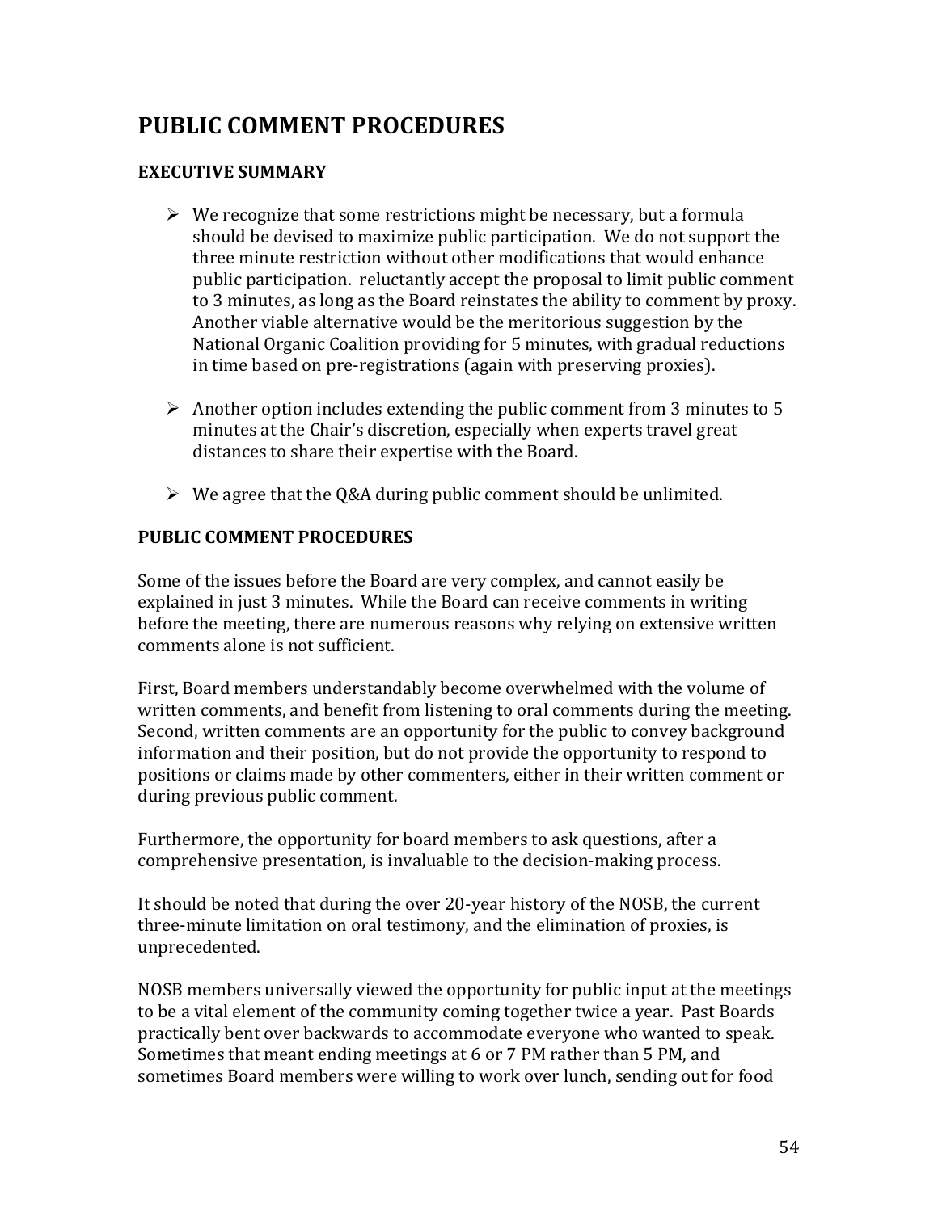# PUBLIC COMMENT PROCEDURES

## EXECUTIVE SUMMARY

- We recognize that some restrictions might be necessary, but a formula should be devised to maximize public participation. We do not support the three minute restriction without other modifications that would enhance public participation. reluctantly accept the proposal to limit public comment to 3 minutes, as long as the Board reinstates the ability to comment by proxy. Another viable alternative would be the meritorious suggestion by the National Organic Coalition providing for 5 minutes, with gradual reductions in time based on pre-registrations (again with preserving proxies).

- Another option includes extending the public comment from 3 minutes to 5 minutes at the Chair's discretion, especially when experts travel great distances to share their expertise with the Board.

- We agree that the Q&A during public comment should be unlimited.

## PUBLIC COMMENT PROCEDURES

Some of the issues before the Board are very complex, and cannot easily be explained in just 3 minutes. While the Board can receive comments in writing before the meeting, there are numerous reasons why relying on extensive written comments alone is not sufficient.

First, Board members understandably become overwhelmed with the volume of written comments, and benefit from listening to oral comments during the meeting. Second, written comments are an opportunity for the public to convey background information and their position, but do not provide the opportunity to respond to positions or claims made by other commenters, either in their written comment or during previous public comment.

Furthermore, the opportunity for board members to ask questions, after a comprehensive presentation, is invaluable to the decision-making process.

It should be noted that during the over 20-year history of the NOSB, the current three-minute limitation on oral testimony, and the elimination of proxies, is unprecedented.

NOSB members universally viewed the opportunity for public input at the meetings to be a vital element of the community coming together twice a year. Past Boards practically bent over backwards to accommodate everyone who wanted to speak. Sometimes that meant ending meetings at 6 or 7 PM rather than 5 PM, and sometimes Board members were willing to work over lunch, sending out for food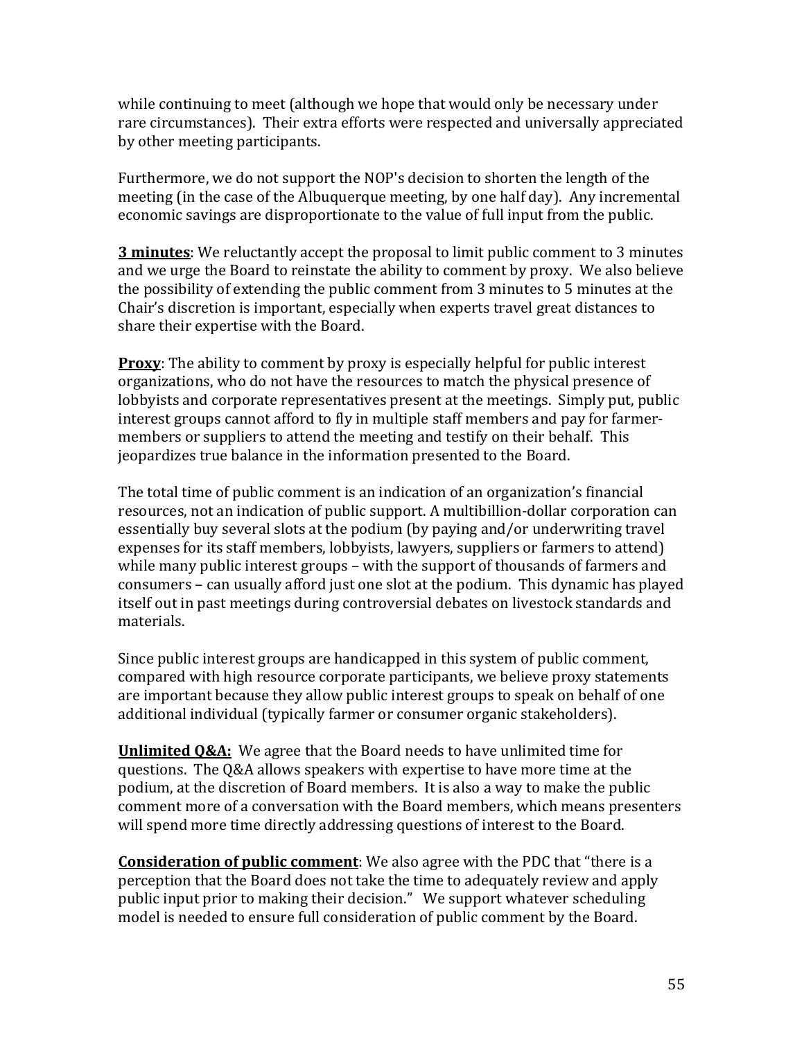while continuing to meet (although we hope that would only be necessary under rare circumstances). Their extra efforts were respected and universally appreciated by other meeting participants.

Furthermore, we do not support the NOP's decision to shorten the length of the meeting (in the case of the Albuquerque meeting, by one half day). Any incremental economic savings are disproportionate to the value of full input from the public.

**3 minutes**: We reluctantly accept the proposal to limit public comment to 3 minutes and we urge the Board to reinstate the ability to comment by proxy. We also believe the possibility of extending the public comment from 3 minutes to 5 minutes at the Chair's discretion is important, especially when experts travel great distances to share their expertise with the Board.

**Proxy**: The ability to comment by proxy is especially helpful for public interest organizations, who do not have the resources to match the physical presence of lobbyists and corporate representatives present at the meetings. Simply put, public interest groups cannot afford to fly in multiple staff members and pay for farmer-members or suppliers to attend the meeting and testify on their behalf. This jeopardizes true balance in the information presented to the Board.

The total time of public comment is an indication of an organization's financial resources, not an indication of public support. A multibillion-dollar corporation can essentially buy several slots at the podium (by paying and/or underwriting travel expenses for its staff members, lobbyists, lawyers, suppliers or farmers to attend) while many public interest groups – with the support of thousands of farmers and consumers – can usually afford just one slot at the podium. This dynamic has played itself out in past meetings during controversial debates on livestock standards and materials.

Since public interest groups are handicapped in this system of public comment, compared with high resource corporate participants, we believe proxy statements are important because they allow public interest groups to speak on behalf of one additional individual (typically farmer or consumer organic stakeholders).

**Unlimited Q&A:** We agree that the Board needs to have unlimited time for questions. The Q&A allows speakers with expertise to have more time at the podium, at the discretion of Board members. It is also a way to make the public comment more of a conversation with the Board members, which means presenters will spend more time directly addressing questions of interest to the Board.

**Consideration of public comment**: We also agree with the PDC that "there is a perception that the Board does not take the time to adequately review and apply public input prior to making their decision." We support whatever scheduling model is needed to ensure full consideration of public comment by the Board.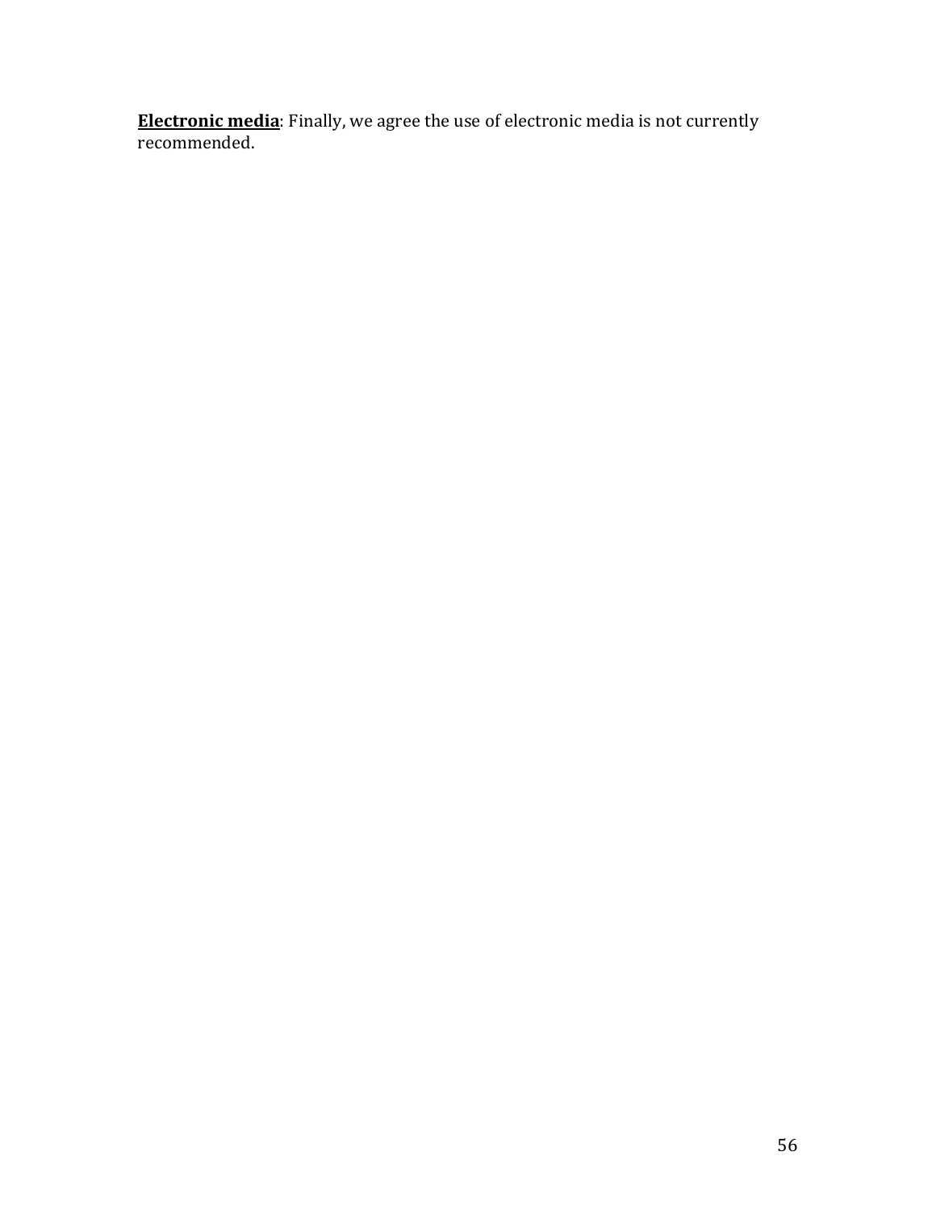**Electronic media**: Finally, we agree the use of electronic media is not currently recommended.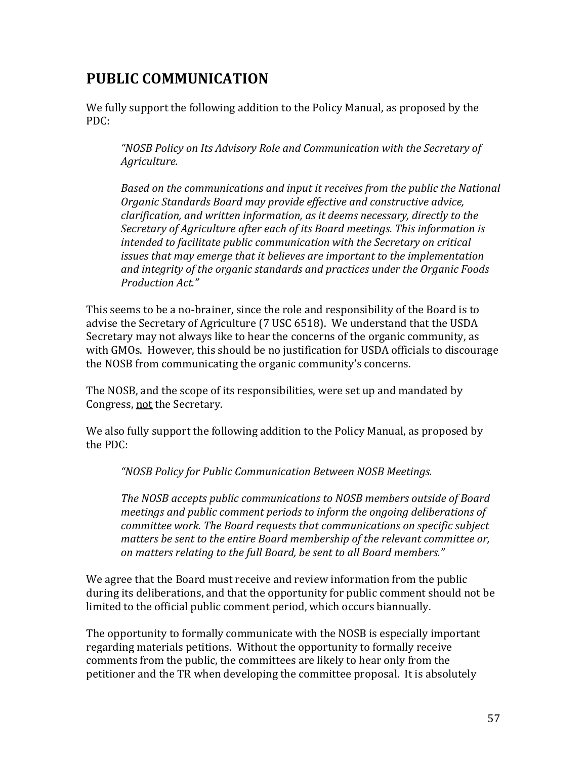## PUBLIC COMMUNICATION

We fully support the following addition to the Policy Manual, as proposed by the PDC:

> *"NOSB Policy on Its Advisory Role and Communication with the Secretary of Agriculture.*
>
> *Based on the communications and input it receives from the public the National Organic Standards Board may provide effective and constructive advice, clarification, and written information, as it deems necessary, directly to the Secretary of Agriculture after each of its Board meetings. This information is intended to facilitate public communication with the Secretary on critical issues that may emerge that it believes are important to the implementation and integrity of the organic standards and practices under the Organic Foods Production Act."*

This seems to be a no-brainer, since the role and responsibility of the Board is to advise the Secretary of Agriculture (7 USC 6518). We understand that the USDA Secretary may not always like to hear the concerns of the organic community, as with GMOs. However, this should be no justification for USDA officials to discourage the NOSB from communicating the organic community's concerns.

The NOSB, and the scope of its responsibilities, were set up and mandated by Congress, <u>not</u> the Secretary.

We also fully support the following addition to the Policy Manual, as proposed by the PDC:

> *"NOSB Policy for Public Communication Between NOSB Meetings.*
>
> *The NOSB accepts public communications to NOSB members outside of Board meetings and public comment periods to inform the ongoing deliberations of committee work. The Board requests that communications on specific subject matters be sent to the entire Board membership of the relevant committee or, on matters relating to the full Board, be sent to all Board members."*

We agree that the Board must receive and review information from the public during its deliberations, and that the opportunity for public comment should not be limited to the official public comment period, which occurs biannually.

The opportunity to formally communicate with the NOSB is especially important regarding materials petitions. Without the opportunity to formally receive comments from the public, the committees are likely to hear only from the petitioner and the TR when developing the committee proposal. It is absolutely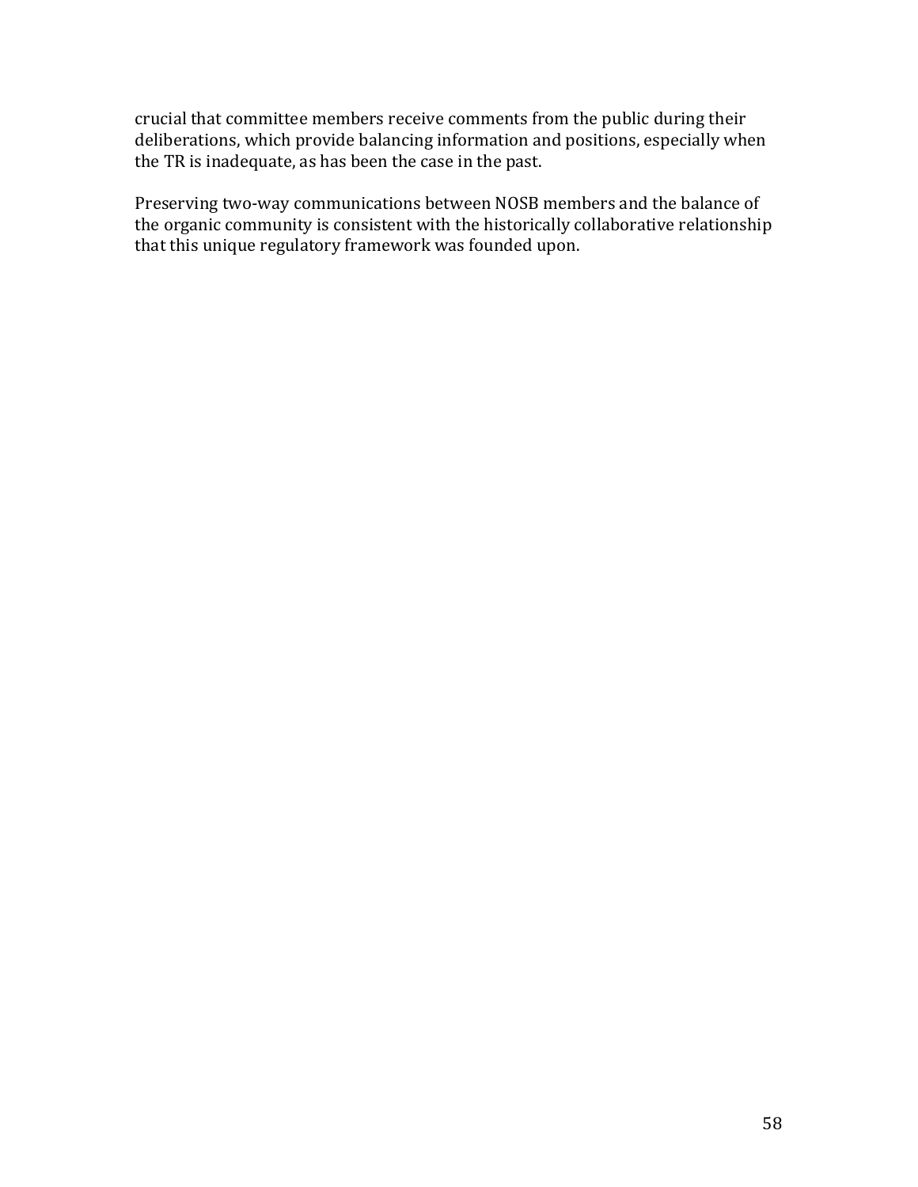crucial that committee members receive comments from the public during their deliberations, which provide balancing information and positions, especially when the TR is inadequate, as has been the case in the past.

Preserving two-way communications between NOSB members and the balance of the organic community is consistent with the historically collaborative relationship that this unique regulatory framework was founded upon.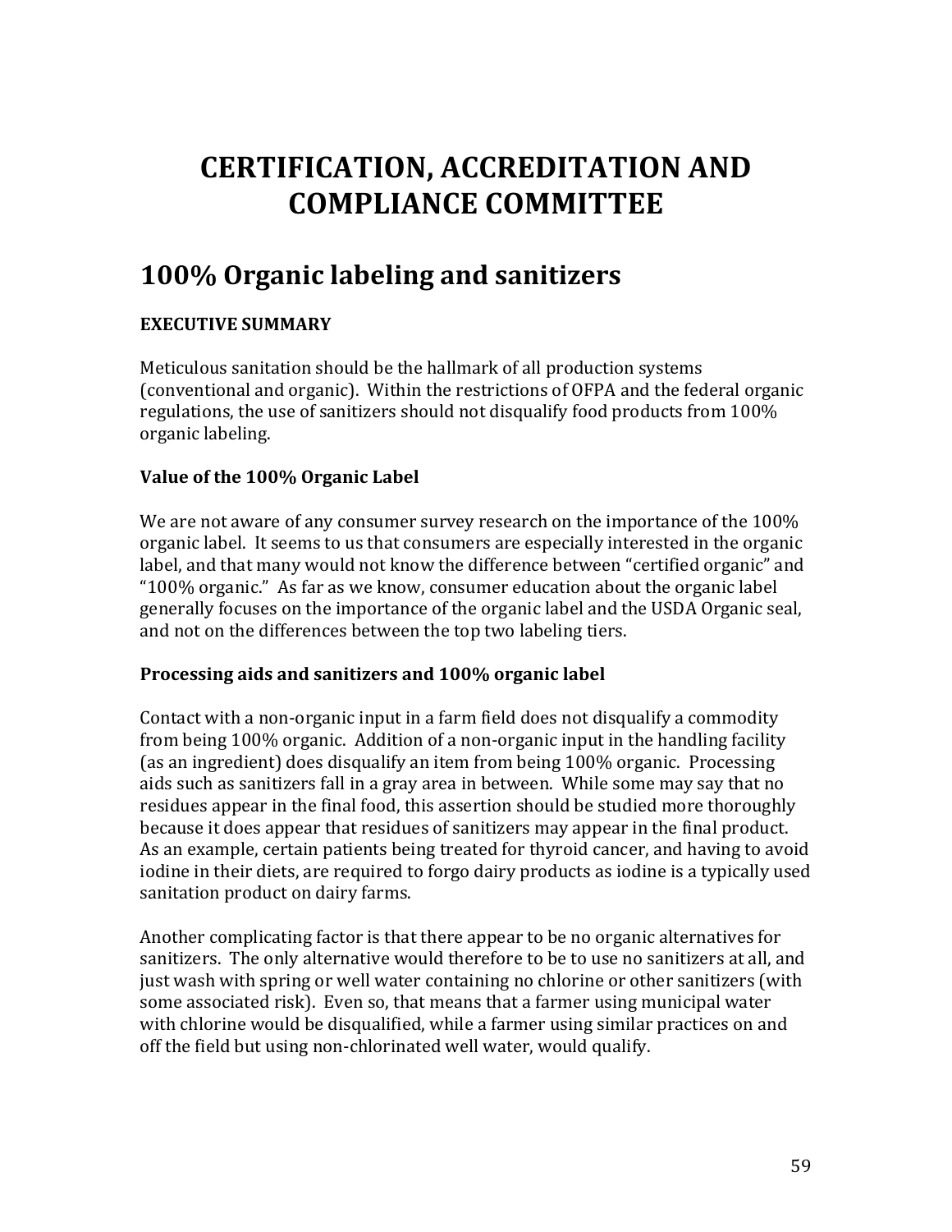# CERTIFICATION, ACCREDITATION AND COMPLIANCE COMMITTEE

## 100% Organic labeling and sanitizers

**EXECUTIVE SUMMARY**

Meticulous sanitation should be the hallmark of all production systems (conventional and organic). Within the restrictions of OFPA and the federal organic regulations, the use of sanitizers should not disqualify food products from 100% organic labeling.

**Value of the 100% Organic Label**

We are not aware of any consumer survey research on the importance of the 100% organic label. It seems to us that consumers are especially interested in the organic label, and that many would not know the difference between "certified organic" and "100% organic." As far as we know, consumer education about the organic label generally focuses on the importance of the organic label and the USDA Organic seal, and not on the differences between the top two labeling tiers.

**Processing aids and sanitizers and 100% organic label**

Contact with a non-organic input in a farm field does not disqualify a commodity from being 100% organic. Addition of a non-organic input in the handling facility (as an ingredient) does disqualify an item from being 100% organic. Processing aids such as sanitizers fall in a gray area in between. While some may say that no residues appear in the final food, this assertion should be studied more thoroughly because it does appear that residues of sanitizers may appear in the final product. As an example, certain patients being treated for thyroid cancer, and having to avoid iodine in their diets, are required to forgo dairy products as iodine is a typically used sanitation product on dairy farms.

Another complicating factor is that there appear to be no organic alternatives for sanitizers. The only alternative would therefore to be to use no sanitizers at all, and just wash with spring or well water containing no chlorine or other sanitizers (with some associated risk). Even so, that means that a farmer using municipal water with chlorine would be disqualified, while a farmer using similar practices on and off the field but using non-chlorinated well water, would qualify.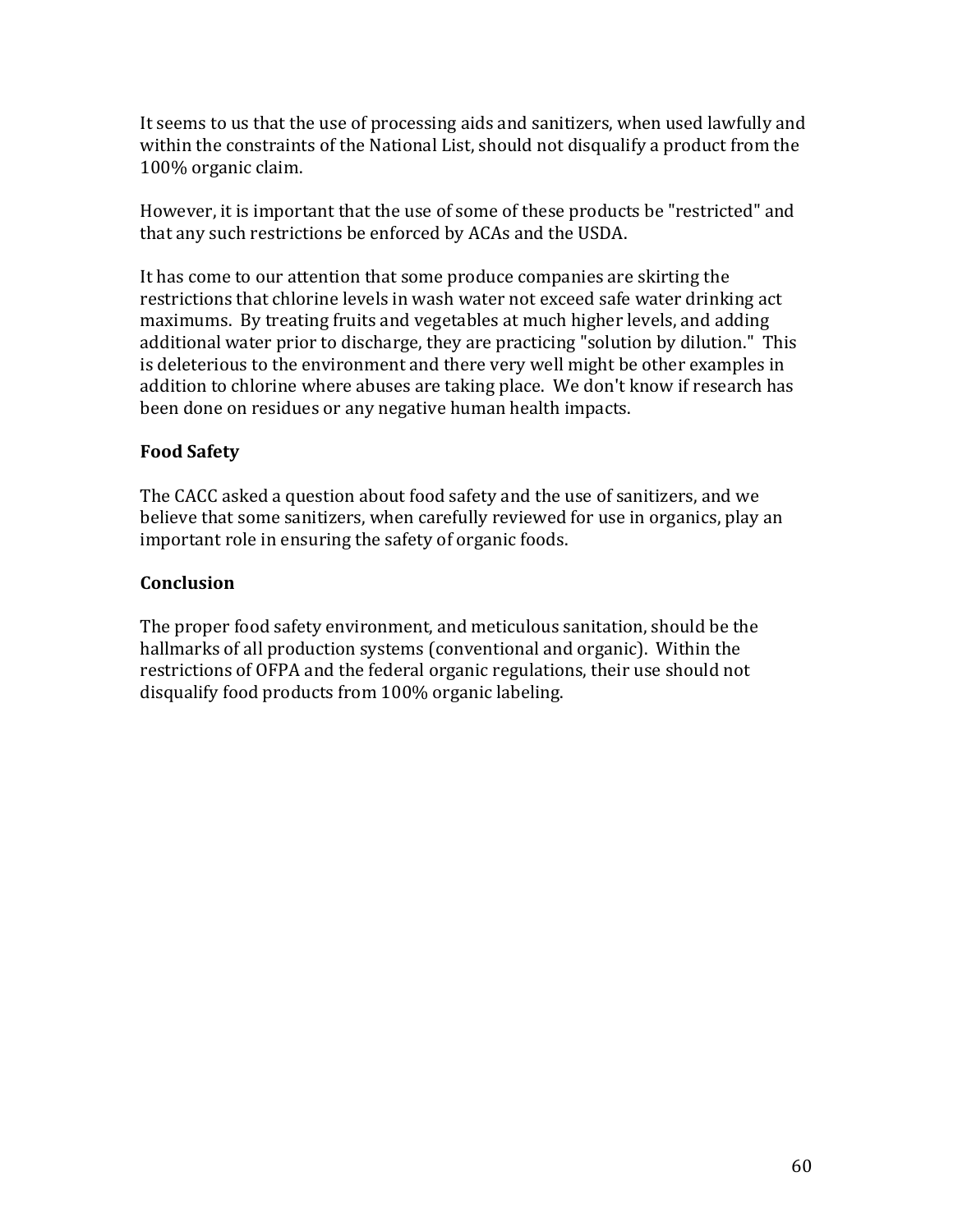It seems to us that the use of processing aids and sanitizers, when used lawfully and within the constraints of the National List, should not disqualify a product from the 100% organic claim.

However, it is important that the use of some of these products be "restricted" and that any such restrictions be enforced by ACAs and the USDA.

It has come to our attention that some produce companies are skirting the restrictions that chlorine levels in wash water not exceed safe water drinking act maximums. By treating fruits and vegetables at much higher levels, and adding additional water prior to discharge, they are practicing "solution by dilution." This is deleterious to the environment and there very well might be other examples in addition to chlorine where abuses are taking place. We don't know if research has been done on residues or any negative human health impacts.

**Food Safety**

The CACC asked a question about food safety and the use of sanitizers, and we believe that some sanitizers, when carefully reviewed for use in organics, play an important role in ensuring the safety of organic foods.

**Conclusion**

The proper food safety environment, and meticulous sanitation, should be the hallmarks of all production systems (conventional and organic). Within the restrictions of OFPA and the federal organic regulations, their use should not disqualify food products from 100% organic labeling.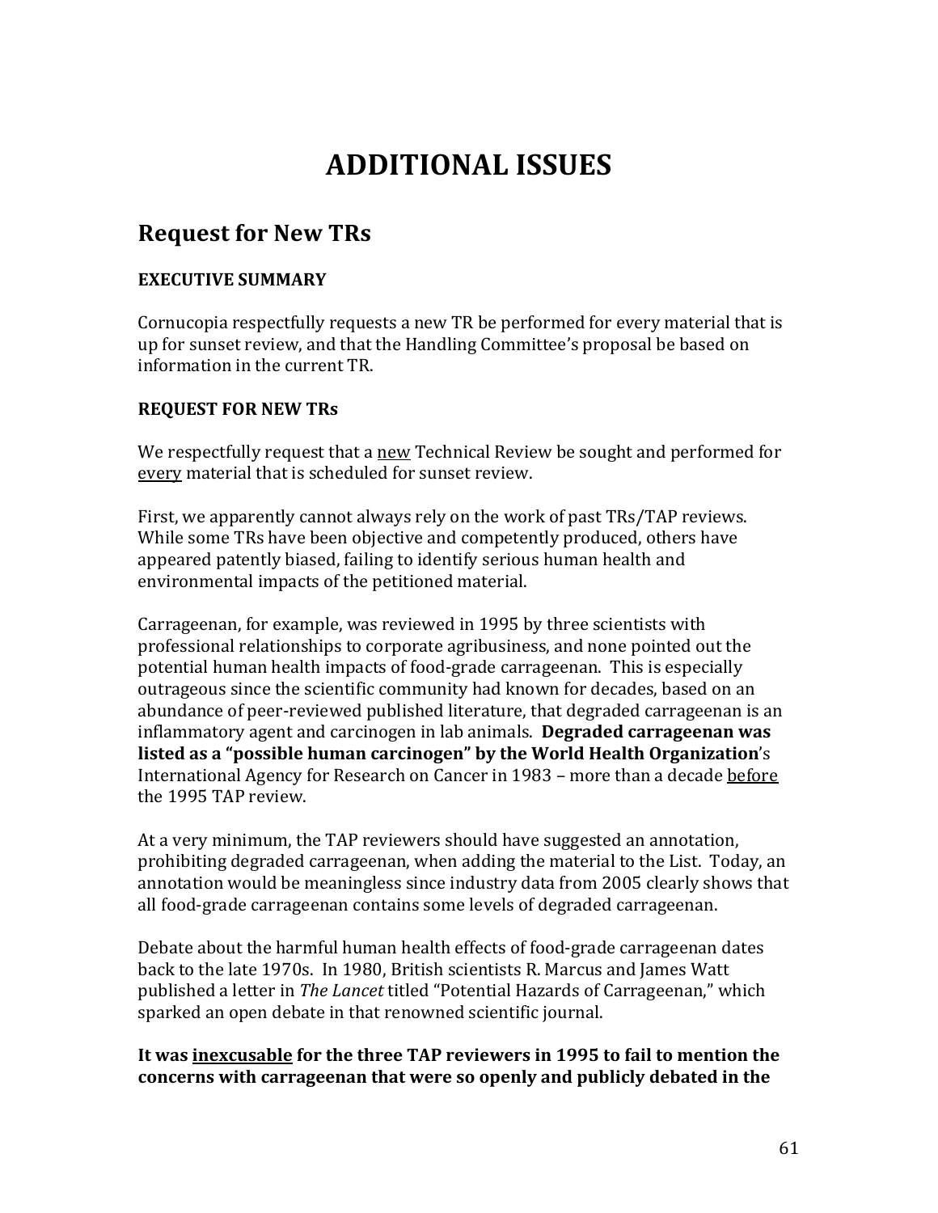# ADDITIONAL ISSUES

## Request for New TRs

**EXECUTIVE SUMMARY**

Cornucopia respectfully requests a new TR be performed for every material that is up for sunset review, and that the Handling Committee's proposal be based on information in the current TR.

**REQUEST FOR NEW TRs**

We respectfully request that a <u>new</u> Technical Review be sought and performed for <u>every</u> material that is scheduled for sunset review.

First, we apparently cannot always rely on the work of past TRs/TAP reviews. While some TRs have been objective and competently produced, others have appeared patently biased, failing to identify serious human health and environmental impacts of the petitioned material.

Carrageenan, for example, was reviewed in 1995 by three scientists with professional relationships to corporate agribusiness, and none pointed out the potential human health impacts of food-grade carrageenan. This is especially outrageous since the scientific community had known for decades, based on an abundance of peer-reviewed published literature, that degraded carrageenan is an inflammatory agent and carcinogen in lab animals. **Degraded carrageenan was listed as a "possible human carcinogen" by the World Health Organization**'s International Agency for Research on Cancer in 1983 – more than a decade <u>before</u> the 1995 TAP review.

At a very minimum, the TAP reviewers should have suggested an annotation, prohibiting degraded carrageenan, when adding the material to the List. Today, an annotation would be meaningless since industry data from 2005 clearly shows that all food-grade carrageenan contains some levels of degraded carrageenan.

Debate about the harmful human health effects of food-grade carrageenan dates back to the late 1970s. In 1980, British scientists R. Marcus and James Watt published a letter in *The Lancet* titled "Potential Hazards of Carrageenan," which sparked an open debate in that renowned scientific journal.

**It was <u>inexcusable</u> for the three TAP reviewers in 1995 to fail to mention the concerns with carrageenan that were so openly and publicly debated in the**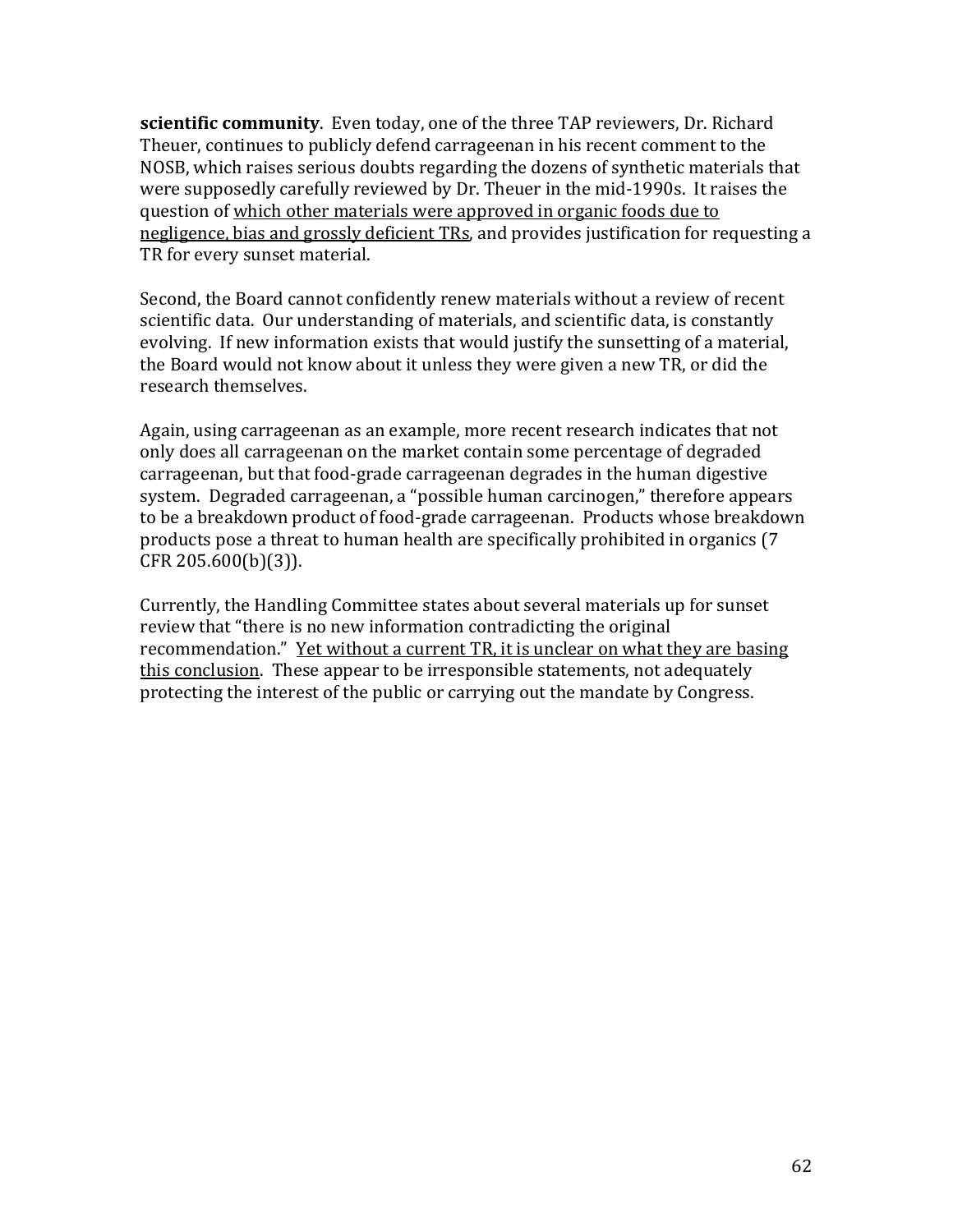**scientific community**. Even today, one of the three TAP reviewers, Dr. Richard Theuer, continues to publicly defend carrageenan in his recent comment to the NOSB, which raises serious doubts regarding the dozens of synthetic materials that were supposedly carefully reviewed by Dr. Theuer in the mid-1990s. It raises the question of <u>which other materials were approved in organic foods due to negligence, bias and grossly deficient TRs</u>, and provides justification for requesting a TR for every sunset material.

Second, the Board cannot confidently renew materials without a review of recent scientific data. Our understanding of materials, and scientific data, is constantly evolving. If new information exists that would justify the sunsetting of a material, the Board would not know about it unless they were given a new TR, or did the research themselves.

Again, using carrageenan as an example, more recent research indicates that not only does all carrageenan on the market contain some percentage of degraded carrageenan, but that food-grade carrageenan degrades in the human digestive system. Degraded carrageenan, a "possible human carcinogen," therefore appears to be a breakdown product of food-grade carrageenan. Products whose breakdown products pose a threat to human health are specifically prohibited in organics (7 CFR 205.600(b)(3)).

Currently, the Handling Committee states about several materials up for sunset review that "there is no new information contradicting the original recommendation." <u>Yet without a current TR, it is unclear on what they are basing this conclusion</u>. These appear to be irresponsible statements, not adequately protecting the interest of the public or carrying out the mandate by Congress.